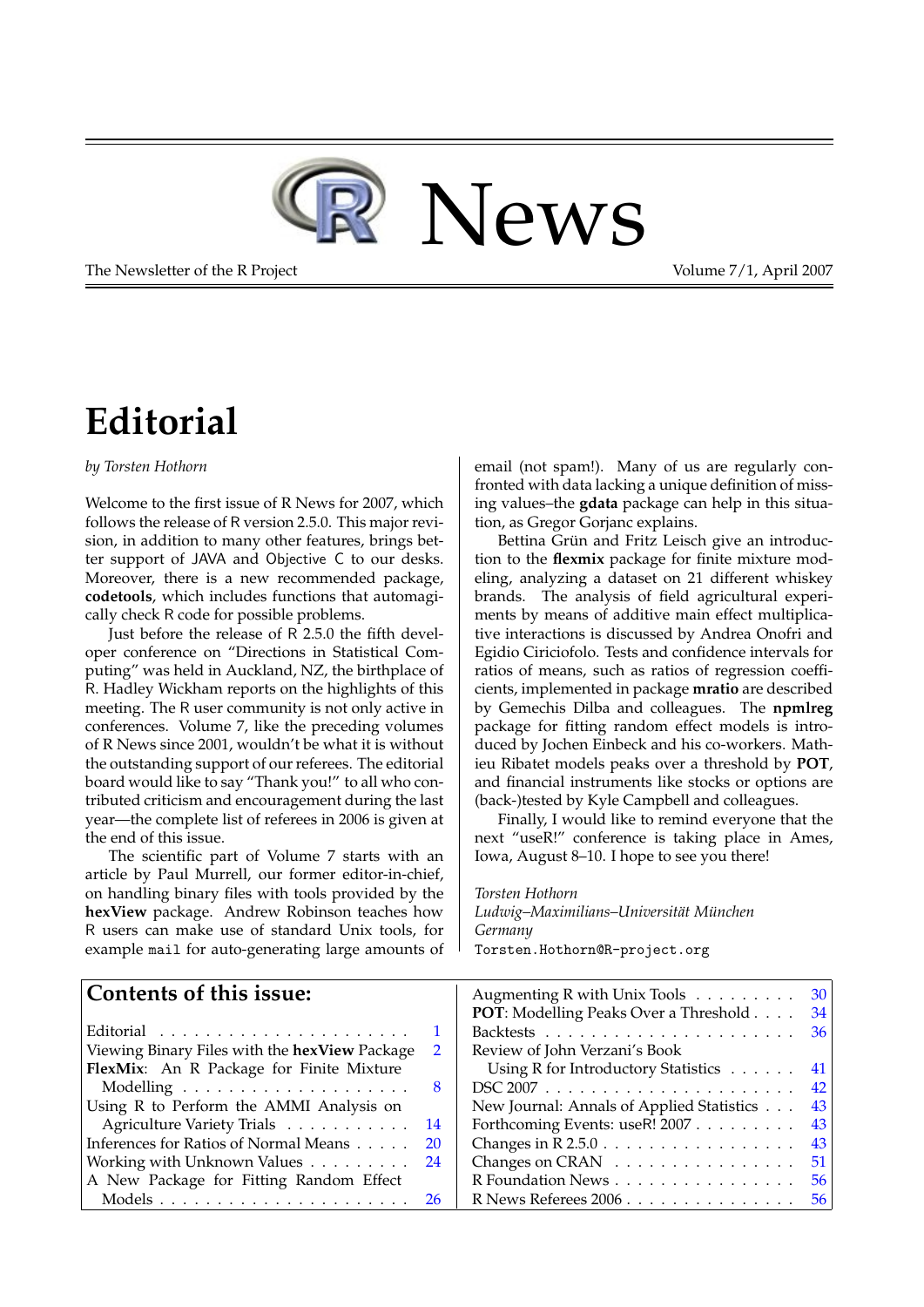# R News

The Newsletter of the R Project — Volume 7/1, April 2007

# Editorial

*by Torsten Hothorn*

Welcome to the first issue of R News for 2007, which follows the release of R version 2.5.0. This major revision, in addition to many other features, brings better support of JAVA and Objective C to our desks. Moreover, there is a new recommended package, **codetools**, which includes functions that automagically check R code for possible problems.

Just before the release of R 2.5.0 the fifth developer conference on "Directions in Statistical Computing" was held in Auckland, NZ, the birthplace of R. Hadley Wickham reports on the highlights of this meeting. The R user community is not only active in conferences. Volume 7, like the preceding volumes of R News since 2001, wouldn't be what it is without the outstanding support of our referees. The editorial board would like to say "Thank you!" to all who contributed criticism and encouragement during the last year—the complete list of referees in 2006 is given at the end of this issue.

The scientific part of Volume 7 starts with an article by Paul Murrell, our former editor-in-chief, on handling binary files with tools provided by the **hexView** package. Andrew Robinson teaches how R users can make use of standard Unix tools, for example `mail` for auto-generating large amounts of email (not spam!). Many of us are regularly confronted with data lacking a unique definition of missing values–the **gdata** package can help in this situation, as Gregor Gorjanc explains.

Bettina Grün and Fritz Leisch give an introduction to the **flexmix** package for finite mixture modeling, analyzing a dataset on 21 different whiskey brands. The analysis of field agricultural experiments by means of additive main effect multiplicative interactions is discussed by Andrea Onofri and Egidio Ciriciofolo. Tests and confidence intervals for ratios of means, such as ratios of regression coefficients, implemented in package **mratio** are described by Gemechis Dilba and colleagues. The **npmlreg** package for fitting random effect models is introduced by Jochen Einbeck and his co-workers. Mathieu Ribatet models peaks over a threshold by **POT**, and financial instruments like stocks or options are (back-)tested by Kyle Campbell and colleagues.

Finally, I would like to remind everyone that the next "useR!" conference is taking place in Ames, Iowa, August 8–10. I hope to see you there!

*Torsten Hothorn*
*Ludwig–Maximilians–Universität München*
*Germany*
`Torsten.Hothorn@R-project.org`

## Contents of this issue:

| | |
|---|---|
| Editorial | 1 |
| Viewing Binary Files with the **hexView** Package | 2 |
| **FlexMix**: An R Package for Finite Mixture Modelling | 8 |
| Using R to Perform the AMMI Analysis on Agriculture Variety Trials | 14 |
| Inferences for Ratios of Normal Means | 20 |
| Working with Unknown Values | 24 |
| A New Package for Fitting Random Effect Models | 26 |
| Augmenting R with Unix Tools | 30 |
| **POT**: Modelling Peaks Over a Threshold | 34 |
| Backtests | 36 |
| Review of John Verzani's Book Using R for Introductory Statistics | 41 |
| DSC 2007 | 42 |
| New Journal: Annals of Applied Statistics | 43 |
| Forthcoming Events: useR! 2007 | 43 |
| Changes in R 2.5.0 | 43 |
| Changes on CRAN | 51 |
| R Foundation News | 56 |
| R News Referees 2006 | 56 |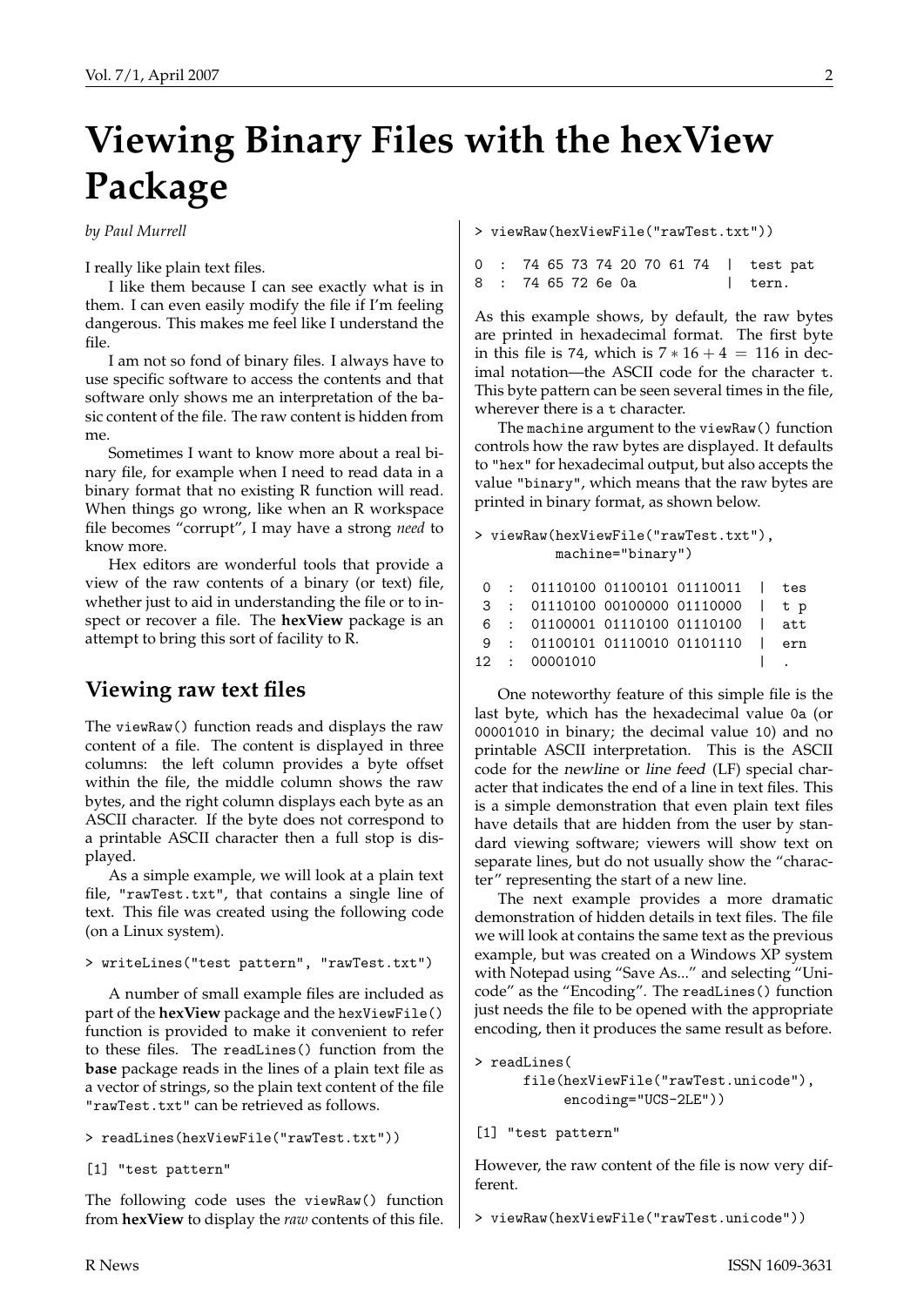# Viewing Binary Files with the hexView Package

*by Paul Murrell*

I really like plain text files.

I like them because I can see exactly what is in them. I can even easily modify the file if I'm feeling dangerous. This makes me feel like I understand the file.

I am not so fond of binary files. I always have to use specific software to access the contents and that software only shows me an interpretation of the basic content of the file. The raw content is hidden from me.

Sometimes I want to know more about a real binary file, for example when I need to read data in a binary format that no existing R function will read. When things go wrong, like when an R workspace file becomes "corrupt", I may have a strong *need* to know more.

Hex editors are wonderful tools that provide a view of the raw contents of a binary (or text) file, whether just to aid in understanding the file or to inspect or recover a file. The **hexView** package is an attempt to bring this sort of facility to R.

## Viewing raw text files

The `viewRaw()` function reads and displays the raw content of a file. The content is displayed in three columns: the left column provides a byte offset within the file, the middle column shows the raw bytes, and the right column displays each byte as an ASCII character. If the byte does not correspond to a printable ASCII character then a full stop is displayed.

As a simple example, we will look at a plain text file, `"rawTest.txt"`, that contains a single line of text. This file was created using the following code (on a Linux system).

```
> writeLines("test pattern", "rawTest.txt")
```

A number of small example files are included as part of the **hexView** package and the `hexViewFile()` function is provided to make it convenient to refer to these files. The `readLines()` function from the **base** package reads in the lines of a plain text file as a vector of strings, so the plain text content of the file `"rawTest.txt"` can be retrieved as follows.

```
> readLines(hexViewFile("rawTest.txt"))

[1] "test pattern"
```

The following code uses the `viewRaw()` function from **hexView** to display the *raw* contents of this file.

```
> viewRaw(hexViewFile("rawTest.txt"))

0  :  74 65 73 74 20 70 61 74  |  test pat
8  :  74 65 72 6e 0a           |  tern.
```

As this example shows, by default, the raw bytes are printed in hexadecimal format. The first byte in this file is 74, which is $7 * 16 + 4 = 116$ in decimal notation—the ASCII code for the character `t`. This byte pattern can be seen several times in the file, wherever there is a `t` character.

The `machine` argument to the `viewRaw()` function controls how the raw bytes are displayed. It defaults to `"hex"` for hexadecimal output, but also accepts the value `"binary"`, which means that the raw bytes are printed in binary format, as shown below.

```
> viewRaw(hexViewFile("rawTest.txt"),
          machine="binary")

 0  :  01110100 01100101 01110011  |  tes
 3  :  01110100 00100000 01110000  |  t p
 6  :  01100001 01110100 01110100  |  att
 9  :  01100101 01110010 01101110  |  ern
12  :  00001010                    |  .
```

One noteworthy feature of this simple file is the last byte, which has the hexadecimal value `0a` (or `00001010` in binary; the decimal value `10`) and no printable ASCII interpretation. This is the ASCII code for the *newline* or *line feed* (LF) special character that indicates the end of a line in text files. This is a simple demonstration that even plain text files have details that are hidden from the user by standard viewing software; viewers will show text on separate lines, but do not usually show the "character" representing the start of a new line.

The next example provides a more dramatic demonstration of hidden details in text files. The file we will look at contains the same text as the previous example, but was created on a Windows XP system with Notepad using "Save As..." and selecting "Unicode" as the "Encoding". The `readLines()` function just needs the file to be opened with the appropriate encoding, then it produces the same result as before.

```
> readLines(
      file(hexViewFile("rawTest.unicode"),
           encoding="UCS-2LE"))

[1] "test pattern"
```

However, the raw content of the file is now very different.

```
> viewRaw(hexViewFile("rawTest.unicode"))
```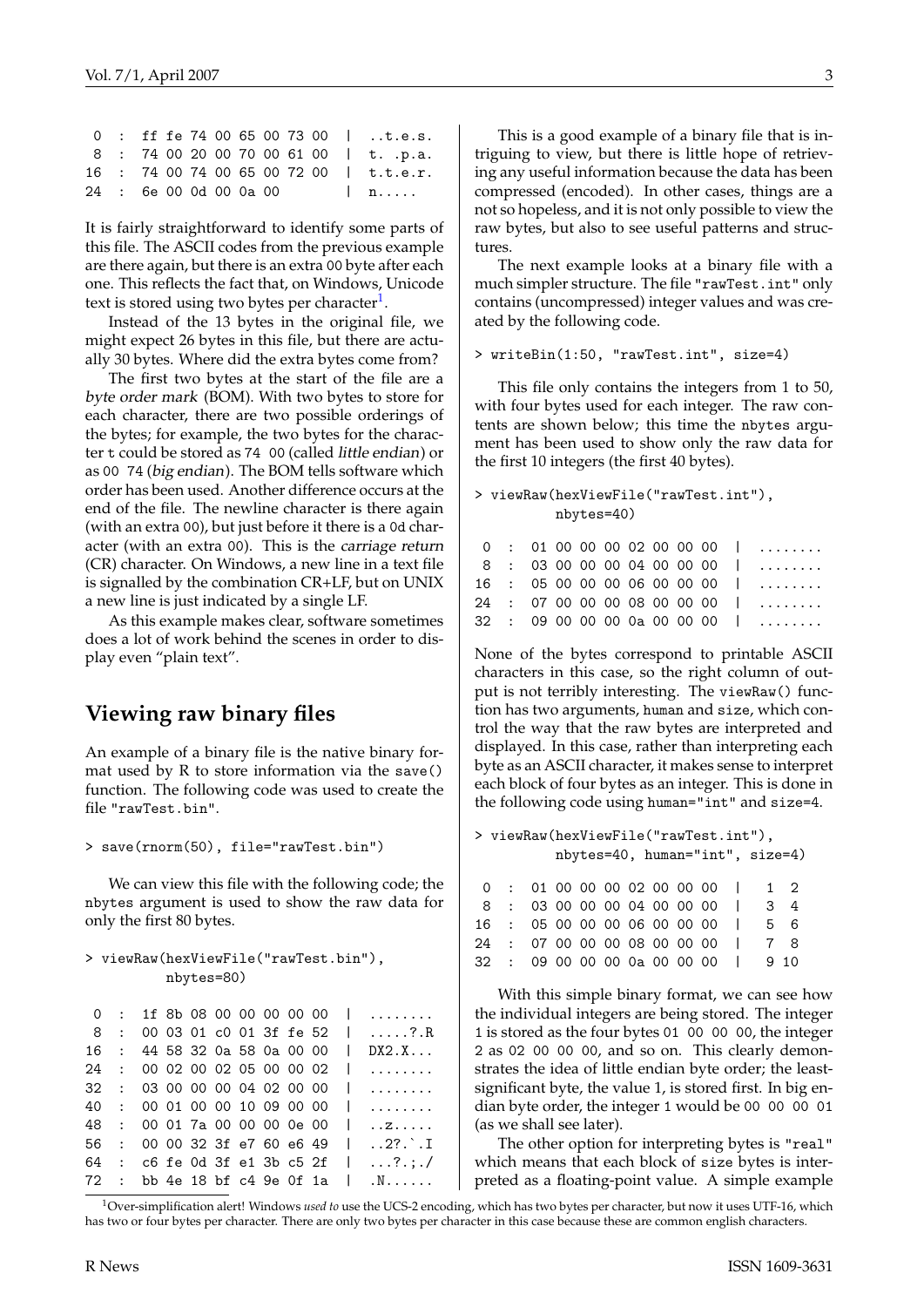```
 0  :  ff fe 74 00 65 00 73 00  |  ..t.e.s.
 8  :  74 00 20 00 70 00 61 00  |  t. .p.a.
16  :  74 00 74 00 65 00 72 00  |  t.t.e.r.
24  :  6e 00 0d 00 0a 00        |  n.....
```

It is fairly straightforward to identify some parts of this file. The ASCII codes from the previous example are there again, but there is an extra 00 byte after each one. This reflects the fact that, on Windows, Unicode text is stored using two bytes per character[1].

Instead of the 13 bytes in the original file, we might expect 26 bytes in this file, but there are actually 30 bytes. Where did the extra bytes come from?

The first two bytes at the start of the file are a *byte order mark* (BOM). With two bytes to store for each character, there are two possible orderings of the bytes; for example, the two bytes for the character t could be stored as 74 00 (called *little endian*) or as 00 74 (*big endian*). The BOM tells software which order has been used. Another difference occurs at the end of the file. The newline character is there again (with an extra 00), but just before it there is a 0d character (with an extra 00). This is the *carriage return* (CR) character. On Windows, a new line in a text file is signalled by the combination CR+LF, but on UNIX a new line is just indicated by a single LF.

As this example makes clear, software sometimes does a lot of work behind the scenes in order to display even "plain text".

## Viewing raw binary files

An example of a binary file is the native binary format used by R to store information via the save() function. The following code was used to create the file "rawTest.bin".

```
> save(rnorm(50), file="rawTest.bin")
```

We can view this file with the following code; the nbytes argument is used to show the raw data for only the first 80 bytes.

```
> viewRaw(hexViewFile("rawTest.bin"),
          nbytes=80)

 0  :  1f 8b 08 00 00 00 00 00  |  ........
 8  :  00 03 01 c0 01 3f fe 52  |  .....?.R
16  :  44 58 32 0a 58 0a 00 00  |  DX2.X...
24  :  00 02 00 02 05 00 00 02  |  ........
32  :  03 00 00 00 04 02 00 00  |  ........
40  :  00 01 00 00 10 09 00 00  |  ........
48  :  00 01 7a 00 00 00 0e 00  |  ..z.....
56  :  00 00 32 3f e7 60 e6 49  |  ..2?.`.I
64  :  c6 fe 0d 3f e1 3b c5 2f  |  ...?.;./
72  :  bb 4e 18 bf c4 9e 0f 1a  |  .N......
```

This is a good example of a binary file that is intriguing to view, but there is little hope of retrieving any useful information because the data has been compressed (encoded). In other cases, things are a not so hopeless, and it is not only possible to view the raw bytes, but also to see useful patterns and structures.

The next example looks at a binary file with a much simpler structure. The file "rawTest.int" only contains (uncompressed) integer values and was created by the following code.

```
> writeBin(1:50, "rawTest.int", size=4)
```

This file only contains the integers from 1 to 50, with four bytes used for each integer. The raw contents are shown below; this time the nbytes argument has been used to show only the raw data for the first 10 integers (the first 40 bytes).

```
> viewRaw(hexViewFile("rawTest.int"),
          nbytes=40)

 0  :  01 00 00 00 02 00 00 00  |  ........
 8  :  03 00 00 00 04 00 00 00  |  ........
16  :  05 00 00 00 06 00 00 00  |  ........
24  :  07 00 00 00 08 00 00 00  |  ........
32  :  09 00 00 00 0a 00 00 00  |  ........
```

None of the bytes correspond to printable ASCII characters in this case, so the right column of output is not terribly interesting. The viewRaw() function has two arguments, human and size, which control the way that the raw bytes are interpreted and displayed. In this case, rather than interpreting each byte as an ASCII character, it makes sense to interpret each block of four bytes as an integer. This is done in the following code using human="int" and size=4.

```
> viewRaw(hexViewFile("rawTest.int"),
          nbytes=40, human="int", size=4)

 0  :  01 00 00 00 02 00 00 00  |   1  2
 8  :  03 00 00 00 04 00 00 00  |   3  4
16  :  05 00 00 00 06 00 00 00  |   5  6
24  :  07 00 00 00 08 00 00 00  |   7  8
32  :  09 00 00 00 0a 00 00 00  |   9 10
```

With this simple binary format, we can see how the individual integers are being stored. The integer 1 is stored as the four bytes 01 00 00 00, the integer 2 as 02 00 00 00, and so on. This clearly demonstrates the idea of little endian byte order; the least-significant byte, the value 1, is stored first. In big endian byte order, the integer 1 would be 00 00 00 01 (as we shall see later).

The other option for interpreting bytes is "real" which means that each block of size bytes is interpreted as a floating-point value. A simple example

[1] Over-simplification alert! Windows *used to* use the UCS-2 encoding, which has two bytes per character, but now it uses UTF-16, which has two or four bytes per character. There are only two bytes per character in this case because these are common english characters.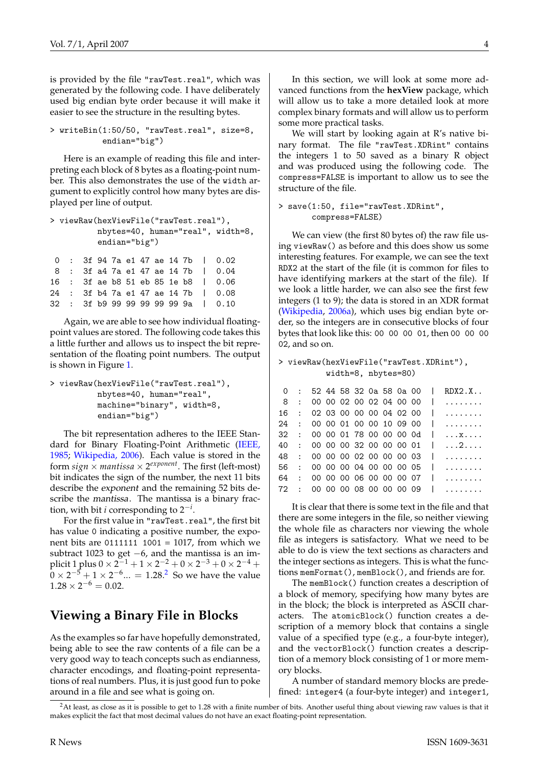is provided by the file "rawTest.real", which was generated by the following code. I have deliberately used big endian byte order because it will make it easier to see the structure in the resulting bytes.

```
> writeBin(1:50/50, "rawTest.real", size=8,
           endian="big")
```

Here is an example of reading this file and interpreting each block of 8 bytes as a floating-point number. This also demonstrates the use of the width argument to explicitly control how many bytes are displayed per line of output.

```
> viewRaw(hexViewFile("rawTest.real"),
          nbytes=40, human="real", width=8,
          endian="big")

 0  :  3f 94 7a e1 47 ae 14 7b  |  0.02
 8  :  3f a4 7a e1 47 ae 14 7b  |  0.04
16  :  3f ae b8 51 eb 85 1e b8  |  0.06
24  :  3f b4 7a e1 47 ae 14 7b  |  0.08
32  :  3f b9 99 99 99 99 99 9a  |  0.10
```

Again, we are able to see how individual floating-point values are stored. The following code takes this a little further and allows us to inspect the bit representation of the floating point numbers. The output is shown in Figure 1.

```
> viewRaw(hexViewFile("rawTest.real"),
          nbytes=40, human="real",
          machine="binary", width=8,
          endian="big")
```

The bit representation adheres to the IEEE Standard for Binary Floating-Point Arithmetic (IEEE, 1985; Wikipedia, 2006). Each value is stored in the form $sign \times mantissa \times 2^{exponent}$. The first (left-most) bit indicates the sign of the number, the next 11 bits describe the *exponent* and the remaining 52 bits describe the *mantissa*. The mantissa is a binary fraction, with bit $i$ corresponding to $2^{-i}$.

For the first value in "rawTest.real", the first bit has value 0 indicating a positive number, the exponent bits are 0111111 1001 = 1017, from which we subtract 1023 to get $-6$, and the mantissa is an implicit 1 plus $0 \times 2^{-1} + 1 \times 2^{-2} + 0 \times 2^{-3} + 0 \times 2^{-4} + 0 \times 2^{-5} + 1 \times 2^{-6} ... = 1.28$.[2] So we have the value $1.28 \times 2^{-6} = 0.02$.

## Viewing a Binary File in Blocks

As the examples so far have hopefully demonstrated, being able to see the raw contents of a file can be a very good way to teach concepts such as endianness, character encodings, and floating-point representations of real numbers. Plus, it is just good fun to poke around in a file and see what is going on.

In this section, we will look at some more advanced functions from the **hexView** package, which will allow us to take a more detailed look at more complex binary formats and will allow us to perform some more practical tasks.

We will start by looking again at R's native binary format. The file "rawTest.XDRint" contains the integers 1 to 50 saved as a binary R object and was produced using the following code. The compress=FALSE is important to allow us to see the structure of the file.

```
> save(1:50, file="rawTest.XDRint",
       compress=FALSE)
```

We can view (the first 80 bytes of) the raw file using viewRaw() as before and this does show us some interesting features. For example, we can see the text RDX2 at the start of the file (it is common for files to have identifying markers at the start of the file). If we look a little harder, we can also see the first few integers (1 to 9); the data is stored in an XDR format (Wikipedia, 2006a), which uses big endian byte order, so the integers are in consecutive blocks of four bytes that look like this: 00 00 00 01, then 00 00 00 02, and so on.

```
> viewRaw(hexViewFile("rawTest.XDRint"),
          width=8, nbytes=80)

 0  :  52 44 58 32 0a 58 0a 00  |  RDX2.X..
 8  :  00 00 02 00 02 04 00 00  |  ........
16  :  02 03 00 00 00 04 02 00  |  ........
24  :  00 00 01 00 00 10 09 00  |  ........
32  :  00 00 01 78 00 00 00 0d  |  ...x....
40  :  00 00 00 32 00 00 00 01  |  ...2....
48  :  00 00 00 02 00 00 00 03  |  ........
56  :  00 00 00 04 00 00 00 05  |  ........
64  :  00 00 00 06 00 00 00 07  |  ........
72  :  00 00 00 08 00 00 00 09  |  ........
```

It is clear that there is some text in the file and that there are some integers in the file, so neither viewing the whole file as characters nor viewing the whole file as integers is satisfactory. What we need to be able to do is view the text sections as characters and the integer sections as integers. This is what the functions memFormat(), memBlock(), and friends are for.

The memBlock() function creates a description of a block of memory, specifying how many bytes are in the block; the block is interpreted as ASCII characters. The atomicBlock() function creates a description of a memory block that contains a single value of a specified type (e.g., a four-byte integer), and the vectorBlock() function creates a description of a memory block consisting of 1 or more memory blocks.

A number of standard memory blocks are predefined: integer4 (a four-byte integer) and integer1,

[2] At least, as close as it is possible to get to 1.28 with a finite number of bits. Another useful thing about viewing raw values is that it makes explicit the fact that most decimal values do not have an exact floating-point representation.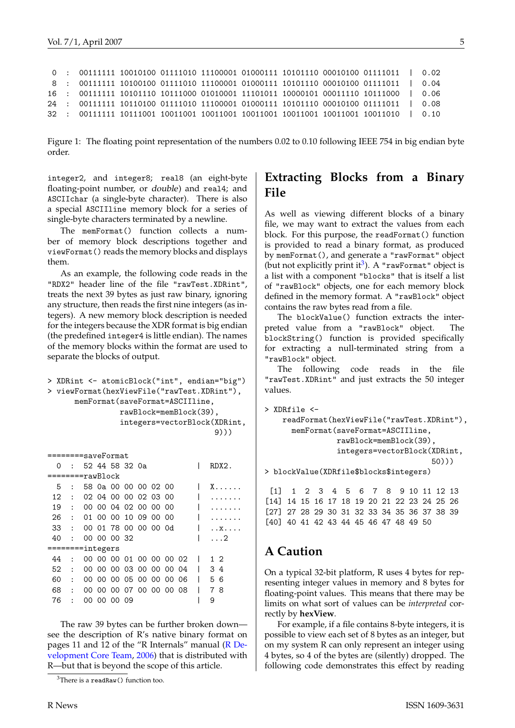```
 0  :  00111111 10010100 01111010 11100001 01000111 10101110 00010100 01111011  |  0.02
 8  :  00111111 10100100 01111010 11100001 01000111 10101110 00010100 01111011  |  0.04
16  :  00111111 10101110 10111000 01010001 11101011 10000101 00011110 10111000  |  0.06
24  :  00111111 10110100 01111010 11100001 01000111 10101110 00010100 01111011  |  0.08
32  :  00111111 10111001 10011001 10011001 10011001 10011001 10011001 10011010  |  0.10
```

Figure 1: The floating point representation of the numbers 0.02 to 0.10 following IEEE 754 in big endian byte order.

integer2, and integer8; real8 (an eight-byte floating-point number, or *double*) and real4; and ASCIIchar (a single-byte character). There is also a special ASCIIline memory block for a series of single-byte characters terminated by a newline.

The memFormat() function collects a number of memory block descriptions together and viewFormat() reads the memory blocks and displays them.

As an example, the following code reads in the "RDX2" header line of the file "rawTest.XDRint", treats the next 39 bytes as just raw binary, ignoring any structure, then reads the first nine integers (as integers). A new memory block description is needed for the integers because the XDR format is big endian (the predefined integer4 is little endian). The names of the memory blocks within the format are used to separate the blocks of output.

```
> XDRint <- atomicBlock("int", endian="big")
> viewFormat(hexViewFile("rawTest.XDRint"),
      memFormat(saveFormat=ASCIIline,
                rawBlock=memBlock(39),
                integers=vectorBlock(XDRint,
                                     9)))
```

```
========saveFormat
  0  :  52 44 58 32 0a              |  RDX2.
========rawBlock
  5  :  58 0a 00 00 00 02 00        |  X......
 12  :  02 04 00 00 02 03 00        |  .......
 19  :  00 00 04 02 00 00 00        |  .......
 26  :  01 00 00 10 09 00 00        |  .......
 33  :  00 01 78 00 00 00 0d        |  ..x....
 40  :  00 00 00 32                 |  ...2
========integers
 44  :  00 00 00 01 00 00 00 02     |  1 2
 52  :  00 00 00 03 00 00 00 04     |  3 4
 60  :  00 00 00 05 00 00 00 06     |  5 6
 68  :  00 00 00 07 00 00 00 08     |  7 8
 76  :  00 00 00 09                 |  9
```

The raw 39 bytes can be further broken down—see the description of R's native binary format on pages 11 and 12 of the "R Internals" manual (R Development Core Team, 2006) that is distributed with R—but that is beyond the scope of this article.

## Extracting Blocks from a Binary File

As well as viewing different blocks of a binary file, we may want to extract the values from each block. For this purpose, the readFormat() function is provided to read a binary format, as produced by memFormat(), and generate a "rawFormat" object (but not explicitly print it[3]). A "rawFormat" object is a list with a component "blocks" that is itself a list of "rawBlock" objects, one for each memory block defined in the memory format. A "rawBlock" object contains the raw bytes read from a file.

The blockValue() function extracts the interpreted value from a "rawBlock" object. The blockString() function is provided specifically for extracting a null-terminated string from a "rawBlock" object.

The following code reads in the file "rawTest.XDRint" and just extracts the 50 integer values.

```
> XDRfile <-
    readFormat(hexViewFile("rawTest.XDRint"),
      memFormat(saveFormat=ASCIIline,
                rawBlock=memBlock(39),
                integers=vectorBlock(XDRint,
                                     50)))
> blockValue(XDRfile$blocks$integers)

 [1]  1  2  3  4  5  6  7  8  9 10 11 12 13
[14] 14 15 16 17 18 19 20 21 22 23 24 25 26
[27] 27 28 29 30 31 32 33 34 35 36 37 38 39
[40] 40 41 42 43 44 45 46 47 48 49 50
```

## A Caution

On a typical 32-bit platform, R uses 4 bytes for representing integer values in memory and 8 bytes for floating-point values. This means that there may be limits on what sort of values can be *interpreted* correctly by **hexView**.

For example, if a file contains 8-byte integers, it is possible to view each set of 8 bytes as an integer, but on my system R can only represent an integer using 4 bytes, so 4 of the bytes are (silently) dropped. The following code demonstrates this effect by reading

[3] There is a readRaw() function too.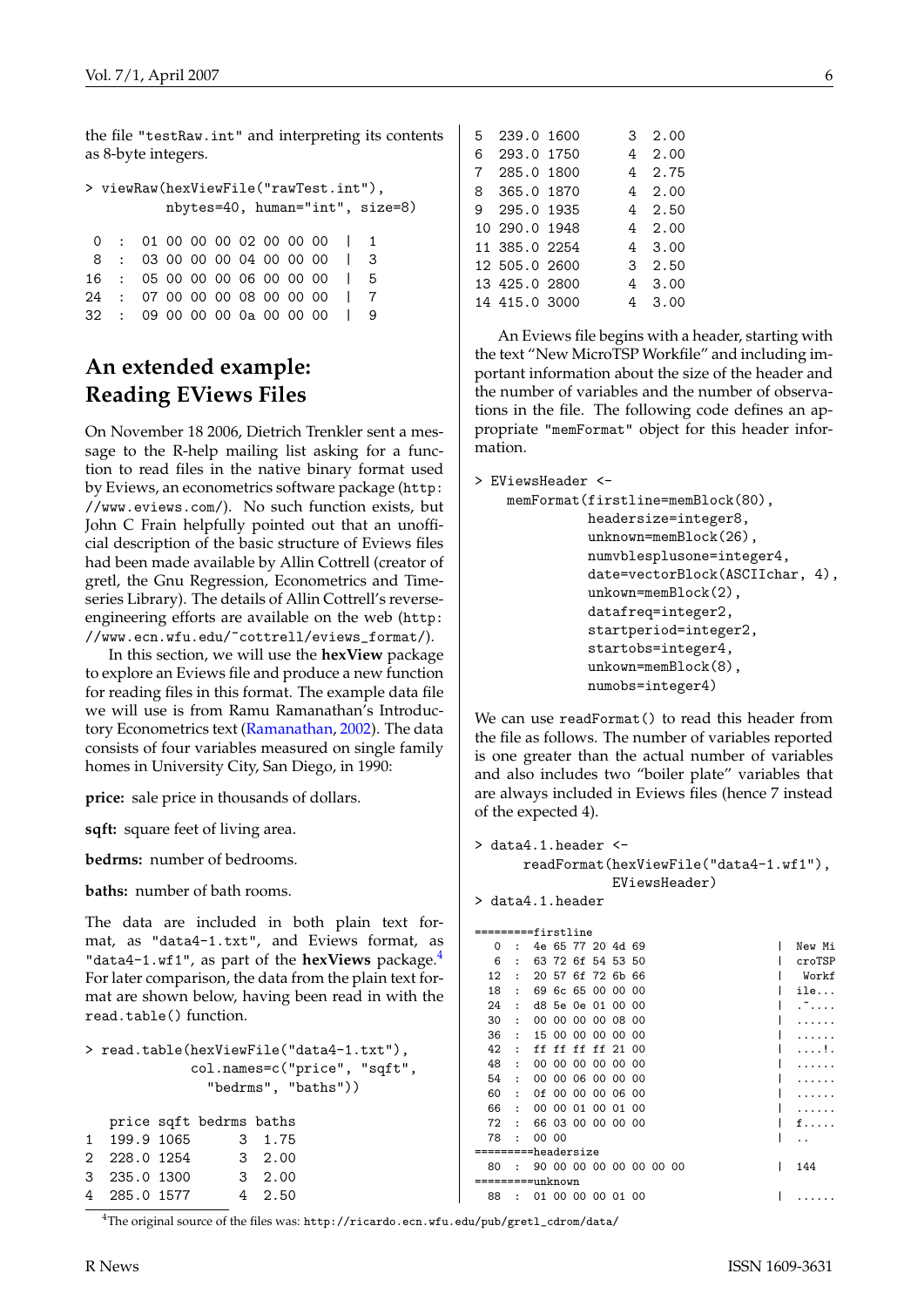the file "testRaw.int" and interpreting its contents as 8-byte integers.

```
> viewRaw(hexViewFile("rawTest.int"),
          nbytes=40, human="int", size=8)

 0  :  01 00 00 00 02 00 00 00  |  1
 8  :  03 00 00 00 04 00 00 00  |  3
16  :  05 00 00 00 06 00 00 00  |  5
24  :  07 00 00 00 08 00 00 00  |  7
32  :  09 00 00 00 0a 00 00 00  |  9
```

## An extended example: Reading EViews Files

On November 18 2006, Dietrich Trenkler sent a message to the R-help mailing list asking for a function to read files in the native binary format used by Eviews, an econometrics software package (http://www.eviews.com/). No such function exists, but John C Frain helpfully pointed out that an unofficial description of the basic structure of Eviews files had been made available by Allin Cottrell (creator of gretl, the Gnu Regression, Econometrics and Time-series Library). The details of Allin Cottrell's reverse-engineering efforts are available on the web (http://www.ecn.wfu.edu/~cottrell/eviews_format/).

In this section, we will use the **hexView** package to explore an Eviews file and produce a new function for reading files in this format. The example data file we will use is from Ramu Ramanathan's Introductory Econometrics text (Ramanathan, 2002). The data consists of four variables measured on single family homes in University City, San Diego, in 1990:

**price:** sale price in thousands of dollars.

**sqft:** square feet of living area.

**bedrms:** number of bedrooms.

**baths:** number of bath rooms.

The data are included in both plain text format, as "data4-1.txt", and Eviews format, as "data4-1.wf1", as part of the **hexViews** package.[4] For later comparison, the data from the plain text format are shown below, having been read in with the read.table() function.

```
> read.table(hexViewFile("data4-1.txt"),
             col.names=c("price", "sqft",
               "bedrms", "baths"))

   price sqft bedrms baths
1  199.9 1065      3  1.75
2  228.0 1254      3  2.00
3  235.0 1300      3  2.00
4  285.0 1577      4  2.50
5  239.0 1600      3  2.00
6  293.0 1750      4  2.00
7  285.0 1800      4  2.75
8  365.0 1870      4  2.00
9  295.0 1935      4  2.50
10 290.0 1948      4  2.00
11 385.0 2254      4  3.00
12 505.0 2600      3  2.50
13 425.0 2800      4  3.00
14 415.0 3000      4  3.00
```

An Eviews file begins with a header, starting with the text "New MicroTSP Workfile" and including important information about the size of the header and the number of variables and the number of observations in the file. The following code defines an appropriate "memFormat" object for this header information.

```
> EViewsHeader <-
    memFormat(firstline=memBlock(80),
              headersize=integer8,
              unknown=memBlock(26),
              numvblesplusone=integer4,
              date=vectorBlock(ASCIIchar, 4),
              unkown=memBlock(2),
              datafreq=integer2,
              startperiod=integer2,
              startobs=integer4,
              unkown=memBlock(8),
              numobs=integer4)
```

We can use readFormat() to read this header from the file as follows. The number of variables reported is one greater than the actual number of variables and also includes two "boiler plate" variables that are always included in Eviews files (hence 7 instead of the expected 4).

```
> data4.1.header <-
      readFormat(hexViewFile("data4-1.wf1"),
                 EViewsHeader)
> data4.1.header

=========firstline
  0  :  4e 65 77 20 4d 69              |  New Mi
  6  :  63 72 6f 54 53 50              |  croTSP
 12  :  20 57 6f 72 6b 66              |   Workf
 18  :  69 6c 65 00 00 00              |  ile...
 24  :  d8 5e 0e 01 00 00              |  .^....
 30  :  00 00 00 00 08 00              |  ......
 36  :  15 00 00 00 00 00              |  ......
 42  :  ff ff ff ff 21 00              |  ....!.
 48  :  00 00 00 00 00 00              |  ......
 54  :  00 00 06 00 00 00              |  ......
 60  :  0f 00 00 00 06 00              |  ......
 66  :  00 00 01 00 01 00              |  ......
 72  :  66 03 00 00 00 00              |  f.....
 78  :  00 00                          |  ..
=========headersize
 80  :  90 00 00 00 00 00 00 00        |  144
=========unknown
 88  :  01 00 00 00 01 00              |  ......
```

[4] The original source of the files was: http://ricardo.ecn.wfu.edu/pub/gretl_cdrom/data/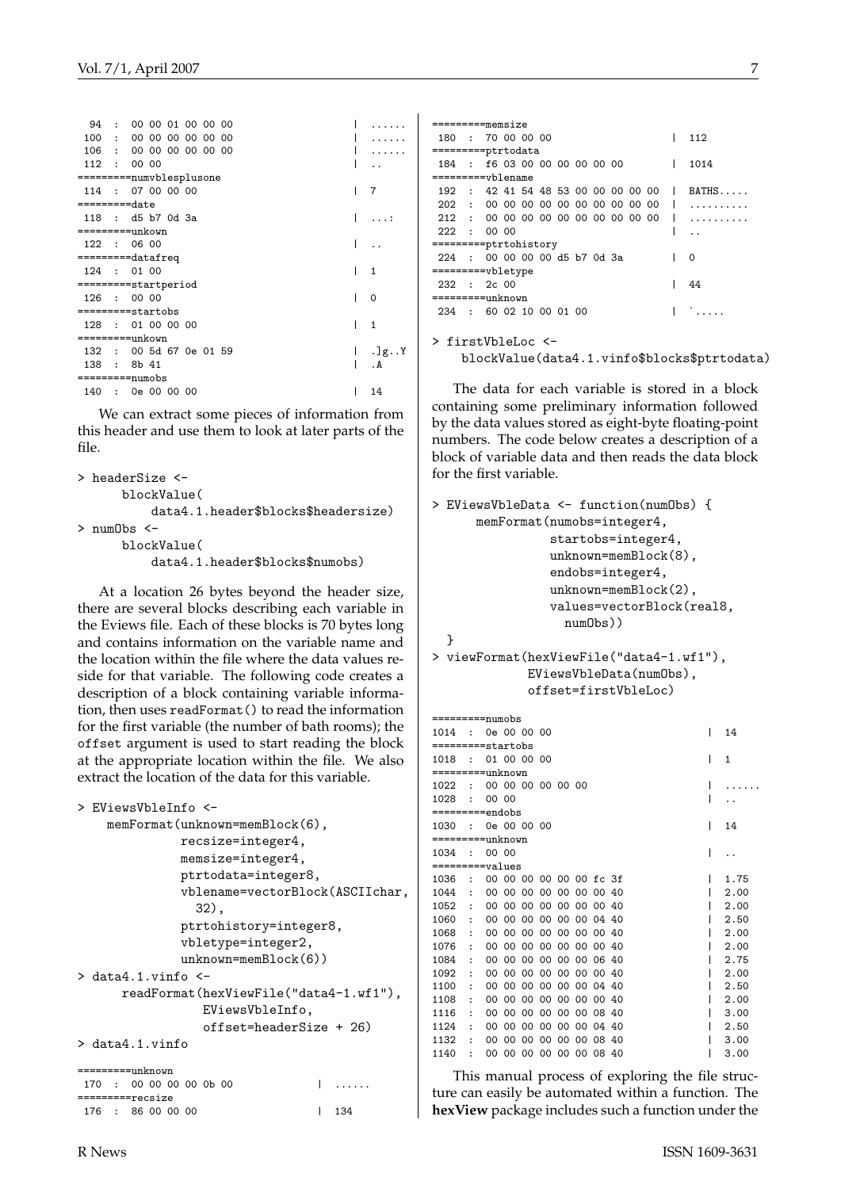```
  94  :  00 00 01 00 00 00                     |  ......
 100  :  00 00 00 00 00 00                     |  ......
 106  :  00 00 00 00 00 00                     |  ......
 112  :  00 00                                 |  ..
=========numvblesplusone
 114  :  07 00 00 00                           |  7
=========date
 118  :  d5 b7 0d 3a                           |  ...:
=========unkown
 122  :  06 00                                 |  ..
=========datafreq
 124  :  01 00                                 |  1
=========startperiod
 126  :  00 00                                 |  0
=========startobs
 128  :  01 00 00 00                           |  1
=========unkown
 132  :  00 5d 67 0e 01 59                     |  .]g..Y
 138  :  8b 41                                 |  .A
=========numobs
 140  :  0e 00 00 00                           |  14
```

We can extract some pieces of information from this header and use them to look at later parts of the file.

```
> headerSize <-
      blockValue(
          data4.1.header$blocks$headersize)
> numObs <-
      blockValue(
          data4.1.header$blocks$numobs)
```

At a location 26 bytes beyond the header size, there are several blocks describing each variable in the Eviews file. Each of these blocks is 70 bytes long and contains information on the variable name and the location within the file where the data values reside for that variable. The following code creates a description of a block containing variable information, then uses `readFormat()` to read the information for the first variable (the number of bath rooms); the `offset` argument is used to start reading the block at the appropriate location within the file. We also extract the location of the data for this variable.

```
> EViewsVbleInfo <-
    memFormat(unknown=memBlock(6),
              recsize=integer4,
              memsize=integer4,
              ptrtodata=integer8,
              vblename=vectorBlock(ASCIIchar,
                32),
              ptrtohistory=integer8,
              vbletype=integer2,
              unknown=memBlock(6))
> data4.1.vinfo <-
      readFormat(hexViewFile("data4-1.wf1"),
                 EViewsVbleInfo,
                 offset=headerSize + 26)
> data4.1.vinfo
```

```
=========unknown
 170  :  00 00 00 00 0b 00                 |  ......
=========recsize
 176  :  86 00 00 00                       |  134
=========memsize
 180  :  70 00 00 00                       |  112
=========ptrtodata
 184  :  f6 03 00 00 00 00 00 00           |  1014
=========vblename
 192  :  42 41 54 48 53 00 00 00 00 00     |  BATHS.....
 202  :  00 00 00 00 00 00 00 00 00 00     |  ..........
 212  :  00 00 00 00 00 00 00 00 00 00     |  ..........
 222  :  00 00                             |  ..
=========ptrtohistory
 224  :  00 00 00 00 d5 b7 0d 3a           |  0
=========vbletype
 232  :  2c 00                             |  44
=========unknown
 234  :  60 02 10 00 01 00                 |  `.....
```

```
> firstVbleLoc <-
    blockValue(data4.1.vinfo$blocks$ptrtodata)
```

The data for each variable is stored in a block containing some preliminary information followed by the data values stored as eight-byte floating-point numbers. The code below creates a description of a block of variable data and then reads the data block for the first variable.

```
> EViewsVbleData <- function(numObs) {
      memFormat(numobs=integer4,
                startobs=integer4,
                unknown=memBlock(8),
                endobs=integer4,
                unknown=memBlock(2),
                values=vectorBlock(real8,
                  numObs))
  }
> viewFormat(hexViewFile("data4-1.wf1"),
             EViewsVbleData(numObs),
             offset=firstVbleLoc)
```

```
=========numobs
1014  :  0e 00 00 00                       |  14
=========startobs
1018  :  01 00 00 00                       |  1
=========unknown
1022  :  00 00 00 00 00 00                 |  ......
1028  :  00 00                             |  ..
=========endobs
1030  :  0e 00 00 00                       |  14
=========unknown
1034  :  00 00                             |  ..
=========values
1036  :  00 00 00 00 00 00 fc 3f           |  1.75
1044  :  00 00 00 00 00 00 00 40           |  2.00
1052  :  00 00 00 00 00 00 00 40           |  2.00
1060  :  00 00 00 00 00 00 04 40           |  2.50
1068  :  00 00 00 00 00 00 00 40           |  2.00
1076  :  00 00 00 00 00 00 00 40           |  2.00
1084  :  00 00 00 00 00 00 06 40           |  2.75
1092  :  00 00 00 00 00 00 00 40           |  2.00
1100  :  00 00 00 00 00 00 04 40           |  2.50
1108  :  00 00 00 00 00 00 00 40           |  2.00
1116  :  00 00 00 00 00 00 08 40           |  3.00
1124  :  00 00 00 00 00 00 04 40           |  2.50
1132  :  00 00 00 00 00 00 08 40           |  3.00
1140  :  00 00 00 00 00 00 08 40           |  3.00
```

This manual process of exploring the file structure can easily be automated within a function. The **hexView** package includes such a function under the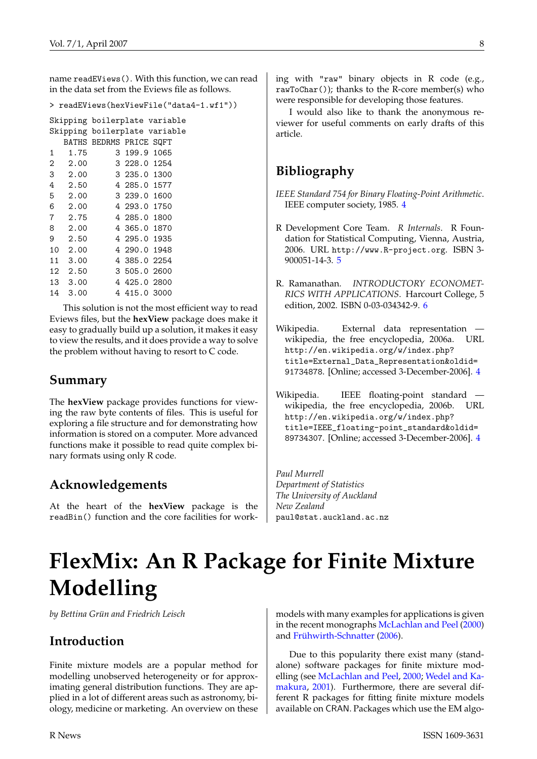name `readEViews()`. With this function, we can read in the data set from the Eviews file as follows.

```
> readEViews(hexViewFile("data4-1.wf1"))
```

```
Skipping boilerplate variable
Skipping boilerplate variable
   BATHS BEDRMS PRICE SQFT
1   1.75      3 199.9 1065
2   2.00      3 228.0 1254
3   2.00      3 235.0 1300
4   2.50      4 285.0 1577
5   2.00      3 239.0 1600
6   2.00      4 293.0 1750
7   2.75      4 285.0 1800
8   2.00      4 365.0 1870
9   2.50      4 295.0 1935
10  2.00      4 290.0 1948
11  3.00      4 385.0 2254
12  2.50      3 505.0 2600
13  3.00      4 425.0 2800
14  3.00      4 415.0 3000
```

This solution is not the most efficient way to read Eviews files, but the **hexView** package does make it easy to gradually build up a solution, it makes it easy to view the results, and it does provide a way to solve the problem without having to resort to C code.

## Summary

The **hexView** package provides functions for viewing the raw byte contents of files. This is useful for exploring a file structure and for demonstrating how information is stored on a computer. More advanced functions make it possible to read quite complex binary formats using only R code.

## Acknowledgements

At the heart of the **hexView** package is the `readBin()` function and the core facilities for working with `"raw"` binary objects in R code (e.g., `rawToChar()`); thanks to the R-core member(s) who were responsible for developing those features.

I would also like to thank the anonymous reviewer for useful comments on early drafts of this article.

## Bibliography

*IEEE Standard 754 for Binary Floating-Point Arithmetic*. IEEE computer society, 1985. 4

R Development Core Team. *R Internals*. R Foundation for Statistical Computing, Vienna, Austria, 2006. URL `http://www.R-project.org`. ISBN 3-900051-14-3. 5

R. Ramanathan. *INTRODUCTORY ECONOMETRICS WITH APPLICATIONS*. Harcourt College, 5 edition, 2002. ISBN 0-03-034342-9. 6

Wikipedia. External data representation — wikipedia, the free encyclopedia, 2006a. URL `http://en.wikipedia.org/w/index.php?title=External_Data_Representation&oldid=91734878`. [Online; accessed 3-December-2006]. 4

Wikipedia. IEEE floating-point standard — wikipedia, the free encyclopedia, 2006b. URL `http://en.wikipedia.org/w/index.php?title=IEEE_floating-point_standard&oldid=89734307`. [Online; accessed 3-December-2006]. 4

*Paul Murrell*
*Department of Statistics*
*The University of Auckland*
*New Zealand*
`paul@stat.auckland.ac.nz`

# FlexMix: An R Package for Finite Mixture Modelling

*by Bettina Grün and Friedrich Leisch*

## Introduction

Finite mixture models are a popular method for modelling unobserved heterogeneity or for approximating general distribution functions. They are applied in a lot of different areas such as astronomy, biology, medicine or marketing. An overview on these models with many examples for applications is given in the recent monographs McLachlan and Peel (2000) and Frühwirth-Schnatter (2006).

Due to this popularity there exist many (standalone) software packages for finite mixture modelling (see McLachlan and Peel, 2000; Wedel and Kamakura, 2001). Furthermore, there are several different R packages for fitting finite mixture models available on CRAN. Packages which use the EM algo-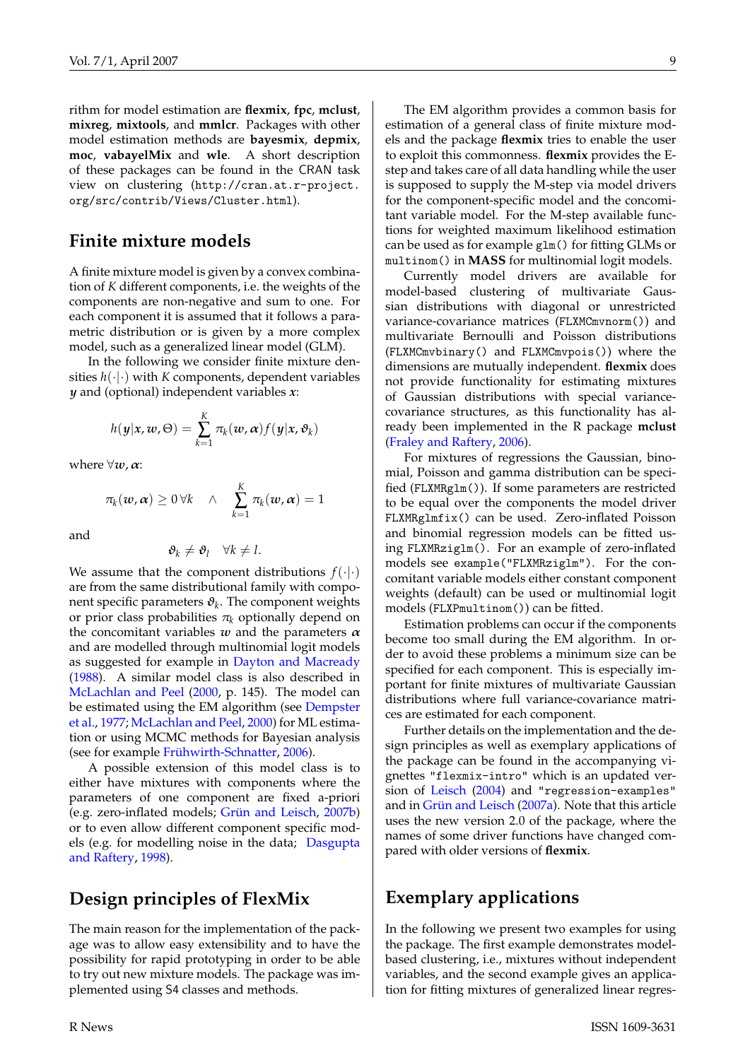rithm for model estimation are **flexmix**, **fpc**, **mclust**, **mixreg**, **mixtools**, and **mmlcr**. Packages with other model estimation methods are **bayesmix**, **depmix**, **moc**, **vabayelMix** and **wle**. A short description of these packages can be found in the CRAN task view on clustering (`http://cran.at.r-project.org/src/contrib/Views/Cluster.html`).

## Finite mixture models

A finite mixture model is given by a convex combination of $K$ different components, i.e. the weights of the components are non-negative and sum to one. For each component it is assumed that it follows a parametric distribution or is given by a more complex model, such as a generalized linear model (GLM).

In the following we consider finite mixture densities $h(\cdot|\cdot)$ with $K$ components, dependent variables $\boldsymbol{y}$ and (optional) independent variables $\boldsymbol{x}$:

$$h(\boldsymbol{y}|\boldsymbol{x}, \boldsymbol{w}, \Theta) = \sum_{k=1}^{K} \pi_k(\boldsymbol{w}, \boldsymbol{\alpha}) f(\boldsymbol{y}|\boldsymbol{x}, \boldsymbol{\vartheta}_k)$$

where $\forall \boldsymbol{w}, \boldsymbol{\alpha}$:

$$\pi_k(\boldsymbol{w}, \boldsymbol{\alpha}) \geq 0 \,\forall k \quad \wedge \quad \sum_{k=1}^{K} \pi_k(\boldsymbol{w}, \boldsymbol{\alpha}) = 1$$

and

$$\boldsymbol{\vartheta}_k \neq \boldsymbol{\vartheta}_l \quad \forall k \neq l.$$

We assume that the component distributions $f(\cdot|\cdot)$ are from the same distributional family with component specific parameters $\boldsymbol{\vartheta}_k$. The component weights or prior class probabilities $\pi_k$ optionally depend on the concomitant variables $\boldsymbol{w}$ and the parameters $\boldsymbol{\alpha}$ and are modelled through multinomial logit models as suggested for example in Dayton and Macready (1988). A similar model class is also described in McLachlan and Peel (2000, p. 145). The model can be estimated using the EM algorithm (see Dempster et al., 1977; McLachlan and Peel, 2000) for ML estimation or using MCMC methods for Bayesian analysis (see for example Frühwirth-Schnatter, 2006).

A possible extension of this model class is to either have mixtures with components where the parameters of one component are fixed a-priori (e.g. zero-inflated models; Grün and Leisch, 2007b) or to even allow different component specific models (e.g. for modelling noise in the data; Dasgupta and Raftery, 1998).

## Design principles of FlexMix

The main reason for the implementation of the package was to allow easy extensibility and to have the possibility for rapid prototyping in order to be able to try out new mixture models. The package was implemented using S4 classes and methods.

The EM algorithm provides a common basis for estimation of a general class of finite mixture models and the package **flexmix** tries to enable the user to exploit this commonness. **flexmix** provides the E-step and takes care of all data handling while the user is supposed to supply the M-step via model drivers for the component-specific model and the concomitant variable model. For the M-step available functions for weighted maximum likelihood estimation can be used as for example `glm()` for fitting GLMs or `multinom()` in **MASS** for multinomial logit models.

Currently model drivers are available for model-based clustering of multivariate Gaussian distributions with diagonal or unrestricted variance-covariance matrices (`FLXMCmvnorm()`) and multivariate Bernoulli and Poisson distributions (`FLXMCmvbinary()` and `FLXMCmvpois()`) where the dimensions are mutually independent. **flexmix** does not provide functionality for estimating mixtures of Gaussian distributions with special variance-covariance structures, as this functionality has already been implemented in the R package **mclust** (Fraley and Raftery, 2006).

For mixtures of regressions the Gaussian, binomial, Poisson and gamma distribution can be specified (`FLXMRglm()`). If some parameters are restricted to be equal over the components the model driver `FLXMRglmfix()` can be used. Zero-inflated Poisson and binomial regression models can be fitted using `FLXMRziglm()`. For an example of zero-inflated models see `example("FLXMRziglm")`. For the concomitant variable models either constant component weights (default) can be used or multinomial logit models (`FLXPmultinom()`) can be fitted.

Estimation problems can occur if the components become too small during the EM algorithm. In order to avoid these problems a minimum size can be specified for each component. This is especially important for finite mixtures of multivariate Gaussian distributions where full variance-covariance matrices are estimated for each component.

Further details on the implementation and the design principles as well as exemplary applications of the package can be found in the accompanying vignettes `"flexmix-intro"` which is an updated version of Leisch (2004) and `"regression-examples"` and in Grün and Leisch (2007a). Note that this article uses the new version 2.0 of the package, where the names of some driver functions have changed compared with older versions of **flexmix**.

## Exemplary applications

In the following we present two examples for using the package. The first example demonstrates model-based clustering, i.e., mixtures without independent variables, and the second example gives an application for fitting mixtures of generalized linear regres-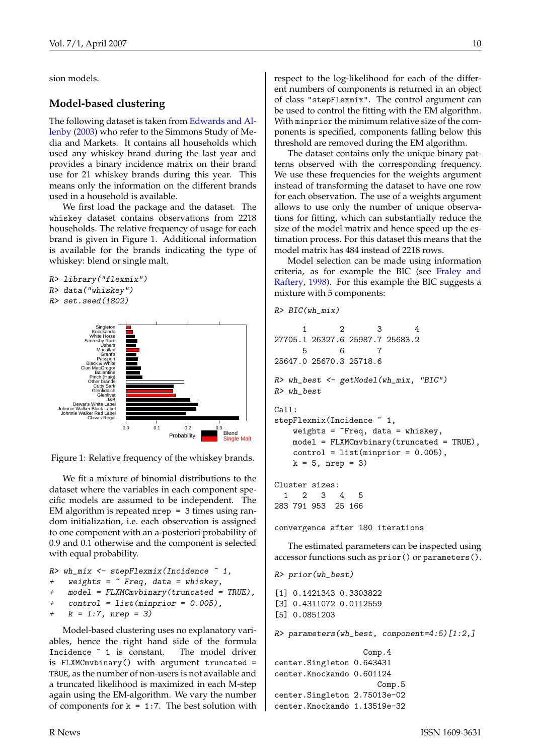sion models.

## Model-based clustering

The following dataset is taken from Edwards and Allenby (2003) who refer to the Simmons Study of Media and Markets. It contains all households which used any whiskey brand during the last year and provides a binary incidence matrix on their brand use for 21 whiskey brands during this year. This means only the information on the different brands used in a household is available.

We first load the package and the dataset. The whiskey dataset contains observations from 2218 households. The relative frequency of usage for each brand is given in Figure 1. Additional information is available for the brands indicating the type of whiskey: blend or single malt.

```
R> library("flexmix")
R> data("whiskey")
R> set.seed(1802)
```

Figure 1: Relative frequency of the whiskey brands.

We fit a mixture of binomial distributions to the dataset where the variables in each component specific models are assumed to be independent. The EM algorithm is repeated nrep = 3 times using random initialization, i.e. each observation is assigned to one component with an a-posteriori probability of 0.9 and 0.1 otherwise and the component is selected with equal probability.

```
R> wh_mix <- stepFlexmix(Incidence ~ 1,
+   weights = ~ Freq, data = whiskey,
+   model = FLXMCmvbinary(truncated = TRUE),
+   control = list(minprior = 0.005),
+   k = 1:7, nrep = 3)
```

Model-based clustering uses no explanatory variables, hence the right hand side of the formula Incidence ~ 1 is constant. The model driver is FLXMCmvbinary() with argument truncated = TRUE, as the number of non-users is not available and a truncated likelihood is maximized in each M-step again using the EM-algorithm. We vary the number of components for k = 1:7. The best solution with respect to the log-likelihood for each of the different numbers of components is returned in an object of class "stepFlexmix". The control argument can be used to control the fitting with the EM algorithm. With minprior the minimum relative size of the components is specified, components falling below this threshold are removed during the EM algorithm.

The dataset contains only the unique binary patterns observed with the corresponding frequency. We use these frequencies for the weights argument instead of transforming the dataset to have one row for each observation. The use of a weights argument allows to use only the number of unique observations for fitting, which can substantially reduce the size of the model matrix and hence speed up the estimation process. For this dataset this means that the model matrix has 484 instead of 2218 rows.

Model selection can be made using information criteria, as for example the BIC (see Fraley and Raftery, 1998). For this example the BIC suggests a mixture with 5 components:

```
R> BIC(wh_mix)

      1       2       3       4
27705.1 26327.6 25987.7 25683.2
      5       6       7
25647.0 25670.3 25718.6

R> wh_best <- getModel(wh_mix, "BIC")
R> wh_best

Call:
stepFlexmix(Incidence ~ 1,
    weights = ~Freq, data = whiskey,
    model = FLXMCmvbinary(truncated = TRUE),
    control = list(minprior = 0.005),
    k = 5, nrep = 3)

Cluster sizes:
  1   2   3   4   5
283 791 953  25 166

convergence after 180 iterations
```

The estimated parameters can be inspected using accessor functions such as prior() or parameters().

```
R> prior(wh_best)

[1] 0.1421343 0.3303822
[3] 0.4311072 0.0112559
[5] 0.0851203

R> parameters(wh_best, component=4:5)[1:2,]

                    Comp.4
center.Singleton 0.643431
center.Knockando 0.601124
                       Comp.5
center.Singleton 2.75013e-02
center.Knockando 1.13519e-32
```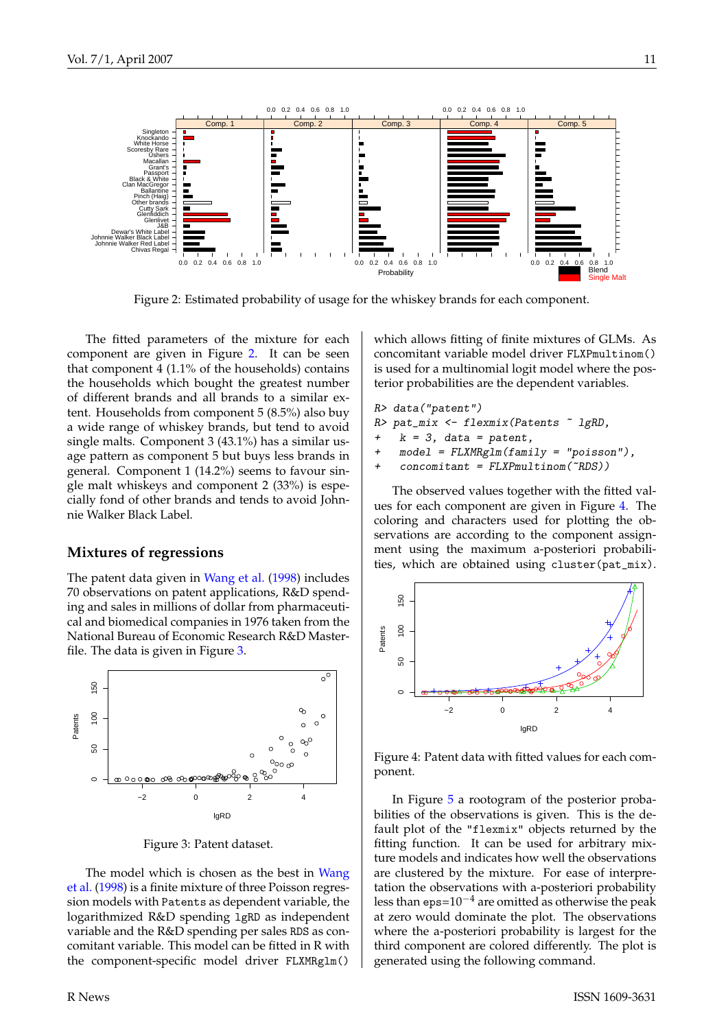Figure 2: Estimated probability of usage for the whiskey brands for each component.

The fitted parameters of the mixture for each component are given in Figure 2. It can be seen that component 4 (1.1% of the households) contains the households which bought the greatest number of different brands and all brands to a similar extent. Households from component 5 (8.5%) also buy a wide range of whisky brands, but tend to avoid single malts. Component 3 (43.1%) has a similar usage pattern as component 5 but buys less brands in general. Component 1 (14.2%) seems to favour single malt whiskeys and component 2 (33%) is especially fond of other brands and tends to avoid Johnnie Walker Black Label.

## Mixtures of regressions

The patent data given in Wang et al. (1998) includes 70 observations on patent applications, R&D spending and sales in millions of dollar from pharmaceutical and biomedical companies in 1976 taken from the National Bureau of Economic Research R&D Masterfile. The data is given in Figure 3.

Figure 3: Patent dataset.

The model which is chosen as the best in Wang et al. (1998) is a finite mixture of three Poisson regression models with `Patents` as dependent variable, the logarithmized R&D spending `lgRD` as independent variable and the R&D spending per sales `RDS` as concomitant variable. This model can be fitted in R with the component-specific model driver `FLXMRglm()` which allows fitting of finite mixtures of GLMs. As concomitant variable model driver `FLXPmultinom()` is used for a multinomial logit model where the posterior probabilities are the dependent variables.

```
R> data("patent")
R> pat_mix <- flexmix(Patents ~ lgRD,
+    k = 3, data = patent,
+    model = FLXMRglm(family = "poisson"),
+    concomitant = FLXPmultinom(~RDS))
```

The observed values together with the fitted values for each component are given in Figure 4. The coloring and characters used for plotting the observations are according to the component assignment using the maximum a-posteriori probabilities, which are obtained using `cluster(pat_mix)`.

Figure 4: Patent data with fitted values for each component.

In Figure 5 a rootogram of the posterior probabilities of the observations is given. This is the default plot of the `"flexmix"` objects returned by the fitting function. It can be used for arbitrary mixture models and indicates how well the observations are clustered by the mixture. For ease of interpretation the observations with a-posteriori probability less than `eps`$=10^{-4}$ are omitted as otherwise the peak at zero would dominate the plot. The observations where the a-posteriori probability is largest for the third component are colored differently. The plot is generated using the following command.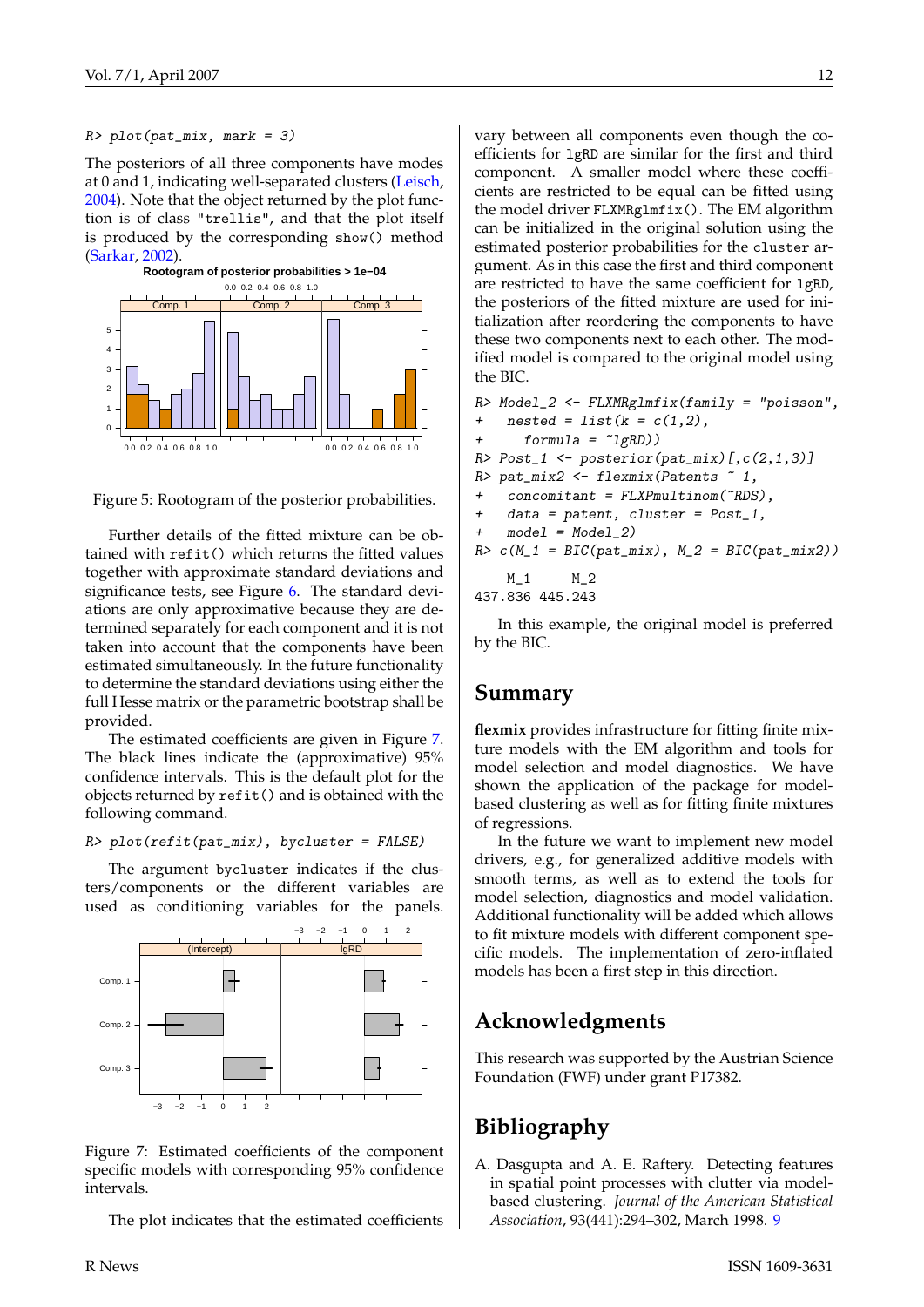```
R> plot(pat_mix, mark = 3)
```

The posteriors of all three components have modes at 0 and 1, indicating well-separated clusters (Leisch, 2004). Note that the object returned by the plot function is of class "trellis", and that the plot itself is produced by the corresponding show() method (Sarkar, 2002).

Figure 5: Rootogram of the posterior probabilities.

Further details of the fitted mixture can be obtained with refit() which returns the fitted values together with approximate standard deviations and significance tests, see Figure 6. The standard deviations are only approximative because they are determined separately for each component and it is not taken into account that the components have been estimated simultaneously. In the future functionality to determine the standard deviations using either the full Hesse matrix or the parametric bootstrap shall be provided.

The estimated coefficients are given in Figure 7. The black lines indicate the (approximative) 95% confidence intervals. This is the default plot for the objects returned by refit() and is obtained with the following command.

```
R> plot(refit(pat_mix), bycluster = FALSE)
```

The argument bycluster indicates if the clusters/components or the different variables are used as conditioning variables for the panels.

Figure 7: Estimated coefficients of the component specific models with corresponding 95% confidence intervals.

The plot indicates that the estimated coefficients vary between all components even though the coefficients for lgRD are similar for the first and third component. A smaller model where these coefficients are restricted to be equal can be fitted using the model driver FLXMRglmfix(). The EM algorithm can be initialized in the original solution using the estimated posterior probabilities for the cluster argument. As in this case the first and third component are restricted to have the same coefficient for lgRD, the posteriors of the fitted mixture are used for initialization after reordering the components to have these two components next to each other. The modified model is compared to the original model using the BIC.

```
R> Model_2 <- FLXMRglmfix(family = "poisson",
+   nested = list(k = c(1,2),
+     formula = ~lgRD))
R> Post_1 <- posterior(pat_mix)[,c(2,1,3)]
R> pat_mix2 <- flexmix(Patents ~ 1,
+   concomitant = FLXPmultinom(~RDS),
+   data = patent, cluster = Post_1,
+   model = Model_2)
R> c(M_1 = BIC(pat_mix), M_2 = BIC(pat_mix2))

    M_1     M_2
437.836 445.243
```

In this example, the original model is preferred by the BIC.

## Summary

**flexmix** provides infrastructure for fitting finite mixture models with the EM algorithm and tools for model selection and model diagnostics. We have shown the application of the package for model-based clustering as well as for fitting finite mixtures of regressions.

In the future we want to implement new model drivers, e.g., for generalized additive models with smooth terms, as well as to extend the tools for model selection, diagnostics and model validation. Additional functionality will be added which allows to fit mixture models with different component specific models. The implementation of zero-inflated models has been a first step in this direction.

## Acknowledgments

This research was supported by the Austrian Science Foundation (FWF) under grant P17382.

## Bibliography

A. Dasgupta and A. E. Raftery. Detecting features in spatial point processes with clutter via model-based clustering. *Journal of the American Statistical Association*, 93(441):294–302, March 1998. 9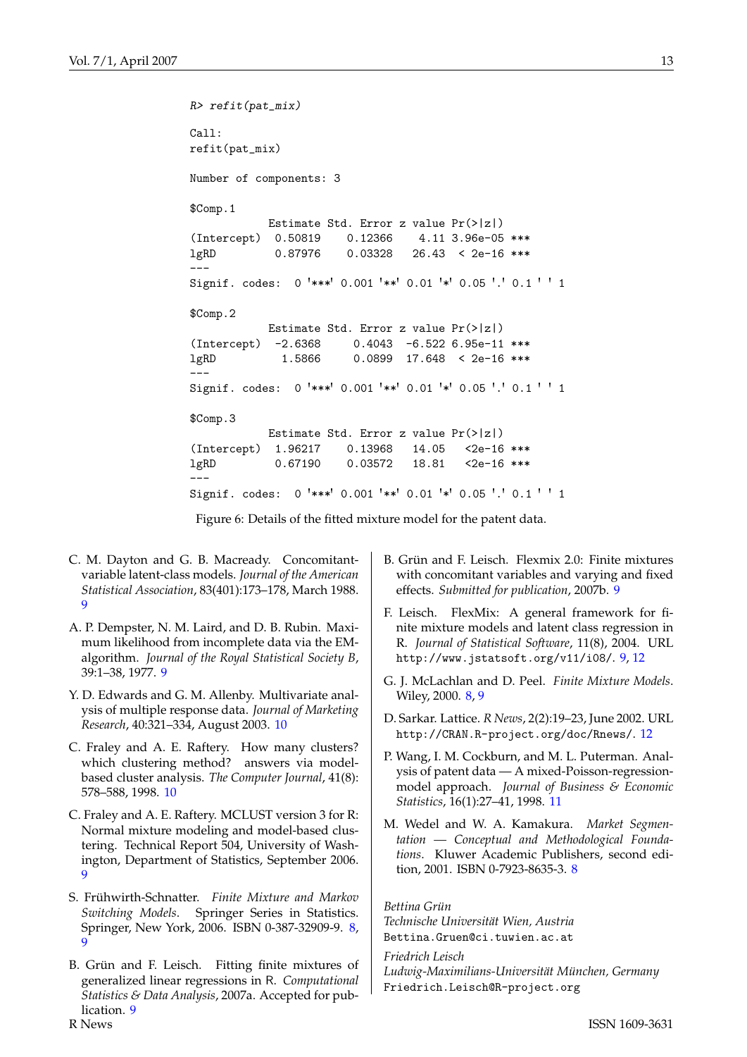```
R> refit(pat_mix)

Call:
refit(pat_mix)

Number of components: 3

$Comp.1
            Estimate Std. Error z value Pr(>|z|)
(Intercept)  0.50819    0.12366    4.11 3.96e-05 ***
lgRD         0.87976    0.03328   26.43  < 2e-16 ***
---
Signif. codes:  0 '***' 0.001 '**' 0.01 '*' 0.05 '.' 0.1 ' ' 1

$Comp.2
            Estimate Std. Error z value Pr(>|z|)
(Intercept)  -2.6368     0.4043  -6.522 6.95e-11 ***
lgRD          1.5866     0.0899  17.648  < 2e-16 ***
---
Signif. codes:  0 '***' 0.001 '**' 0.01 '*' 0.05 '.' 0.1 ' ' 1

$Comp.3
            Estimate Std. Error z value Pr(>|z|)
(Intercept)  1.96217    0.13968   14.05   <2e-16 ***
lgRD         0.67190    0.03572   18.81   <2e-16 ***
---
Signif. codes:  0 '***' 0.001 '**' 0.01 '*' 0.05 '.' 0.1 ' ' 1
```

Figure 6: Details of the fitted mixture model for the patent data.

C. M. Dayton and G. B. Macready. Concomitant-variable latent-class models. *Journal of the American Statistical Association*, 83(401):173–178, March 1988. 9

A. P. Dempster, N. M. Laird, and D. B. Rubin. Maximum likelihood from incomplete data via the EM-algorithm. *Journal of the Royal Statistical Society B*, 39:1–38, 1977. 9

Y. D. Edwards and G. M. Allenby. Multivariate analysis of multiple response data. *Journal of Marketing Research*, 40:321–334, August 2003. 10

C. Fraley and A. E. Raftery. How many clusters? which clustering method? answers via model-based cluster analysis. *The Computer Journal*, 41(8): 578–588, 1998. 10

C. Fraley and A. E. Raftery. MCLUST version 3 for R: Normal mixture modeling and model-based clustering. Technical Report 504, University of Washington, Department of Statistics, September 2006. 9

S. Frühwirth-Schnatter. *Finite Mixture and Markov Switching Models*. Springer Series in Statistics. Springer, New York, 2006. ISBN 0-387-32909-9. 8, 9

B. Grün and F. Leisch. Fitting finite mixtures of generalized linear regressions in R. *Computational Statistics & Data Analysis*, 2007a. Accepted for publication. 9

B. Grün and F. Leisch. Flexmix 2.0: Finite mixtures with concomitant variables and varying and fixed effects. *Submitted for publication*, 2007b. 9

F. Leisch. FlexMix: A general framework for finite mixture models and latent class regression in R. *Journal of Statistical Software*, 11(8), 2004. URL `http://www.jstatsoft.org/v11/i08/`. 9, 12

G. J. McLachlan and D. Peel. *Finite Mixture Models*. Wiley, 2000. 8, 9

D. Sarkar. Lattice. *R News*, 2(2):19–23, June 2002. URL `http://CRAN.R-project.org/doc/Rnews/`. 12

P. Wang, I. M. Cockburn, and M. L. Puterman. Analysis of patent data — A mixed-Poisson-regression-model approach. *Journal of Business & Economic Statistics*, 16(1):27–41, 1998. 11

M. Wedel and W. A. Kamakura. *Market Segmentation — Conceptual and Methodological Foundations*. Kluwer Academic Publishers, second edition, 2001. ISBN 0-7923-8635-3. 8

*Bettina Grün*
*Technische Universität Wien, Austria*
`Bettina.Gruen@ci.tuwien.ac.at`

*Friedrich Leisch*
*Ludwig-Maximilians-Universität München, Germany*
`Friedrich.Leisch@R-project.org`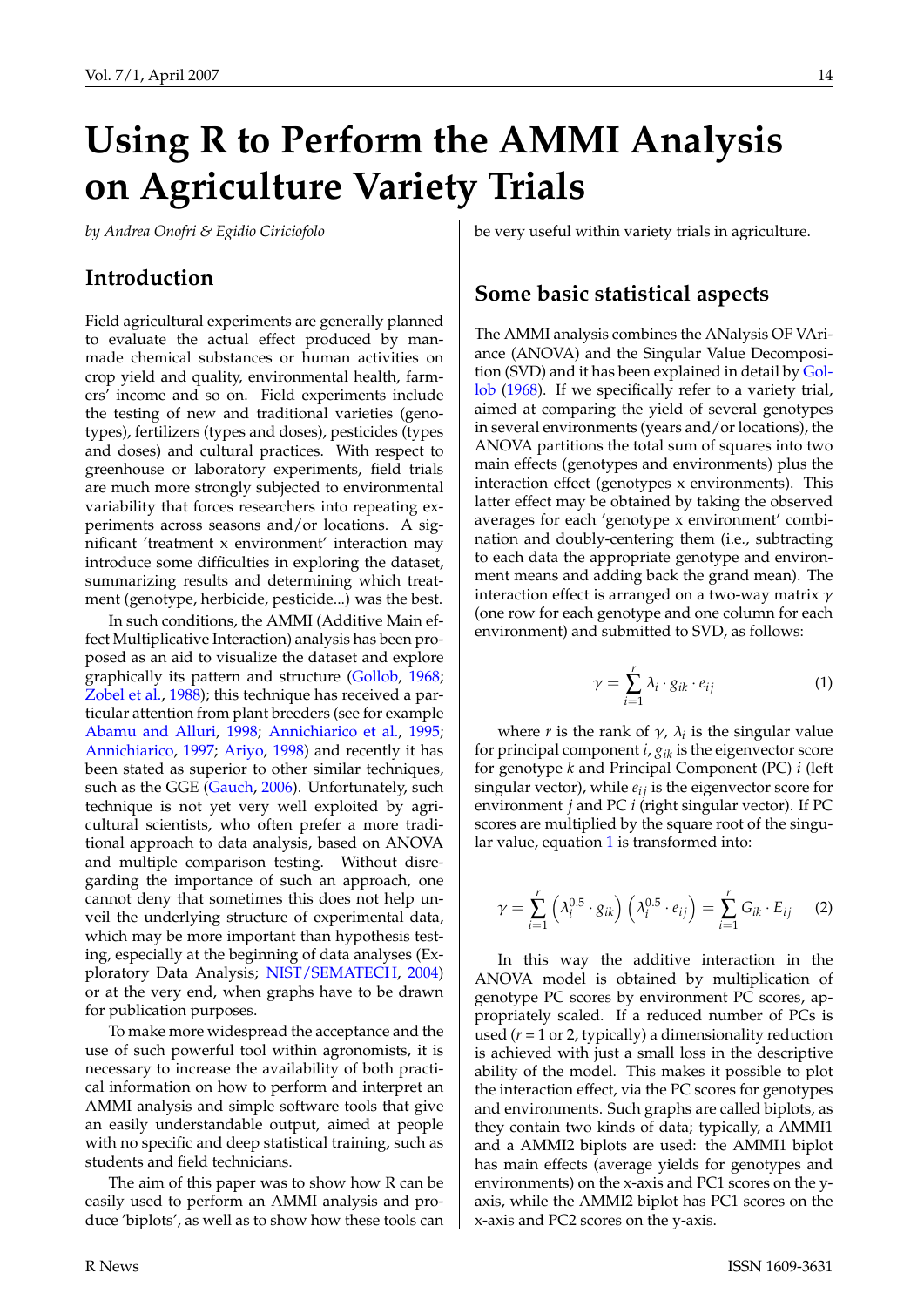# Using R to Perform the AMMI Analysis on Agriculture Variety Trials

*by Andrea Onofri & Egidio Ciriciofolo*

## Introduction

Field agricultural experiments are generally planned to evaluate the actual effect produced by man-made chemical substances or human activities on crop yield and quality, environmental health, farmers' income and so on. Field experiments include the testing of new and traditional varieties (genotypes), fertilizers (types and doses), pesticides (types and doses) and cultural practices. With respect to greenhouse or laboratory experiments, field trials are much more strongly subjected to environmental variability that forces researchers into repeating experiments across seasons and/or locations. A significant 'treatment x environment' interaction may introduce some difficulties in exploring the dataset, summarizing results and determining which treatment (genotype, herbicide, pesticide...) was the best.

In such conditions, the AMMI (Additive Main effect Multiplicative Interaction) analysis has been proposed as an aid to visualize the dataset and explore graphically its pattern and structure (Gollob, 1968; Zobel et al., 1988); this technique has received a particular attention from plant breeders (see for example Abamu and Alluri, 1998; Annichiarico et al., 1995; Annichiarico, 1997; Ariyo, 1998) and recently it has been stated as superior to other similar techniques, such as the GGE (Gauch, 2006). Unfortunately, such technique is not yet very well exploited by agricultural scientists, who often prefer a more traditional approach to data analysis, based on ANOVA and multiple comparison testing. Without disregarding the importance of such an approach, one cannot deny that sometimes this does not help unveil the underlying structure of experimental data, which may be more important than hypothesis testing, especially at the beginning of data analyses (Exploratory Data Analysis; NIST/SEMATECH, 2004) or at the very end, when graphs have to be drawn for publication purposes.

To make more widespread the acceptance and the use of such powerful tool within agronomists, it is necessary to increase the availability of both practical information on how to perform and interpret an AMMI analysis and simple software tools that give an easily understandable output, aimed at people with no specific and deep statistical training, such as students and field technicians.

The aim of this paper was to show how R can be easily used to perform an AMMI analysis and produce 'biplots', as well as to show how these tools can be very useful within variety trials in agriculture.

## Some basic statistical aspects

The AMMI analysis combines the ANalysis OF VAriance (ANOVA) and the Singular Value Decomposition (SVD) and it has been explained in detail by Gollob (1968). If we specifically refer to a variety trial, aimed at comparing the yield of several genotypes in several environments (years and/or locations), the ANOVA partitions the total sum of squares into two main effects (genotypes and environments) plus the interaction effect (genotypes x environments). This latter effect may be obtained by taking the observed averages for each 'genotype x environment' combination and doubly-centering them (i.e., subtracting to each data the appropriate genotype and environment means and adding back the grand mean). The interaction effect is arranged on a two-way matrix $\gamma$ (one row for each genotype and one column for each environment) and submitted to SVD, as follows:

$$\gamma = \sum_{i=1}^{r} \lambda_i \cdot g_{ik} \cdot e_{ij} \qquad (1)$$

where $r$ is the rank of $\gamma$, $\lambda_i$ is the singular value for principal component $i$, $g_{ik}$ is the eigenvector score for genotype $k$ and Principal Component (PC) $i$ (left singular vector), while $e_{ij}$ is the eigenvector score for environment $j$ and PC $i$ (right singular vector). If PC scores are multiplied by the square root of the singular value, equation 1 is transformed into:

$$\gamma = \sum_{i=1}^{r} \left(\lambda_i^{0.5} \cdot g_{ik}\right) \left(\lambda_i^{0.5} \cdot e_{ij}\right) = \sum_{i=1}^{r} G_{ik} \cdot E_{ij} \qquad (2)$$

In this way the additive interaction in the ANOVA model is obtained by multiplication of genotype PC scores by environment PC scores, appropriately scaled. If a reduced number of PCs is used ($r$ = 1 or 2, typically) a dimensionality reduction is achieved with just a small loss in the descriptive ability of the model. This makes it possible to plot the interaction effect, via the PC scores for genotypes and environments. Such graphs are called biplots, as they contain two kinds of data; typically, a AMMI1 and a AMMI2 biplots are used: the AMMI1 biplot has main effects (average yields for genotypes and environments) on the x-axis and PC1 scores on the y-axis, while the AMMI2 biplot has PC1 scores on the x-axis and PC2 scores on the y-axis.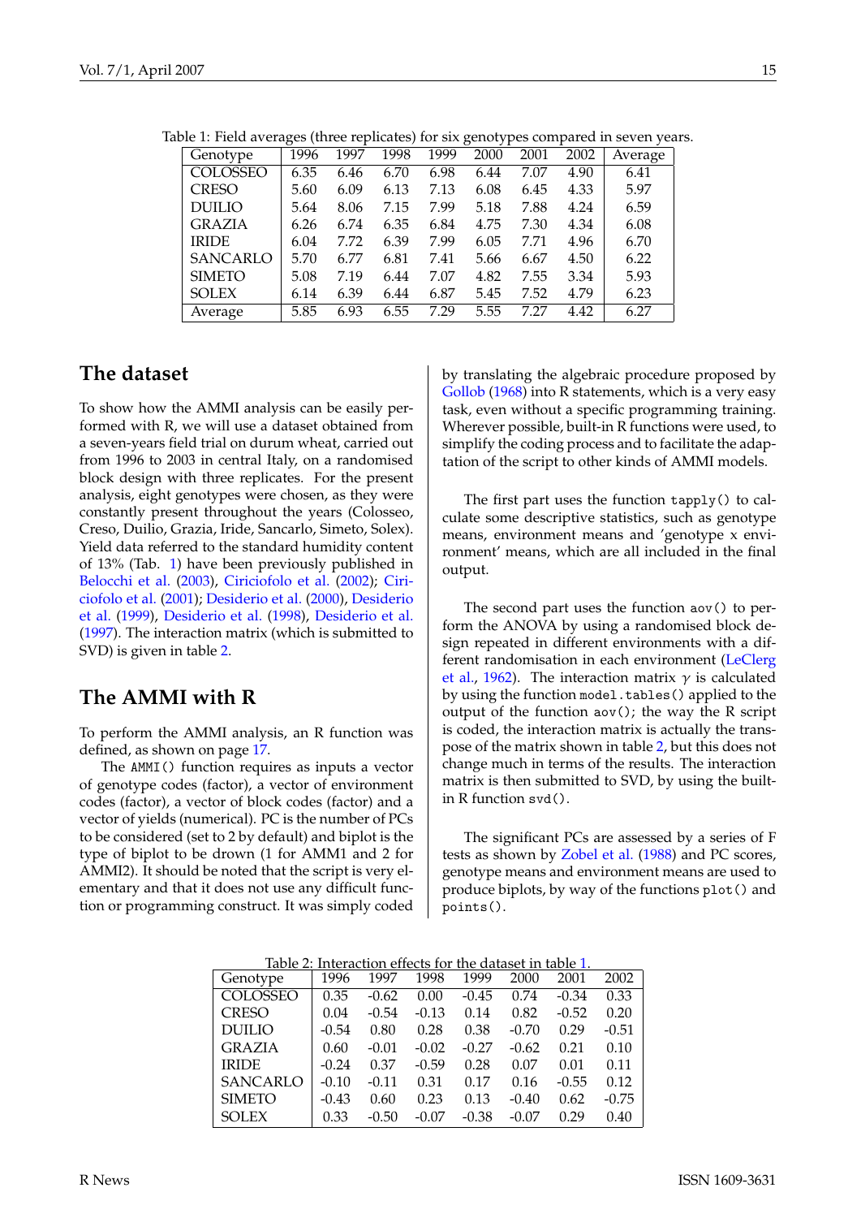Table 1: Field averages (three replicates) for six genotypes compared in seven years.

| Genotype | 1996 | 1997 | 1998 | 1999 | 2000 | 2001 | 2002 | Average |
|---|---|---|---|---|---|---|---|---|
| COLOSSEO | 6.35 | 6.46 | 6.70 | 6.98 | 6.44 | 7.07 | 4.90 | 6.41 |
| CRESO | 5.60 | 6.09 | 6.13 | 7.13 | 6.08 | 6.45 | 4.33 | 5.97 |
| DUILIO | 5.64 | 8.06 | 7.15 | 7.99 | 5.18 | 7.88 | 4.24 | 6.59 |
| GRAZIA | 6.26 | 6.74 | 6.35 | 6.84 | 4.75 | 7.30 | 4.34 | 6.08 |
| IRIDE | 6.04 | 7.72 | 6.39 | 7.99 | 6.05 | 7.71 | 4.96 | 6.70 |
| SANCARLO | 5.70 | 6.77 | 6.81 | 7.41 | 5.66 | 6.67 | 4.50 | 6.22 |
| SIMETO | 5.08 | 7.19 | 6.44 | 7.07 | 4.82 | 7.55 | 3.34 | 5.93 |
| SOLEX | 6.14 | 6.39 | 6.44 | 6.87 | 5.45 | 7.52 | 4.79 | 6.23 |
| Average | 5.85 | 6.93 | 6.55 | 7.29 | 5.55 | 7.27 | 4.42 | 6.27 |

## The dataset

To show how the AMMI analysis can be easily performed with R, we will use a dataset obtained from a seven-years field trial on durum wheat, carried out from 1996 to 2003 in central Italy, on a randomised block design with three replicates. For the present analysis, eight genotypes were chosen, as they were constantly present throughout the years (Colosseo, Creso, Duilio, Grazia, Iride, Sancarlo, Simeto, Solex). Yield data referred to the standard humidity content of 13% (Tab. 1) have been previously published in Belocchi et al. (2003), Ciriciofolo et al. (2002); Ciriciofolo et al. (2001); Desiderio et al. (2000), Desiderio et al. (1999), Desiderio et al. (1998), Desiderio et al. (1997). The interaction matrix (which is submitted to SVD) is given in table 2.

## The AMMI with R

To perform the AMMI analysis, an R function was defined, as shown on page 17.

The `AMMI()` function requires as inputs a vector of genotype codes (factor), a vector of environment codes (factor), a vector of block codes (factor) and a vector of yields (numerical). PC is the number of PCs to be considered (set to 2 by default) and biplot is the type of biplot to be drown (1 for AMM1 and 2 for AMMI2). It should be noted that the script is very elementary and that it does not use any difficult function or programming construct. It was simply coded by translating the algebraic procedure proposed by Gollob (1968) into R statements, which is a very easy task, even without a specific programming training. Wherever possible, built-in R functions were used, to simplify the coding process and to facilitate the adaptation of the script to other kinds of AMMI models.

The first part uses the function `tapply()` to calculate some descriptive statistics, such as genotype means, environment means and 'genotype x environment' means, which are all included in the final output.

The second part uses the function `aov()` to perform the ANOVA by using a randomised block design repeated in different environments with a different randomisation in each environment (LeClerg et al., 1962). The interaction matrix $\gamma$ is calculated by using the function `model.tables()` applied to the output of the function `aov()`; the way the R script is coded, the interaction matrix is actually the transpose of the matrix shown in table 2, but this does not change much in terms of the results. The interaction matrix is then submitted to SVD, by using the built-in R function `svd()`.

The significant PCs are assessed by a series of F tests as shown by Zobel et al. (1988) and PC scores, genotype means and environment means are used to produce biplots, by way of the functions `plot()` and `points()`.

Table 2: Interaction effects for the dataset in table 1.

| Genotype | 1996 | 1997 | 1998 | 1999 | 2000 | 2001 | 2002 |
|---|---|---|---|---|---|---|---|
| COLOSSEO | 0.35 | -0.62 | 0.00 | -0.45 | 0.74 | -0.34 | 0.33 |
| CRESO | 0.04 | -0.54 | -0.13 | 0.14 | 0.82 | -0.52 | 0.20 |
| DUILIO | -0.54 | 0.80 | 0.28 | 0.38 | -0.70 | 0.29 | -0.51 |
| GRAZIA | 0.60 | -0.01 | -0.02 | -0.27 | -0.62 | 0.21 | 0.10 |
| IRIDE | -0.24 | 0.37 | -0.59 | 0.28 | 0.07 | 0.01 | 0.11 |
| SANCARLO | -0.10 | -0.11 | 0.31 | 0.17 | 0.16 | -0.55 | 0.12 |
| SIMETO | -0.43 | 0.60 | 0.23 | 0.13 | -0.40 | 0.62 | -0.75 |
| SOLEX | 0.33 | -0.50 | -0.07 | -0.38 | -0.07 | 0.29 | 0.40 |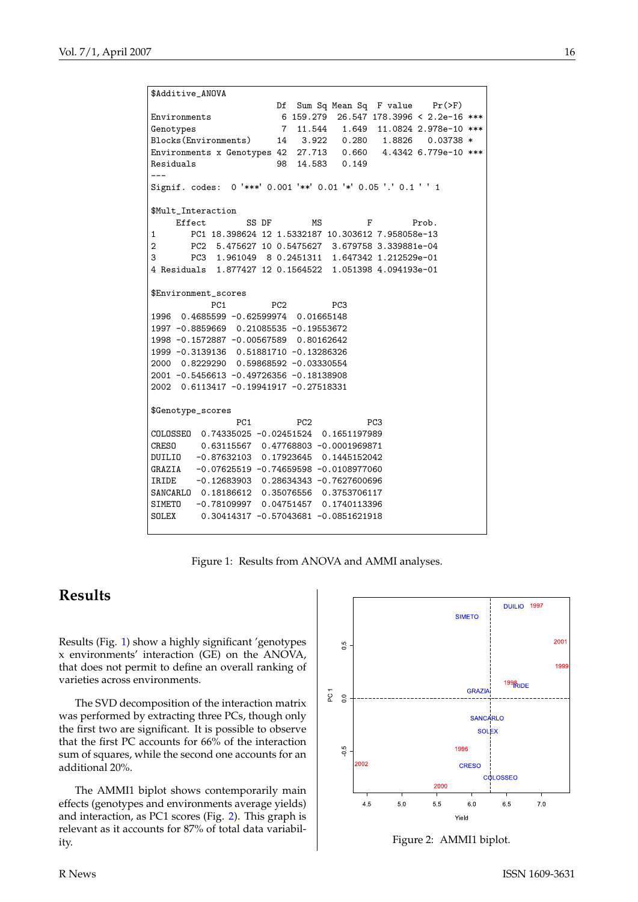```
$Additive_ANOVA
                           Df  Sum Sq Mean Sq  F value    Pr(>F)    
Environments                6 159.279  26.547 178.3996 < 2.2e-16 ***
Genotypes                   7  11.544   1.649  11.0824 2.978e-10 ***
Blocks(Environments)       14   3.922   0.280   1.8826   0.03738 *  
Environments x Genotypes 42  27.713   0.660   4.4342 6.779e-10 ***
Residuals                  98  14.583   0.149                       
---
Signif. codes:  0 '***' 0.001 '**' 0.01 '*' 0.05 '.' 0.1 ' ' 1

$Mult_Interaction
     Effect        SS DF        MS         F        Prob.
1       PC1 18.398624 12 1.5332187 10.303612 7.958058e-13
2       PC2  5.475627 10 0.5475627  3.679758 3.339881e-04
3       PC3  1.961049  8 0.2451311  1.647342 1.212529e-01
4 Residuals  1.877427 12 0.1564522  1.051398 4.094193e-01

$Environment_scores
            PC1         PC2         PC3
1996  0.4685599 -0.62599974  0.01665148
1997 -0.8859669  0.21085535 -0.19553672
1998 -0.1572887 -0.00567589  0.80162642
1999 -0.3139136  0.51881710 -0.13286326
2000  0.8229290  0.59868592 -0.03330554
2001 -0.5456613 -0.49726356 -0.18138908
2002  0.6113417 -0.19941917 -0.27518331

$Genotype_scores
                 PC1         PC2           PC3
COLOSSEO  0.74335025 -0.02451524  0.1651197989
CRESO     0.63115567  0.47768803 -0.0001969871
DUILIO   -0.87632103  0.17923645  0.1445152042
GRAZIA   -0.07625519 -0.74659598 -0.0108977060
IRIDE    -0.12683903  0.28634343 -0.7627600696
SANCARLO  0.18186612  0.35076556  0.3753706117
SIMETO   -0.78109997  0.04751457  0.1740113396
SOLEX     0.30414317 -0.57043681 -0.0851621918
```

Figure 1: Results from ANOVA and AMMI analyses.

## Results

Results (Fig. 1) show a highly significant 'genotypes x environments' interaction (GE) on the ANOVA, that does not permit to define an overall ranking of varieties across environments.

The SVD decomposition of the interaction matrix was performed by extracting three PCs, though only the first two are significant. It is possible to observe that the first PC accounts for 66% of the interaction sum of squares, while the second one accounts for an additional 20%.

The AMMI1 biplot shows contemporarily main effects (genotypes and environments average yields) and interaction, as PC1 scores (Fig. 2). This graph is relevant as it accounts for 87% of total data variability.

Figure 2: AMMI1 biplot.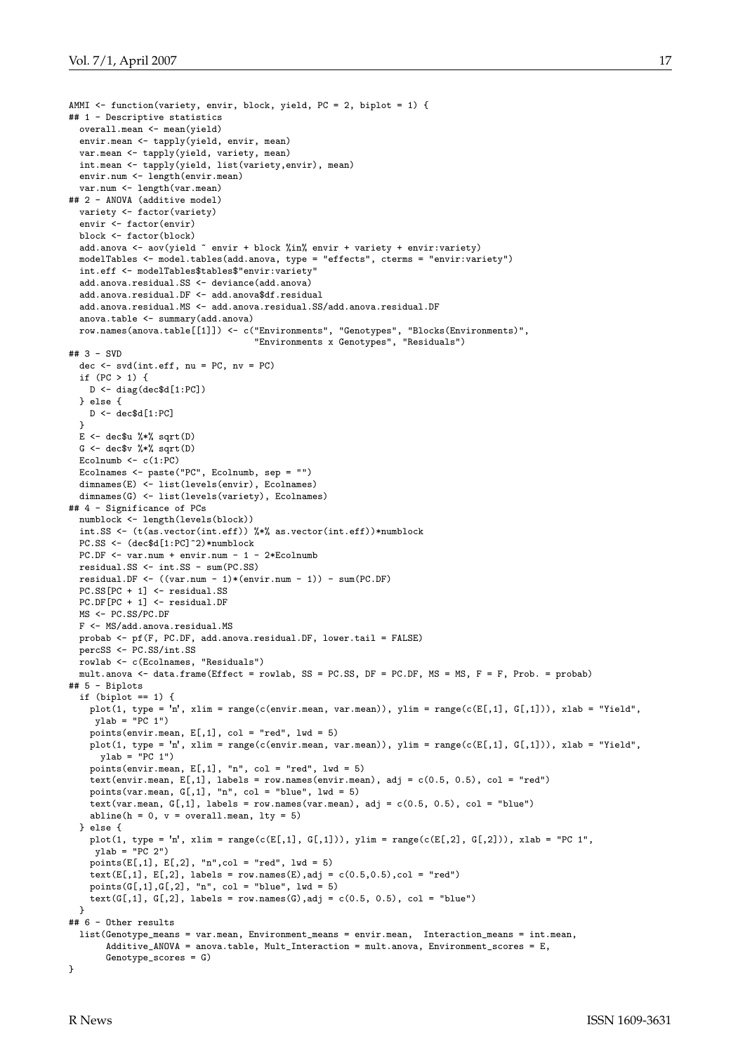```
AMMI <- function(variety, envir, block, yield, PC = 2, biplot = 1) {
## 1 - Descriptive statistics
  overall.mean <- mean(yield)
  envir.mean <- tapply(yield, envir, mean)
  var.mean <- tapply(yield, variety, mean)
  int.mean <- tapply(yield, list(variety,envir), mean)
  envir.num <- length(envir.mean)
  var.num <- length(var.mean)
## 2 - ANOVA (additive model)
  variety <- factor(variety)
  envir <- factor(envir)
  block <- factor(block)
  add.anova <- aov(yield ~ envir + block %in% envir + variety + envir:variety)
  modelTables <- model.tables(add.anova, type = "effects", cterms = "envir:variety")
  int.eff <- modelTables$tables$"envir:variety"
  add.anova.residual.SS <- deviance(add.anova)
  add.anova.residual.DF <- add.anova$df.residual
  add.anova.residual.MS <- add.anova.residual.SS/add.anova.residual.DF
  anova.table <- summary(add.anova)
  row.names(anova.table[[1]]) <- c("Environments", "Genotypes", "Blocks(Environments)",
                                   "Environments x Genotypes", "Residuals")
## 3 - SVD
  dec <- svd(int.eff, nu = PC, nv = PC)
  if (PC > 1) {
    D <- diag(dec$d[1:PC])
  } else {
    D <- dec$d[1:PC]
  }
  E <- dec$u %*% sqrt(D)
  G <- dec$v %*% sqrt(D)
  Ecolnumb <- c(1:PC)
  Ecolnames <- paste("PC", Ecolnumb, sep = "")
  dimnames(E) <- list(levels(envir), Ecolnames)
  dimnames(G) <- list(levels(variety), Ecolnames)
## 4 - Significance of PCs
  numblock <- length(levels(block))
  int.SS <- (t(as.vector(int.eff)) %*% as.vector(int.eff))*numblock
  PC.SS <- (dec$d[1:PC]^2)*numblock
  PC.DF <- var.num + envir.num - 1 - 2*Ecolnumb
  residual.SS <- int.SS - sum(PC.SS)
  residual.DF <- ((var.num - 1)*(envir.num - 1)) - sum(PC.DF)
  PC.SS[PC + 1] <- residual.SS
  PC.DF[PC + 1] <- residual.DF
  MS <- PC.SS/PC.DF
  F <- MS/add.anova.residual.MS
  probab <- pf(F, PC.DF, add.anova.residual.DF, lower.tail = FALSE)
  percSS <- PC.SS/int.SS
  rowlab <- c(Ecolnames, "Residuals")
  mult.anova <- data.frame(Effect = rowlab, SS = PC.SS, DF = PC.DF, MS = MS, F = F, Prob. = probab)
## 5 - Biplots
  if (biplot == 1) {
    plot(1, type = 'n', xlim = range(c(envir.mean, var.mean)), ylim = range(c(E[,1], G[,1])), xlab = "Yield",
     ylab = "PC 1")
    points(envir.mean, E[,1], col = "red", lwd = 5)
    plot(1, type = 'n', xlim = range(c(envir.mean, var.mean)), ylim = range(c(E[,1], G[,1])), xlab = "Yield",
      ylab = "PC 1")
    points(envir.mean, E[,1], "n", col = "red", lwd = 5)
    text(envir.mean, E[,1], labels = row.names(envir.mean), adj = c(0.5, 0.5), col = "red")
    points(var.mean, G[,1], "n", col = "blue", lwd = 5)
    text(var.mean, G[,1], labels = row.names(var.mean), adj = c(0.5, 0.5), col = "blue")
    abline(h = 0, v = overall.mean, lty = 5)
  } else {
    plot(1, type = 'n', xlim = range(c(E[,1], G[,1])), ylim = range(c(E[,2], G[,2])), xlab = "PC 1",
     ylab = "PC 2")
    points(E[,1], E[,2], "n",col = "red", lwd = 5)
    text(E[,1], E[,2], labels = row.names(E),adj = c(0.5,0.5),col = "red")
    points(G[,1],G[,2], "n", col = "blue", lwd = 5)
    text(G[,1], G[,2], labels = row.names(G),adj = c(0.5, 0.5), col = "blue")
  }
## 6 - Other results
  list(Genotype_means = var.mean, Environment_means = envir.mean,  Interaction_means = int.mean,
       Additive_ANOVA = anova.table, Mult_Interaction = mult.anova, Environment_scores = E,
       Genotype_scores = G)
}
```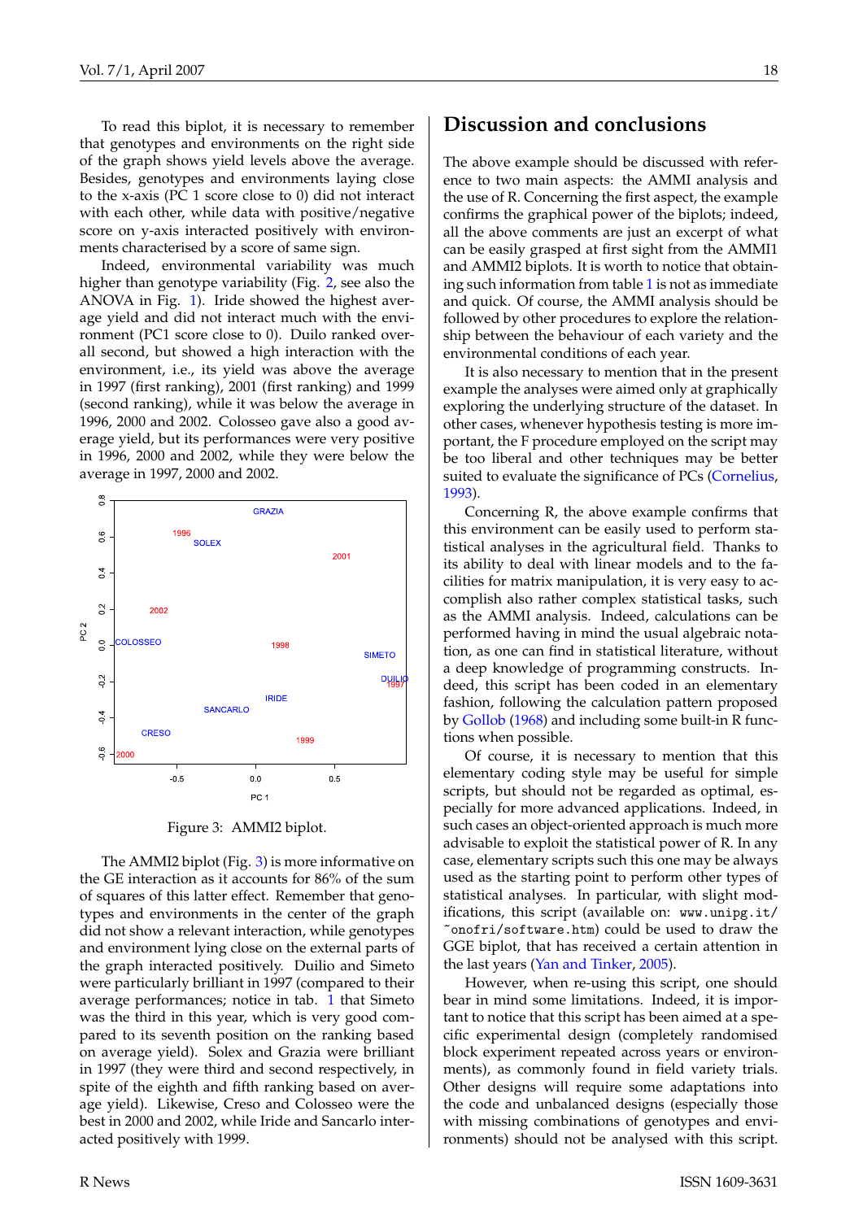To read this biplot, it is necessary to remember that genotypes and environments on the right side of the graph shows yield levels above the average. Besides, genotypes and environments laying close to the x-axis (PC 1 score close to 0) did not interact with each other, while data with positive/negative score on y-axis interacted positively with environments characterised by a score of same sign.

Indeed, environmental variability was much higher than genotype variability (Fig. 2, see also the ANOVA in Fig. 1). Iride showed the highest average yield and did not interact much with the environment (PC1 score close to 0). Duilo ranked overall second, but showed a high interaction with the environment, i.e., its yield was above the average in 1997 (first ranking), 2001 (first ranking) and 1999 (second ranking), while it was below the average in 1996, 2000 and 2002. Colosseo gave also a good average yield, but its performances were very positive in 1996, 2000 and 2002, while they were below the average in 1997, 2000 and 2002.

Figure 3: AMMI2 biplot.

The AMMI2 biplot (Fig. 3) is more informative on the GE interaction as it accounts for 86% of the sum of squares of this latter effect. Remember that genotypes and environments in the center of the graph did not show a relevant interaction, while genotypes and environment lying close on the external parts of the graph interacted positively. Duilio and Simeto were particularly brilliant in 1997 (compared to their average performances; notice in tab. 1 that Simeto was the third in this year, which is very good compared to its seventh position on the ranking based on average yield). Solex and Grazia were brilliant in 1997 (they were third and second respectively, in spite of the eighth and fifth ranking based on average yield). Likewise, Creso and Colosseo were the best in 2000 and 2002, while Iride and Sancarlo interacted positively with 1999.

## Discussion and conclusions

The above example should be discussed with reference to two main aspects: the AMMI analysis and the use of R. Concerning the first aspect, the example confirms the graphical power of the biplots; indeed, all the above comments are just an excerpt of what can be easily grasped at first sight from the AMMI1 and AMMI2 biplots. It is worth to notice that obtaining such information from table 1 is not as immediate and quick. Of course, the AMMI analysis should be followed by other procedures to explore the relationship between the behaviour of each variety and the environmental conditions of each year.

It is also necessary to mention that in the present example the analyses were aimed only at graphically exploring the underlying structure of the dataset. In other cases, whenever hypothesis testing is more important, the F procedure employed on the script may be too liberal and other techniques may be better suited to evaluate the significance of PCs (Cornelius, 1993).

Concerning R, the above example confirms that this environment can be easily used to perform statistical analyses in the agricultural field. Thanks to its ability to deal with linear models and to the facilities for matrix manipulation, it is very easy to accomplish also rather complex statistical tasks, such as the AMMI analysis. Indeed, calculations can be performed having in mind the usual algebraic notation, as one can find in statistical literature, without a deep knowledge of programming constructs. Indeed, this script has been coded in an elementary fashion, following the calculation pattern proposed by Gollob (1968) and including some built-in R functions when possible.

Of course, it is necessary to mention that this elementary coding style may be useful for simple scripts, but should not be regarded as optimal, especially for more advanced applications. Indeed, in such cases an object-oriented approach is much more advisable to exploit the statistical power of R. In any case, elementary scripts such this one may be always used as the starting point to perform other types of statistical analyses. In particular, with slight modifications, this script (available on: `www.unipg.it/~onofri/software.htm`) could be used to draw the GGE biplot, that has received a certain attention in the last years (Yan and Tinker, 2005).

However, when re-using this script, one should bear in mind some limitations. Indeed, it is important to notice that this script has been aimed at a specific experimental design (completely randomised block experiment repeated across years or environments), as commonly found in field variety trials. Other designs will require some adaptations into the code and unbalanced designs (especially those with missing combinations of genotypes and environments) should not be analysed with this script.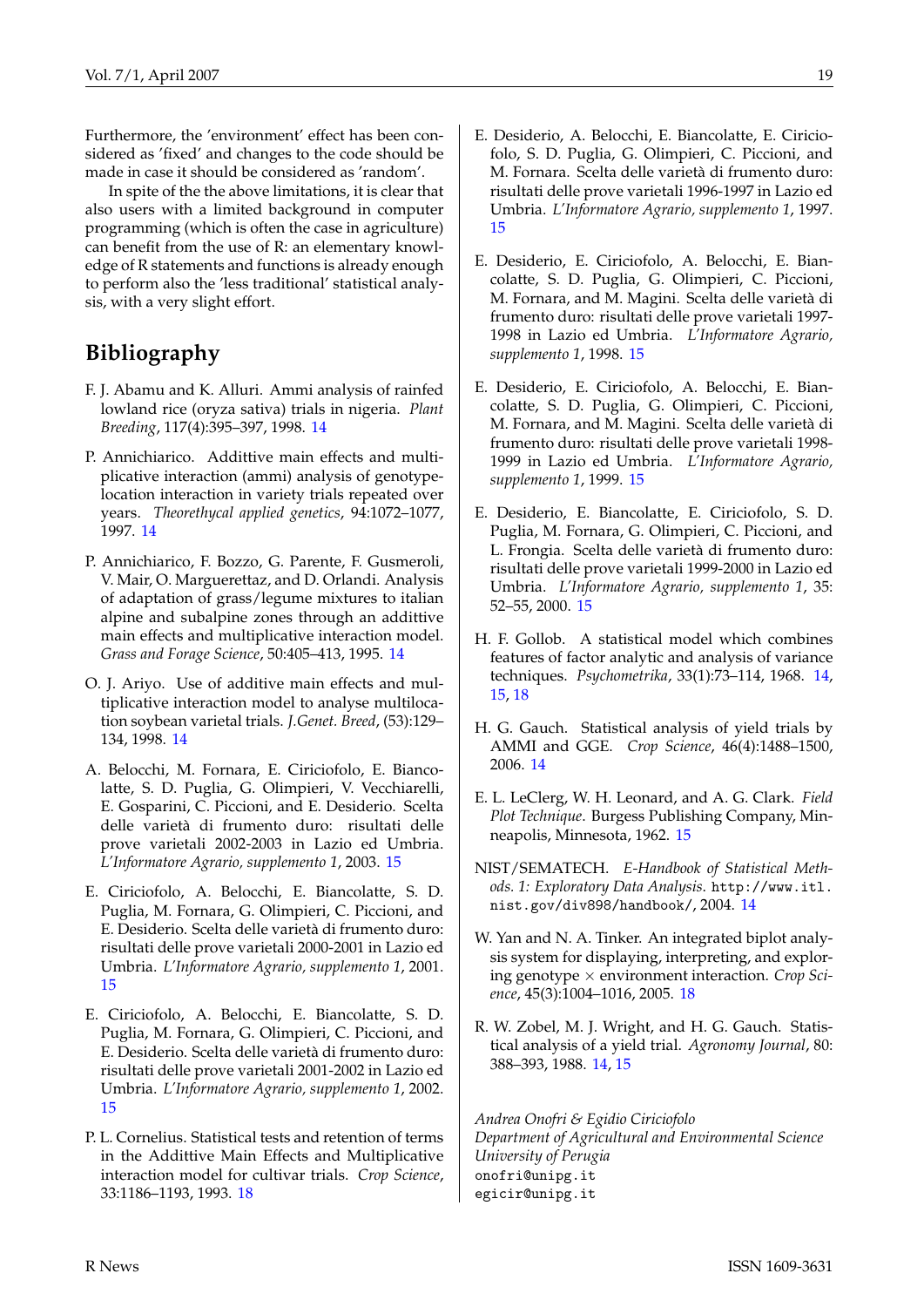Furthermore, the 'environment' effect has been considered as 'fixed' and changes to the code should be made in case it should be considered as 'random'.

In spite of the the above limitations, it is clear that also users with a limited background in computer programming (which is often the case in agriculture) can benefit from the use of R: an elementary knowledge of R statements and functions is already enough to perform also the 'less traditional' statistical analysis, with a very slight effort.

## Bibliography

F. J. Abamu and K. Alluri. Ammi analysis of rainfed lowland rice (oryza sativa) trials in nigeria. *Plant Breeding*, 117(4):395–397, 1998. 14

P. Annichiarico. Addittive main effects and multiplicative interaction (ammi) analysis of genotype-location interaction in variety trials repeated over years. *Theorethycal applied genetics*, 94:1072–1077, 1997. 14

P. Annichiarico, F. Bozzo, G. Parente, F. Gusmeroli, V. Mair, O. Marguerettaz, and D. Orlandi. Analysis of adaptation of grass/legume mixtures to italian alpine and subalpine zones through an additive main effects and multiplicative interaction model. *Grass and Forage Science*, 50:405–413, 1995. 14

O. J. Ariyo. Use of additive main effects and multiplicative interaction model to analyse multilocation soybean varietal trials. *J.Genet. Breed*, (53):129–134, 1998. 14

A. Belocchi, M. Fornara, E. Ciriciofolo, E. Biancolatte, S. D. Puglia, G. Olimpieri, V. Vecchiarelli, E. Gosparini, C. Piccioni, and E. Desiderio. Scelta delle varietà di frumento duro: risultati delle prove varietali 2002-2003 in Lazio ed Umbria. *L'Informatore Agrario, supplemento 1*, 2003. 15

E. Ciriciofolo, A. Belocchi, E. Biancolatte, S. D. Puglia, M. Fornara, G. Olimpieri, C. Piccioni, and E. Desiderio. Scelta delle varietà di frumento duro: risultati delle prove varietali 2000-2001 in Lazio ed Umbria. *L'Informatore Agrario, supplemento 1*, 2001. 15

E. Ciriciofolo, A. Belocchi, E. Biancolatte, S. D. Puglia, M. Fornara, G. Olimpieri, C. Piccioni, and E. Desiderio. Scelta delle varietà di frumento duro: risultati delle prove varietali 2001-2002 in Lazio ed Umbria. *L'Informatore Agrario, supplemento 1*, 2002. 15

P. L. Cornelius. Statistical tests and retention of terms in the Addittive Main Effects and Multiplicative interaction model for cultivar trials. *Crop Science*, 33:1186–1193, 1993. 18

E. Desiderio, A. Belocchi, E. Biancolatte, E. Ciriciofolo, S. D. Puglia, G. Olimpieri, C. Piccioni, and M. Fornara. Scelta delle varietà di frumento duro: risultati delle prove varietali 1996-1997 in Lazio ed Umbria. *L'Informatore Agrario, supplemento 1*, 1997. 15

E. Desiderio, E. Ciriciofolo, A. Belocchi, E. Biancolatte, S. D. Puglia, G. Olimpieri, C. Piccioni, M. Fornara, and M. Magini. Scelta delle varietà di frumento duro: risultati delle prove varietali 1997-1998 in Lazio ed Umbria. *L'Informatore Agrario, supplemento 1*, 1998. 15

E. Desiderio, E. Ciriciofolo, A. Belocchi, E. Biancolatte, S. D. Puglia, G. Olimpieri, C. Piccioni, M. Fornara, and M. Magini. Scelta delle varietà di frumento duro: risultati delle prove varietali 1998-1999 in Lazio ed Umbria. *L'Informatore Agrario, supplemento 1*, 1999. 15

E. Desiderio, E. Biancolatte, E. Ciriciofolo, S. D. Puglia, M. Fornara, G. Olimpieri, C. Piccioni, and L. Frongia. Scelta delle varietà di frumento duro: risultati delle prove varietali 1999-2000 in Lazio ed Umbria. *L'Informatore Agrario, supplemento 1*, 35: 52–55, 2000. 15

H. F. Gollob. A statistical model which combines features of factor analytic and analysis of variance techniques. *Psychometrika*, 33(1):73–114, 1968. 14, 15, 18

H. G. Gauch. Statistical analysis of yield trials by AMMI and GGE. *Crop Science*, 46(4):1488–1500, 2006. 14

E. L. LeClerg, W. H. Leonard, and A. G. Clark. *Field Plot Technique*. Burgess Publishing Company, Minneapolis, Minnesota, 1962. 15

NIST/SEMATECH. *E-Handbook of Statistical Methods. 1: Exploratory Data Analysis*. `http://www.itl.nist.gov/div898/handbook/`, 2004. 14

W. Yan and N. A. Tinker. An integrated biplot analysis system for displaying, interpreting, and exploring genotype × environment interaction. *Crop Science*, 45(3):1004–1016, 2005. 18

R. W. Zobel, M. J. Wright, and H. G. Gauch. Statistical analysis of a yield trial. *Agronomy Journal*, 80: 388–393, 1988. 14, 15

*Andrea Onofri & Egidio Ciriciofolo*
*Department of Agricultural and Environmental Science*
*University of Perugia*
`onofri@unipg.it`
`egicir@unipg.it`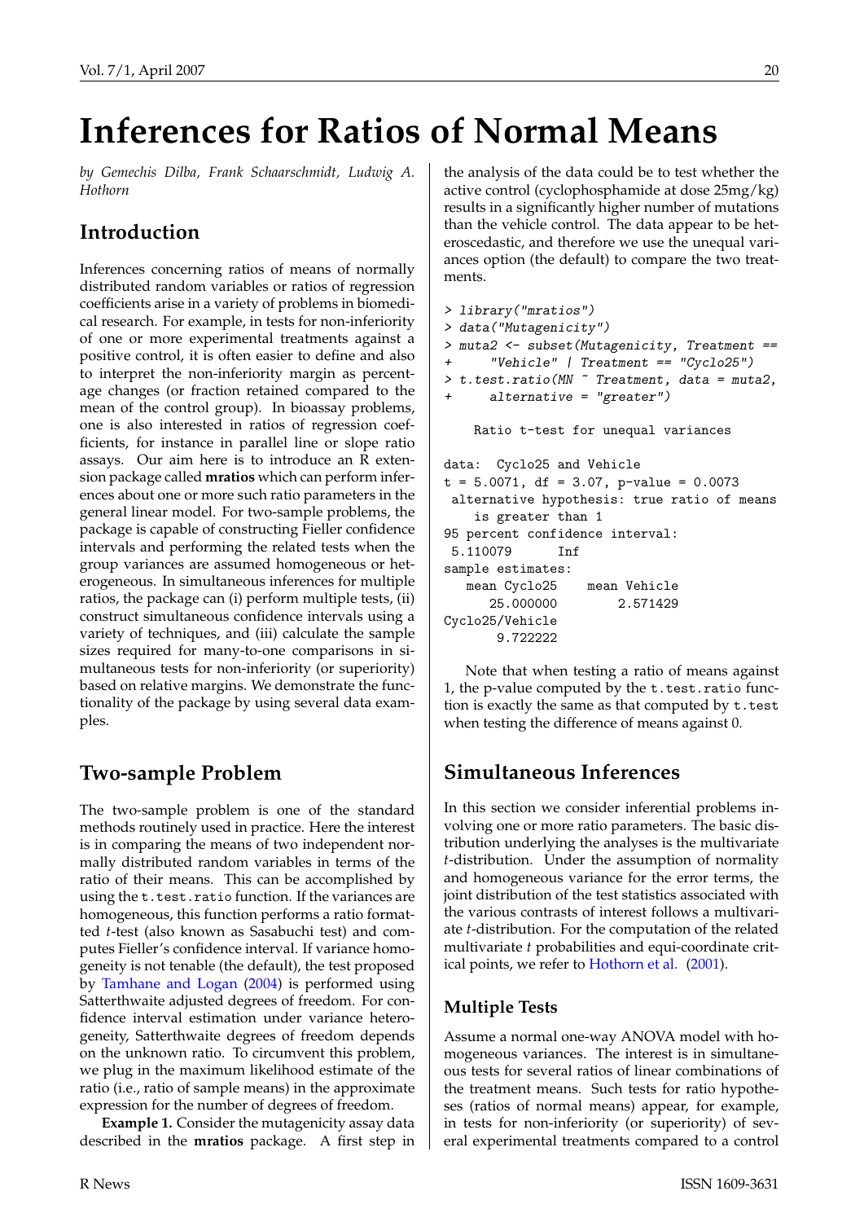# Inferences for Ratios of Normal Means

*by Gemechis Dilba, Frank Schaarschmidt, Ludwig A. Hothorn*

## Introduction

Inferences concerning ratios of means of normally distributed random variables or ratios of regression coefficients arise in a variety of problems in biomedical research. For example, in tests for non-inferiority of one or more experimental treatments against a positive control, it is often easier to define and also to interpret the non-inferiority margin as percentage changes (or fraction retained compared to the mean of the control group). In bioassay problems, one is also interested in ratios of regression coefficients, for instance in parallel line or slope ratio assays. Our aim here is to introduce an R extension package called **mratios** which can perform inferences about one or more such ratio parameters in the general linear model. For two-sample problems, the package is capable of constructing Fieller confidence intervals and performing the related tests when the group variances are assumed homogeneous or heterogeneous. In simultaneous inferences for multiple ratios, the package can (i) perform multiple tests, (ii) construct simultaneous confidence intervals using a variety of techniques, and (iii) calculate the sample sizes required for many-to-one comparisons in simultaneous tests for non-inferiority (or superiority) based on relative margins. We demonstrate the functionality of the package by using several data examples.

## Two-sample Problem

The two-sample problem is one of the standard methods routinely used in practice. Here the interest is in comparing the means of two independent normally distributed random variables in terms of the ratio of their means. This can be accomplished by using the `t.test.ratio` function. If the variances are homogeneous, this function performs a ratio formatted $t$-test (also known as Sasabuchi test) and computes Fieller's confidence interval. If variance homogeneity is not tenable (the default), the test proposed by Tamhane and Logan (2004) is performed using Satterthwaite adjusted degrees of freedom. For confidence interval estimation under variance heterogeneity, Satterthwaite degrees of freedom depends on the unknown ratio. To circumvent this problem, we plug in the maximum likelihood estimate of the ratio (i.e., ratio of sample means) in the approximate expression for the number of degrees of freedom.

**Example 1.** Consider the mutagenicity assay data described in the **mratios** package. A first step in the analysis of the data could be to test whether the active control (cyclophosphamide at dose 25mg/kg) results in a significantly higher number of mutations than the vehicle control. The data appear to be heteroscedastic, and therefore we use the unequal variances option (the default) to compare the two treatments.

```
> library("mratios")
> data("Mutagenicity")
> muta2 <- subset(Mutagenicity, Treatment ==
+     "Vehicle" | Treatment == "Cyclo25")
> t.test.ratio(MN ~ Treatment, data = muta2,
+     alternative = "greater")

    Ratio t-test for unequal variances

data:  Cyclo25 and Vehicle
t = 5.0071, df = 3.07, p-value = 0.0073
 alternative hypothesis: true ratio of means
    is greater than 1
95 percent confidence interval:
 5.110079      Inf
sample estimates:
   mean Cyclo25    mean Vehicle
      25.000000        2.571429
Cyclo25/Vehicle
       9.722222
```

Note that when testing a ratio of means against 1, the p-value computed by the `t.test.ratio` function is exactly the same as that computed by `t.test` when testing the difference of means against 0.

## Simultaneous Inferences

In this section we consider inferential problems involving one or more ratio parameters. The basic distribution underlying the analyses is the multivariate $t$-distribution. Under the assumption of normality and homogeneous variance for the error terms, the joint distribution of the test statistics associated with the various contrasts of interest follows a multivariate $t$-distribution. For the computation of the related multivariate $t$ probabilities and equi-coordinate critical points, we refer to Hothorn et al. (2001).

### Multiple Tests

Assume a normal one-way ANOVA model with homogeneous variances. The interest is in simultaneous tests for several ratios of linear combinations of the treatment means. Such tests for ratio hypotheses (ratios of normal means) appear, for example, in tests for non-inferiority (or superiority) of several experimental treatments compared to a control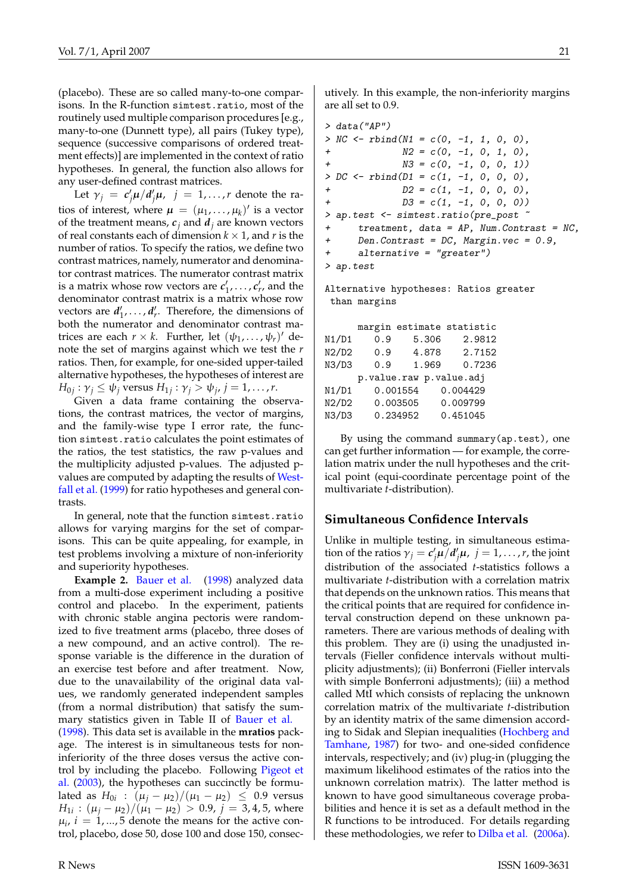(placebo). These are so called many-to-one comparisons. In the R-function `simtest.ratio`, most of the routinely used multiple comparison procedures [e.g., many-to-one (Dunnett type), all pairs (Tukey type), sequence (successive comparisons of ordered treatment effects)] are implemented in the context of ratio hypotheses. In general, the function also allows for any user-defined contrast matrices.

Let $\gamma_j = \boldsymbol{c}_j'\boldsymbol{\mu}/\boldsymbol{d}_j'\boldsymbol{\mu},\ j = 1,\ldots,r$ denote the ratios of interest, where $\boldsymbol{\mu} = (\mu_1,\ldots,\mu_k)'$ is a vector of the treatment means, $\boldsymbol{c}_j$ and $\boldsymbol{d}_j$ are known vectors of real constants each of dimension $k \times 1$, and $r$ is the number of ratios. To specify the ratios, we define two contrast matrices, namely, numerator and denominator contrast matrices. The numerator contrast matrix is a matrix whose row vectors are $\boldsymbol{c}_1',\ldots,\boldsymbol{c}_r'$, and the denominator contrast matrix is a matrix whose row vectors are $\boldsymbol{d}_1',\ldots,\boldsymbol{d}_r'$. Therefore, the dimensions of both the numerator and denominator contrast matrices are each $r \times k$. Further, let $(\psi_1,\ldots,\psi_r)'$ denote the set of margins against which we test the $r$ ratios. Then, for example, for one-sided upper-tailed alternative hypotheses, the hypotheses of interest are $H_{0j}: \gamma_j \leq \psi_j$ versus $H_{1j}: \gamma_j > \psi_j,\ j = 1,\ldots,r$.

Given a data frame containing the observations, the contrast matrices, the vector of margins, and the family-wise type I error rate, the function `simtest.ratio` calculates the point estimates of the ratios, the test statistics, the raw p-values and the multiplicity adjusted p-values. The adjusted p-values are computed by adapting the results of Westfall et al. (1999) for ratio hypotheses and general contrasts.

In general, note that the function `simtest.ratio` allows for varying margins for the set of comparisons. This can be quite appealing, for example, in test problems involving a mixture of non-inferiority and superiority hypotheses.

**Example 2.** Bauer et al. (1998) analyzed data from a multi-dose experiment including a positive control and placebo. In the experiment, patients with chronic stable angina pectoris were randomized to five treatment arms (placebo, three doses of a new compound, and an active control). The response variable is the difference in the duration of an exercise test before and after treatment. Now, due to the unavailability of the original data values, we randomly generated independent samples (from a normal distribution) that satisfy the summary statistics given in Table II of Bauer et al. (1998). This data set is available in the **mratios** package. The interest is in simultaneous tests for non-inferiority of the three doses versus the active control by including the placebo. Following Pigeot et al. (2003), the hypotheses can succinctly be formulated as $H_{0i}: (\mu_j - \mu_2)/(\mu_1 - \mu_2) \leq 0.9$ versus $H_{1i}: (\mu_j - \mu_2)/(\mu_1 - \mu_2) > 0.9,\ j = 3,4,5$, where $\mu_i,\ i = 1,...,5$ denote the means for the active control, placebo, dose 50, dose 100 and dose 150, consecutively. In this example, the non-inferiority margins are all set to 0.9.

```
> data("AP")
> NC <- rbind(N1 = c(0, -1, 1, 0, 0),
+             N2 = c(0, -1, 0, 1, 0),
+             N3 = c(0, -1, 0, 0, 1))
> DC <- rbind(D1 = c(1, -1, 0, 0, 0),
+             D2 = c(1, -1, 0, 0, 0),
+             D3 = c(1, -1, 0, 0, 0))
> ap.test <- simtest.ratio(pre_post ~
+     treatment, data = AP, Num.Contrast = NC,
+     Den.Contrast = DC, Margin.vec = 0.9,
+     alternative = "greater")
> ap.test

Alternative hypotheses: Ratios greater
 than margins

      margin estimate statistic
N1/D1    0.9    5.306    2.9812
N2/D2    0.9    4.878    2.7152
N3/D3    0.9    1.969    0.7236
      p.value.raw p.value.adj
N1/D1    0.001554    0.004429
N2/D2    0.003505    0.009799
N3/D3    0.234952    0.451045
```

By using the command `summary(ap.test)`, one can get further information — for example, the correlation matrix under the null hypotheses and the critical point (equi-coordinate percentage point of the multivariate $t$-distribution).

## Simultaneous Confidence Intervals

Unlike in multiple testing, in simultaneous estimation of the ratios $\gamma_j = \boldsymbol{c}_j'\boldsymbol{\mu}/\boldsymbol{d}_j'\boldsymbol{\mu},\ j = 1,\ldots,r$, the joint distribution of the associated $t$-statistics follows a multivariate $t$-distribution with a correlation matrix that depends on the unknown ratios. This means that the critical points that are required for confidence interval construction depend on these unknown parameters. There are various methods of dealing with this problem. They are (i) using the unadjusted intervals (Fieller confidence intervals without multiplicity adjustments); (ii) Bonferroni (Fieller intervals with simple Bonferroni adjustments); (iii) a method called MtI which consists of replacing the unknown correlation matrix of the multivariate $t$-distribution by an identity matrix of the same dimension according to Sidak and Slepian inequalities (Hochberg and Tamhane, 1987) for two- and one-sided confidence intervals, respectively; and (iv) plug-in (plugging the maximum likelihood estimates of the ratios into the unknown correlation matrix). The latter method is known to have good simultaneous coverage probabilities and hence it is set as a default method in the R functions to be introduced. For details regarding these methodologies, we refer to Dilba et al. (2006a).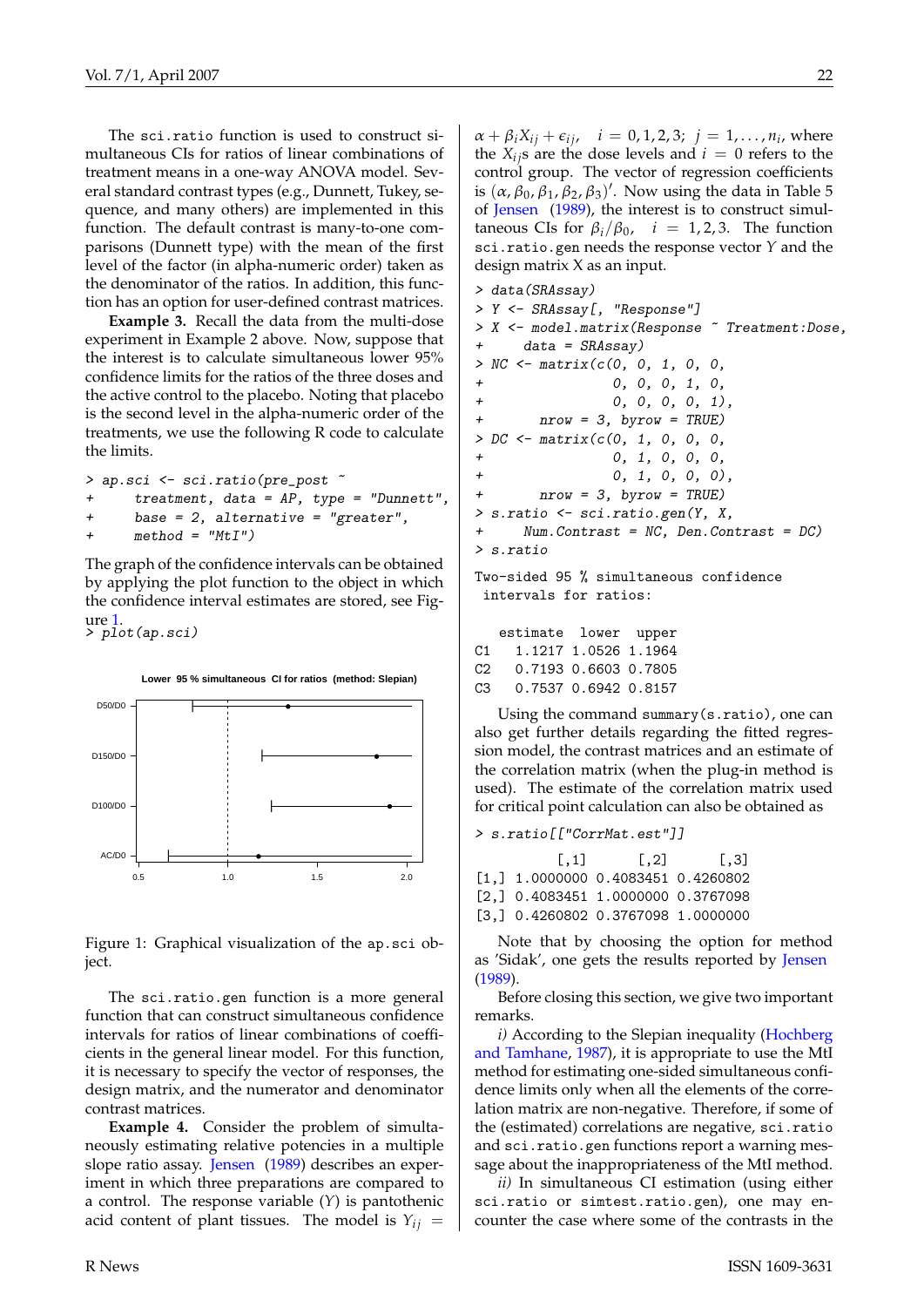The `sci.ratio` function is used to construct simultaneous CIs for ratios of linear combinations of treatment means in a one-way ANOVA model. Several standard contrast types (e.g., Dunnett, Tukey, sequence, and many others) are implemented in this function. The default contrast is many-to-one comparisons (Dunnett type) with the mean of the first level of the factor (in alpha-numeric order) taken as the denominator of the ratios. In addition, this function has an option for user-defined contrast matrices.

**Example 3.** Recall the data from the multi-dose experiment in Example 2 above. Now, suppose that the interest is to calculate simultaneous lower 95% confidence limits for the ratios of the three doses and the active control to the placebo. Noting that placebo is the second level in the alpha-numeric order of the treatments, we use the following R code to calculate the limits.

```
> ap.sci <- sci.ratio(pre_post ~
+     treatment, data = AP, type = "Dunnett",
+     base = 2, alternative = "greater",
+     method = "MtI")
```

The graph of the confidence intervals can be obtained by applying the plot function to the object in which the confidence interval estimates are stored, see Figure 1.

```
> plot(ap.sci)
```

Figure 1: Graphical visualization of the `ap.sci` object.

The `sci.ratio.gen` function is a more general function that can construct simultaneous confidence intervals for ratios of linear combinations of coefficients in the general linear model. For this function, it is necessary to specify the vector of responses, the design matrix, and the numerator and denominator contrast matrices.

**Example 4.** Consider the problem of simultaneously estimating relative potencies in a multiple slope ratio assay. Jensen (1989) describes an experiment in which three preparations are compared to a control. The response variable ($Y$) is pantothenic acid content of plant tissues. The model is $Y_{ij} = \alpha + \beta_i X_{ij} + \epsilon_{ij}$, $i = 0, 1, 2, 3$; $j = 1, \ldots, n_i$, where the $X_{ij}$s are the dose levels and $i = 0$ refers to the control group. The vector of regression coefficients is $(\alpha, \beta_0, \beta_1, \beta_2, \beta_3)'$. Now using the data in Table 5 of Jensen (1989), the interest is to construct simultaneous CIs for $\beta_i/\beta_0$, $i = 1, 2, 3$. The function `sci.ratio.gen` needs the response vector $Y$ and the design matrix X as an input.

```
> data(SRAssay)
> Y <- SRAssay[, "Response"]
> X <- model.matrix(Response ~ Treatment:Dose,
+     data = SRAssay)
> NC <- matrix(c(0, 0, 1, 0, 0,
+                0, 0, 0, 1, 0,
+                0, 0, 0, 0, 1),
+     nrow = 3, byrow = TRUE)
> DC <- matrix(c(0, 1, 0, 0, 0,
+                0, 1, 0, 0, 0,
+                0, 1, 0, 0, 0),
+     nrow = 3, byrow = TRUE)
> s.ratio <- sci.ratio.gen(Y, X,
+     Num.Contrast = NC, Den.Contrast = DC)
> s.ratio

Two-sided 95 % simultaneous confidence
 intervals for ratios:

   estimate  lower  upper
C1   1.1217 1.0526 1.1964
C2   0.7193 0.6603 0.7805
C3   0.7537 0.6942 0.8157
```

Using the command `summary(s.ratio)`, one can also get further details regarding the fitted regression model, the contrast matrices and an estimate of the correlation matrix (when the plug-in method is used). The estimate of the correlation matrix used for critical point calculation can also be obtained as

```
> s.ratio[["CorrMat.est"]]

          [,1]      [,2]      [,3]
[1,] 1.0000000 0.4083451 0.4260802
[2,] 0.4083451 1.0000000 0.3767098
[3,] 0.4260802 0.3767098 1.0000000
```

Note that by choosing the option for method as 'Sidak', one gets the results reported by Jensen (1989).

Before closing this section, we give two important remarks.

*i)* According to the Slepian inequality (Hochberg and Tamhane, 1987), it is appropriate to use the MtI method for estimating one-sided simultaneous confidence limits only when all the elements of the correlation matrix are non-negative. Therefore, if some of the (estimated) correlations are negative, `sci.ratio` and `sci.ratio.gen` functions report a warning message about the inappropriateness of the MtI method.

*ii)* In simultaneous CI estimation (using either `sci.ratio` or `simtest.ratio.gen`), one may encounter the case where some of the contrasts in the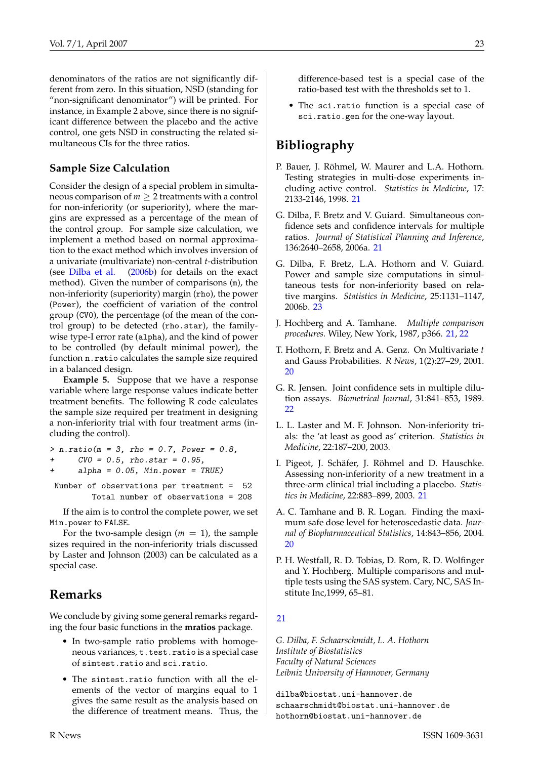denominators of the ratios are not significantly different from zero. In this situation, NSD (standing for "non-significant denominator") will be printed. For instance, in Example 2 above, since there is no significant difference between the placebo and the active control, one gets NSD in constructing the related simultaneous CIs for the three ratios.

### Sample Size Calculation

Consider the design of a special problem in simultaneous comparison of $m \geq 2$ treatments with a control for non-inferiority (or superiority), where the margins are expressed as a percentage of the mean of the control group. For sample size calculation, we implement a method based on normal approximation to the exact method which involves inversion of a univariate (multivariate) non-central $t$-distribution (see Dilba et al. (2006b) for details on the exact method). Given the number of comparisons (`m`), the non-inferiority (superiority) margin (`rho`), the power (`Power`), the coefficient of variation of the control group (`CV0`), the percentage (of the mean of the control group) to be detected (`rho.star`), the familywise type-I error rate (`alpha`), and the kind of power to be controlled (by default minimal power), the function `n.ratio` calculates the sample size required in a balanced design.

**Example 5.** Suppose that we have a response variable where large response values indicate better treatment benefits. The following R code calculates the sample size required per treatment in designing a non-inferiority trial with four treatment arms (including the control).

```
> n.ratio(m = 3, rho = 0.7, Power = 0.8,
+      CV0 = 0.5, rho.star = 0.95,
+      alpha = 0.05, Min.power = TRUE)
 Number of observations per treatment =  52
         Total number of observations = 208
```

If the aim is to control the complete power, we set `Min.power` to `FALSE`.

For the two-sample design ($m = 1$), the sample sizes required in the non-inferiority trials discussed by Laster and Johnson (2003) can be calculated as a special case.

## Remarks

We conclude by giving some general remarks regarding the four basic functions in the **mratios** package.

- In two-sample ratio problems with homogeneous variances, `t.test.ratio` is a special case of `simtest.ratio` and `sci.ratio`.
- The `simtest.ratio` function with all the elements of the vector of margins equal to 1 gives the same result as the analysis based on the difference of treatment means. Thus, the difference-based test is a special case of the ratio-based test with the thresholds set to 1.
- The `sci.ratio` function is a special case of `sci.ratio.gen` for the one-way layout.

## Bibliography

P. Bauer, J. Röhmel, W. Maurer and L.A. Hothorn. Testing strategies in multi-dose experiments including active control. *Statistics in Medicine*, 17: 2133-2146, 1998. 21

G. Dilba, F. Bretz and V. Guiard. Simultaneous confidence sets and confidence intervals for multiple ratios. *Journal of Statistical Planning and Inference*, 136:2640–2658, 2006a. 21

G. Dilba, F. Bretz, L.A. Hothorn and V. Guiard. Power and sample size computations in simultaneous tests for non-inferiority based on relative margins. *Statistics in Medicine*, 25:1131–1147, 2006b. 23

J. Hochberg and A. Tamhane. *Multiple comparison procedures.* Wiley, New York, 1987, p366. 21, 22

T. Hothorn, F. Bretz and A. Genz. On Multivariate $t$ and Gauss Probabilities. *R News*, 1(2):27–29, 2001. 20

G. R. Jensen. Joint confidence sets in multiple dilution assays. *Biometrical Journal*, 31:841–853, 1989. 22

L. L. Laster and M. F. Johnson. Non-inferiority trials: the 'at least as good as' criterion. *Statistics in Medicine*, 22:187–200, 2003.

I. Pigeot, J. Schäfer, J. Röhmel and D. Hauschke. Assessing non-inferiority of a new treatment in a three-arm clinical trial including a placebo. *Statistics in Medicine*, 22:883–899, 2003. 21

A. C. Tamhane and B. R. Logan. Finding the maximum safe dose level for heteroscedastic data. *Journal of Biopharmaceutical Statistics*, 14:843–856, 2004. 20

P. H. Westfall, R. D. Tobias, D. Rom, R. D. Wolfinger and Y. Hochberg. Multiple comparisons and multiple tests using the SAS system. Cary, NC, SAS Institute Inc,1999, 65–81.

21

*G. Dilba, F. Schaarschmidt, L. A. Hothorn*
*Institute of Biostatistics*
*Faculty of Natural Sciences*
*Leibniz University of Hannover, Germany*

`dilba@biostat.uni-hannover.de`
`schaarschmidt@biostat.uni-hannover.de`
`hothorn@biostat.uni-hannover.de`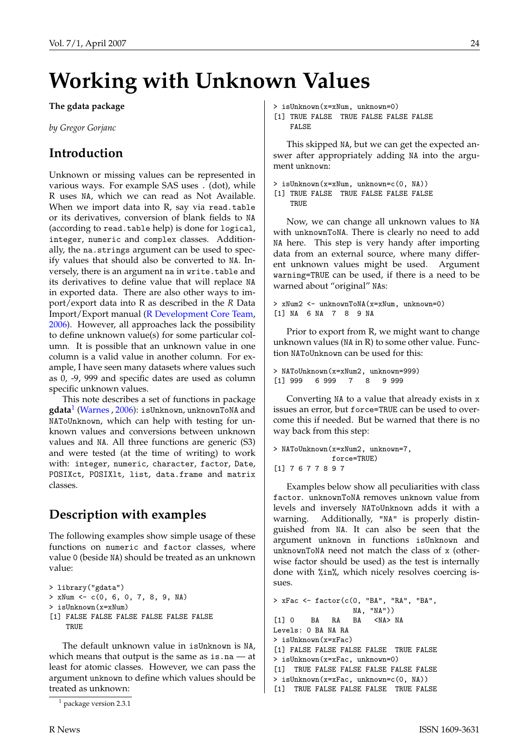# Working with Unknown Values

**The gdata package**

*by Gregor Gorjanc*

## Introduction

Unknown or missing values can be represented in various ways. For example SAS uses . (dot), while R uses `NA`, which we can read as Not Available. When we import data into R, say via `read.table` or its derivatives, conversion of blank fields to `NA` (according to `read.table` help) is done for `logical`, `integer`, `numeric` and `complex` classes. Additionally, the `na.strings` argument can be used to specify values that should also be converted to `NA`. Inversely, there is an argument `na` in `write.table` and its derivatives to define value that will replace `NA` in exported data. There are also other ways to import/export data into R as described in the *R* Data Import/Export manual (R Development Core Team, 2006). However, all approaches lack the possibility to define unknown value(s) for some particular column. It is possible that an unknown value in one column is a valid value in another column. For example, I have seen many datasets where values such as 0, -9, 999 and specific dates are used as column specific unknown values.

This note describes a set of functions in package **gdata**[1] (Warnes , 2006): `isUnknown`, `unknownToNA` and `NAToUnknown`, which can help with testing for unknown values and conversions between unknown values and `NA`. All three functions are generic (S3) and were tested (at the time of writing) to work with: `integer`, `numeric`, `character`, `factor`, `Date`, `POSIXct`, `POSIXlt`, `list`, `data.frame` and `matrix` classes.

## Description with examples

The following examples show simple usage of these functions on `numeric` and `factor` classes, where value `0` (beside `NA`) should be treated as an unknown value:

```
> library("gdata")
> xNum <- c(0, 6, 0, 7, 8, 9, NA)
> isUnknown(x=xNum)
[1] FALSE FALSE FALSE FALSE FALSE FALSE
    TRUE
```

The default unknown value in `isUnknown` is `NA`, which means that output is the same as `is.na` — at least for atomic classes. However, we can pass the argument `unknown` to define which values should be treated as unknown:

```
> isUnknown(x=xNum, unknown=0)
[1] TRUE FALSE  TRUE FALSE FALSE FALSE
    FALSE
```

This skipped `NA`, but we can get the expected answer after appropriately adding `NA` into the argument `unknown`:

```
> isUnknown(x=xNum, unknown=c(0, NA))
[1] TRUE FALSE  TRUE FALSE FALSE FALSE
    TRUE
```

Now, we can change all unknown values to `NA` with `unknownToNA`. There is clearly no need to add `NA` here. This step is very handy after importing data from an external source, where many different unknown values might be used. Argument `warning=TRUE` can be used, if there is a need to be warned about "original" `NA`s:

```
> xNum2 <- unknownToNA(x=xNum, unknown=0)
[1] NA  6 NA  7  8  9 NA
```

Prior to export from R, we might want to change unknown values (`NA` in R) to some other value. Function `NAToUnknown` can be used for this:

```
> NAToUnknown(x=xNum2, unknown=999)
[1] 999   6 999   7   8   9 999
```

Converting `NA` to a value that already exists in `x` issues an error, but `force=TRUE` can be used to overcome this if needed. But be warned that there is no way back from this step:

```
> NAToUnknown(x=xNum2, unknown=7,
              force=TRUE)
[1] 7 6 7 7 8 9 7
```

Examples below show all peculiarities with class `factor`. `unknownToNA` removes unknown value from levels and inversely `NAToUnknown` adds it with a warning. Additionally, `"NA"` is properly distinguished from `NA`. It can also be seen that the argument `unknown` in functions `isUnknown` and `unknownToNA` need not match the class of `x` (otherwise factor should be used) as the test is internally done with `%in%`, which nicely resolves coercing issues.

```
> xFac <- factor(c(0, "BA", "RA", "BA",
                   NA, "NA"))
[1] 0    BA   RA   BA   <NA> NA
Levels: 0 BA NA RA
> isUnknown(x=xFac)
[1] FALSE FALSE FALSE FALSE  TRUE FALSE
> isUnknown(x=xFac, unknown=0)
[1]  TRUE FALSE FALSE FALSE FALSE FALSE
> isUnknown(x=xFac, unknown=c(0, NA))
[1]  TRUE FALSE FALSE FALSE  TRUE FALSE
```

[1] package version 2.3.1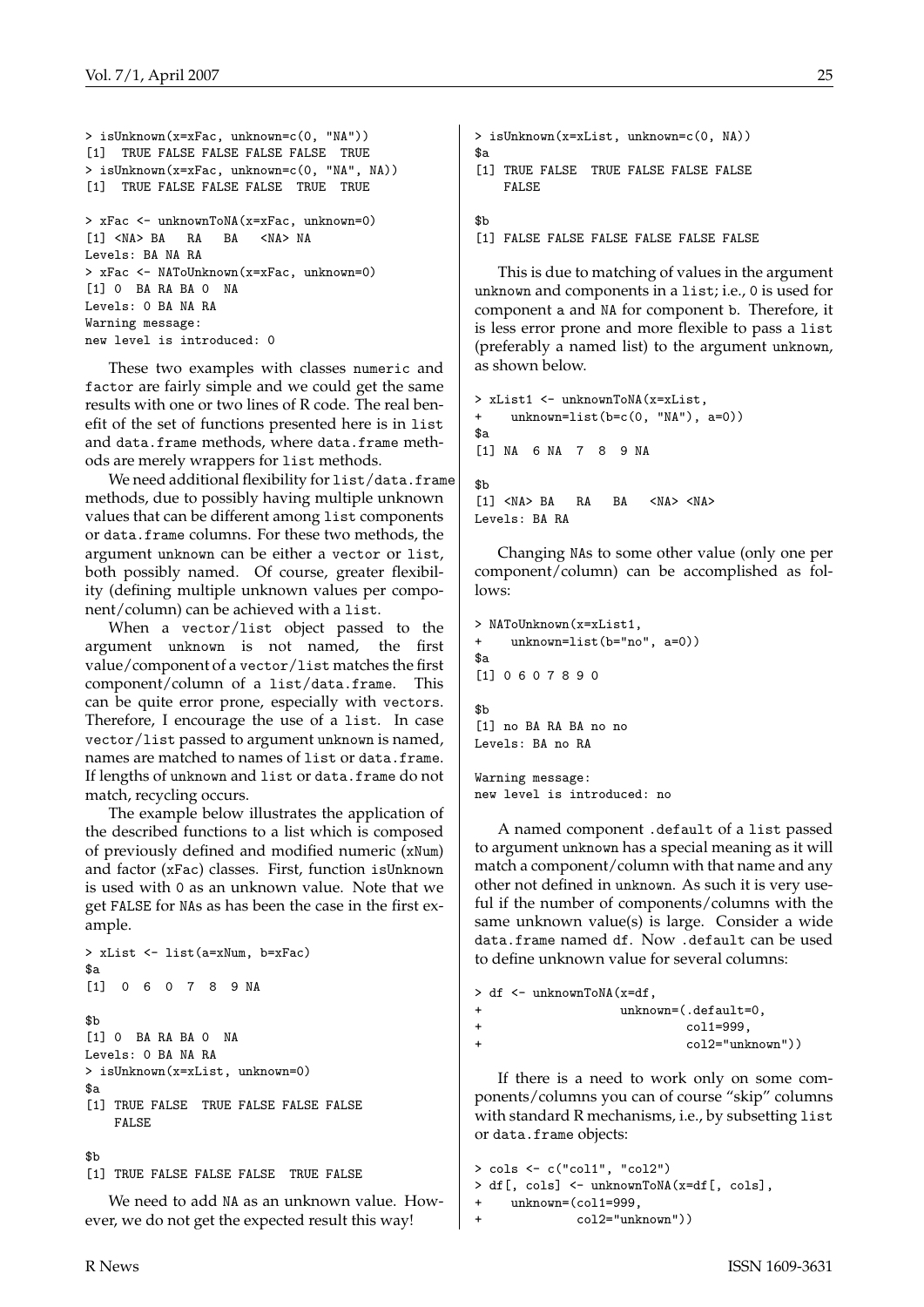```
> isUnknown(x=xFac, unknown=c(0, "NA"))
[1]  TRUE FALSE FALSE FALSE FALSE  TRUE
> isUnknown(x=xFac, unknown=c(0, "NA", NA))
[1]  TRUE FALSE FALSE FALSE  TRUE  TRUE

> xFac <- unknownToNA(x=xFac, unknown=0)
[1] <NA> BA   RA   BA   <NA> NA
Levels: BA NA RA
> xFac <- NAToUnknown(x=xFac, unknown=0)
[1] 0  BA RA BA 0  NA
Levels: 0 BA NA RA
Warning message:
new level is introduced: 0
```

These two examples with classes numeric and factor are fairly simple and we could get the same results with one or two lines of R code. The real benefit of the set of functions presented here is in list and data.frame methods, where data.frame methods are merely wrappers for list methods.

We need additional flexibility for list/data.frame methods, due to possibly having multiple unknown values that can be different among list components or data.frame columns. For these two methods, the argument unknown can be either a vector or list, both possibly named. Of course, greater flexibility (defining multiple unknown values per component/column) can be achieved with a list.

When a vector/list object passed to the argument unknown is not named, the first value/component of a vector/list matches the first component/column of a list/data.frame. This can be quite error prone, especially with vectors. Therefore, I encourage the use of a list. In case vector/list passed to argument unknown is named, names are matched to names of list or data.frame. If lengths of unknown and list or data.frame do not match, recycling occurs.

The example below illustrates the application of the described functions to a list which is composed of previously defined and modified numeric (xNum) and factor (xFac) classes. First, function isUnknown is used with 0 as an unknown value. Note that we get FALSE for NAs as has been the case in the first example.

```
> xList <- list(a=xNum, b=xFac)
$a
[1]  0  6  0  7  8  9 NA

$b
[1] 0  BA RA BA 0  NA
Levels: 0 BA NA RA
> isUnknown(x=xList, unknown=0)
$a
[1] TRUE FALSE  TRUE FALSE FALSE FALSE
    FALSE

$b
[1] TRUE FALSE FALSE FALSE  TRUE FALSE
```

We need to add NA as an unknown value. However, we do not get the expected result this way!

```
> isUnknown(x=xList, unknown=c(0, NA))
$a
[1] TRUE FALSE  TRUE FALSE FALSE FALSE
    FALSE

$b
[1] FALSE FALSE FALSE FALSE FALSE FALSE
```

This is due to matching of values in the argument unknown and components in a list; i.e., 0 is used for component a and NA for component b. Therefore, it is less error prone and more flexible to pass a list (preferably a named list) to the argument unknown, as shown below.

```
> xList1 <- unknownToNA(x=xList,
+    unknown=list(b=c(0, "NA"), a=0))
$a
[1] NA  6 NA  7  8  9 NA

$b
[1] <NA> BA   RA   BA   <NA> <NA>
Levels: BA RA
```

Changing NAs to some other value (only one per component/column) can be accomplished as follows:

```
> NAToUnknown(x=xList1,
+    unknown=list(b="no", a=0))
$a
[1] 0 6 0 7 8 9 0

$b
[1] no BA RA BA no no
Levels: BA no RA

Warning message:
new level is introduced: no
```

A named component .default of a list passed to argument unknown has a special meaning as it will match a component/column with that name and any other not defined in unknown. As such it is very useful if the number of components/columns with the same unknown value(s) is large. Consider a wide data.frame named df. Now .default can be used to define unknown value for several columns:

```
> df <- unknownToNA(x=df,
+                   unknown=(.default=0,
+                            col1=999,
+                            col2="unknown"))
```

If there is a need to work only on some components/columns you can of course "skip" columns with standard R mechanisms, i.e., by subsetting list or data.frame objects:

```
> cols <- c("col1", "col2")
> df[, cols] <- unknownToNA(x=df[, cols],
+    unknown=(col1=999,
+             col2="unknown"))
```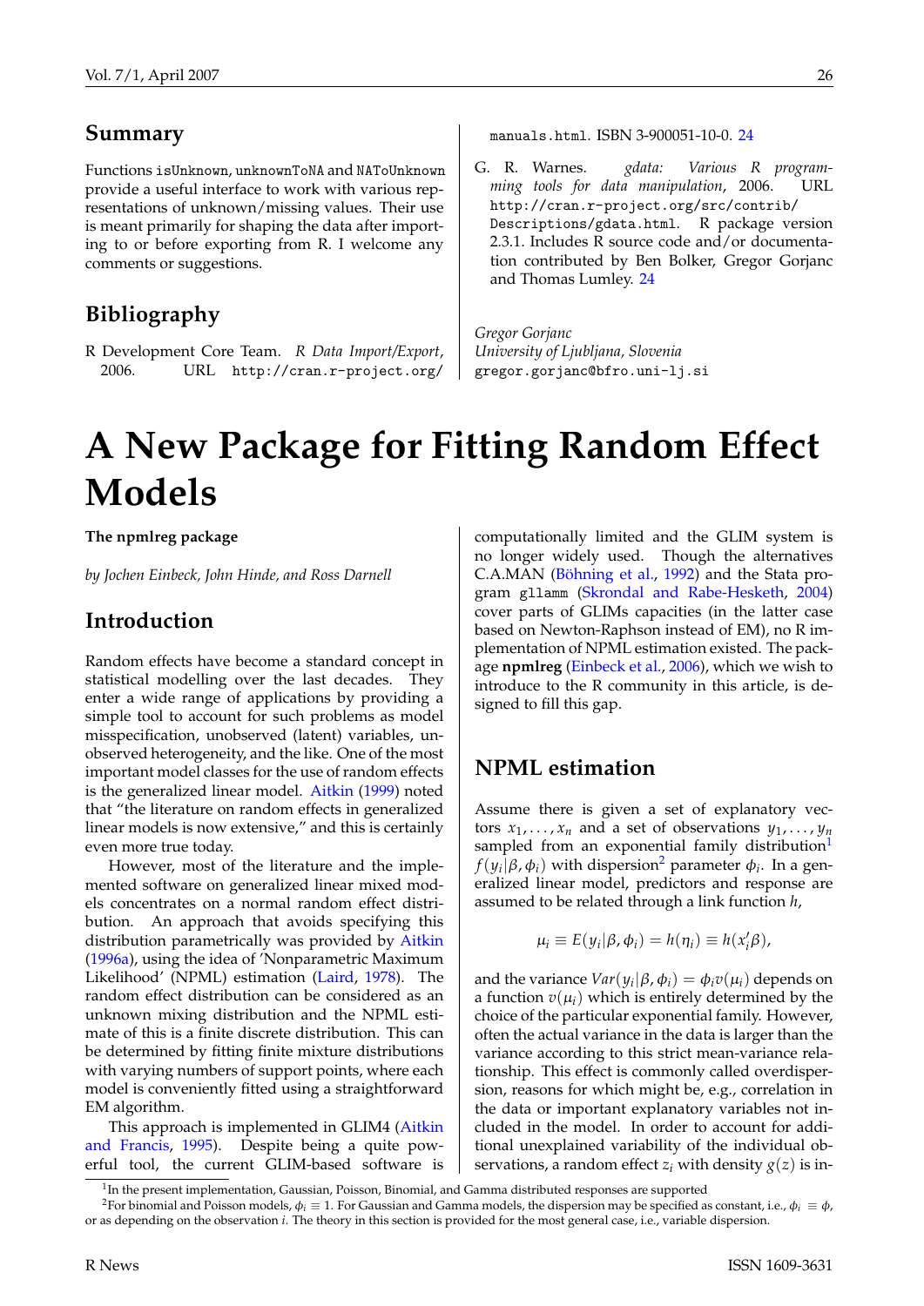## Summary

Functions `isUnknown`, `unknownToNA` and `NAToUnknown` provide a useful interface to work with various representations of unknown/missing values. Their use is meant primarily for shaping the data after importing to or before exporting from R. I welcome any comments or suggestions.

## Bibliography

R Development Core Team. *R Data Import/Export*, 2006. URL `http://cran.r-project.org/manuals.html`. ISBN 3-900051-10-0. 24

G. R. Warnes. *gdata: Various R programming tools for data manipulation*, 2006. URL `http://cran.r-project.org/src/contrib/Descriptions/gdata.html`. R package version 2.3.1. Includes R source code and/or documentation contributed by Ben Bolker, Gregor Gorjanc and Thomas Lumley. 24

*Gregor Gorjanc*
*University of Ljubljana, Slovenia*
`gregor.gorjanc@bfro.uni-lj.si`

# A New Package for Fitting Random Effect Models

**The npmlreg package**

*by Jochen Einbeck, John Hinde, and Ross Darnell*

## Introduction

Random effects have become a standard concept in statistical modelling over the last decades. They enter a wide range of applications by providing a simple tool to account for such problems as model misspecification, unobserved (latent) variables, unobserved heterogeneity, and the like. One of the most important model classes for the use of random effects is the generalized linear model. Aitkin (1999) noted that "the literature on random effects in generalized linear models is now extensive," and this is certainly even more true today.

However, most of the literature and the implemented software on generalized linear mixed models concentrates on a normal random effect distribution. An approach that avoids specifying this distribution parametrically was provided by Aitkin (1996a), using the idea of 'Nonparametric Maximum Likelihood' (NPML) estimation (Laird, 1978). The random effect distribution can be considered as an unknown mixing distribution and the NPML estimate of this is a finite discrete distribution. This can be determined by fitting finite mixture distributions with varying numbers of support points, where each model is conveniently fitted using a straightforward EM algorithm.

This approach is implemented in GLIM4 (Aitkin and Francis, 1995). Despite being a quite powerful tool, the current GLIM-based software is computationally limited and the GLIM system is no longer widely used. Though the alternatives C.A.MAN (Böhning et al., 1992) and the Stata program `gllamm` (Skrondal and Rabe-Hesketh, 2004) cover parts of GLIMs capacities (in the latter case based on Newton-Raphson instead of EM), no R implementation of NPML estimation existed. The package **npmlreg** (Einbeck et al., 2006), which we wish to introduce to the R community in this article, is designed to fill this gap.

## NPML estimation

Assume there is given a set of explanatory vectors $x_1, \ldots, x_n$ and a set of observations $y_1, \ldots, y_n$ sampled from an exponential family distribution[1] $f(y_i|\beta, \phi_i)$ with dispersion[2] parameter $\phi_i$. In a generalized linear model, predictors and response are assumed to be related through a link function $h$,

$$\mu_i \equiv E(y_i|\beta, \phi_i) = h(\eta_i) \equiv h(x_i'\beta),$$

and the variance $Var(y_i|\beta, \phi_i) = \phi_i v(\mu_i)$ depends on a function $v(\mu_i)$ which is entirely determined by the choice of the particular exponential family. However, often the actual variance in the data is larger than the variance according to this strict mean-variance relationship. This effect is commonly called overdispersion, reasons for which might be, e.g., correlation in the data or important explanatory variables not included in the model. In order to account for additional unexplained variability of the individual observations, a random effect $z_i$ with density $g(z)$ is in-

[1] In the present implementation, Gaussian, Poisson, Binomial, and Gamma distributed responses are supported

[2] For binomial and Poisson models, $\phi_i \equiv 1$. For Gaussian and Gamma models, the dispersion may be specified as constant, i.e., $\phi_i \equiv \phi$, or as depending on the observation $i$. The theory in this section is provided for the most general case, i.e., variable dispersion.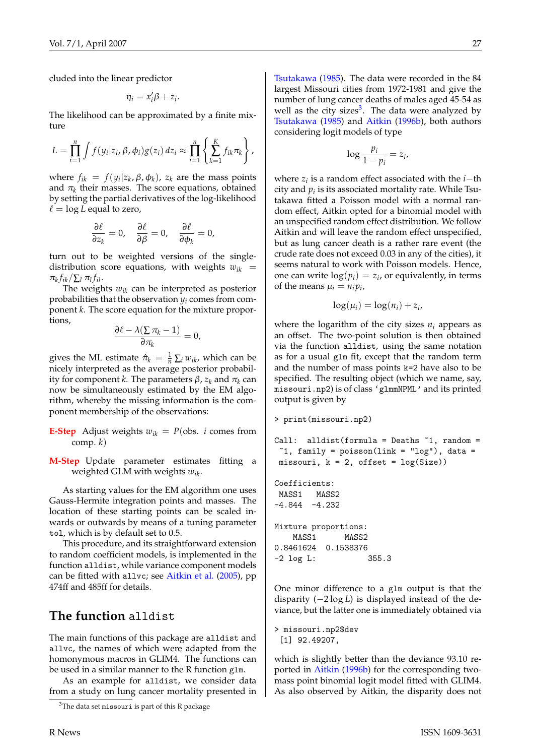cluded into the linear predictor

$$\eta_i = x_i'\beta + z_i.$$

The likelihood can be approximated by a finite mixture

$$L = \prod_{i=1}^{n} \int f(y_i|z_i, \beta, \phi_i) g(z_i)\, dz_i \approx \prod_{i=1}^{n} \left\{ \sum_{k=1}^{K} f_{ik}\pi_k \right\},$$

where $f_{ik} = f(y_i|z_k, \beta, \phi_k)$, $z_k$ are the mass points and $\pi_k$ their masses. The score equations, obtained by setting the partial derivatives of the log-likelihood $\ell = \log L$ equal to zero,

$$\frac{\partial \ell}{\partial z_k} = 0, \quad \frac{\partial \ell}{\partial \beta} = 0, \quad \frac{\partial \ell}{\partial \phi_k} = 0,$$

turn out to be weighted versions of the single-distribution score equations, with weights $w_{ik} = \pi_k f_{ik} / \sum_l \pi_l f_{il}$.

The weights $w_{ik}$ can be interpreted as posterior probabilities that the observation $y_i$ comes from component $k$. The score equation for the mixture proportions,

$$\frac{\partial \ell - \lambda(\sum \pi_k - 1)}{\partial \pi_k} = 0,$$

gives the ML estimate $\hat{\pi}_k = \frac{1}{n}\sum_i w_{ik}$, which can be nicely interpreted as the average posterior probability for component $k$. The parameters $\beta$, $z_k$ and $\pi_k$ can now be simultaneously estimated by the EM algorithm, whereby the missing information is the component membership of the observations:

**E-Step** Adjust weights $w_{ik} = P$(obs. $i$ comes from comp. $k$)

**M-Step** Update parameter estimates fitting a weighted GLM with weights $w_{ik}$.

As starting values for the EM algorithm one uses Gauss-Hermite integration points and masses. The location of these starting points can be scaled inwards or outwards by means of a tuning parameter `tol`, which is by default set to 0.5.

This procedure, and its straightforward extension to random coefficient models, is implemented in the function `alldist`, while variance component models can be fitted with `allvc`; see Aitkin et al. (2005), pp 474ff and 485ff for details.

## The function `alldist`

The main functions of this package are `alldist` and `allvc`, the names of which were adapted from the homonymous macros in GLIM4. The functions can be used in a similar manner to the R function `glm`.

As an example for `alldist`, we consider data from a study on lung cancer mortality presented in Tsutakawa (1985). The data were recorded in the 84 largest Missouri cities from 1972-1981 and give the number of lung cancer deaths of males aged 45-54 as well as the city sizes[3]. The data were analyzed by Tsutakawa (1985) and Aitkin (1996b), both authors considering logit models of type

$$\log \frac{p_i}{1 - p_i} = z_i,$$

where $z_i$ is a random effect associated with the $i$−th city and $p_i$ is its associated mortality rate. While Tsutakawa fitted a Poisson model with a normal random effect, Aitkin opted for a binomial model with an unspecified random effect distribution. We follow Aitkin and will leave the random effect unspecified, but as lung cancer death is a rather rare event (the crude rate does not exceed 0.03 in any of the cities), it seems natural to work with Poisson models. Hence, one can write $\log(p_i) = z_i$, or equivalently, in terms of the means $\mu_i = n_i p_i$,

$$\log(\mu_i) = \log(n_i) + z_i,$$

where the logarithm of the city sizes $n_i$ appears as an offset. The two-point solution is then obtained via the function `alldist`, using the same notation as for a usual `glm` fit, except that the random term and the number of mass points `k=2` have also to be specified. The resulting object (which we name, say, `missouri.np2`) is of class `'glmmNPML'` and its printed output is given by

```
> print(missouri.np2)

Call:  alldist(formula = Deaths ~1, random =
 ~1, family = poisson(link = "log"), data =
 missouri, k = 2, offset = log(Size))

Coefficients:
 MASS1   MASS2
-4.844  -4.232

Mixture proportions:
    MASS1      MASS2
0.8461624  0.1538376
-2 log L:          355.3
```

One minor difference to a `glm` output is that the disparity ($-2\log L$) is displayed instead of the deviance, but the latter one is immediately obtained via

```
> missouri.np2$dev
 [1] 92.49207,
```

which is slightly better than the deviance 93.10 reported in Aitkin (1996b) for the corresponding two-mass point binomial logit model fitted with GLIM4. As also observed by Aitkin, the disparity does not

[3]The data set `missouri` is part of this R package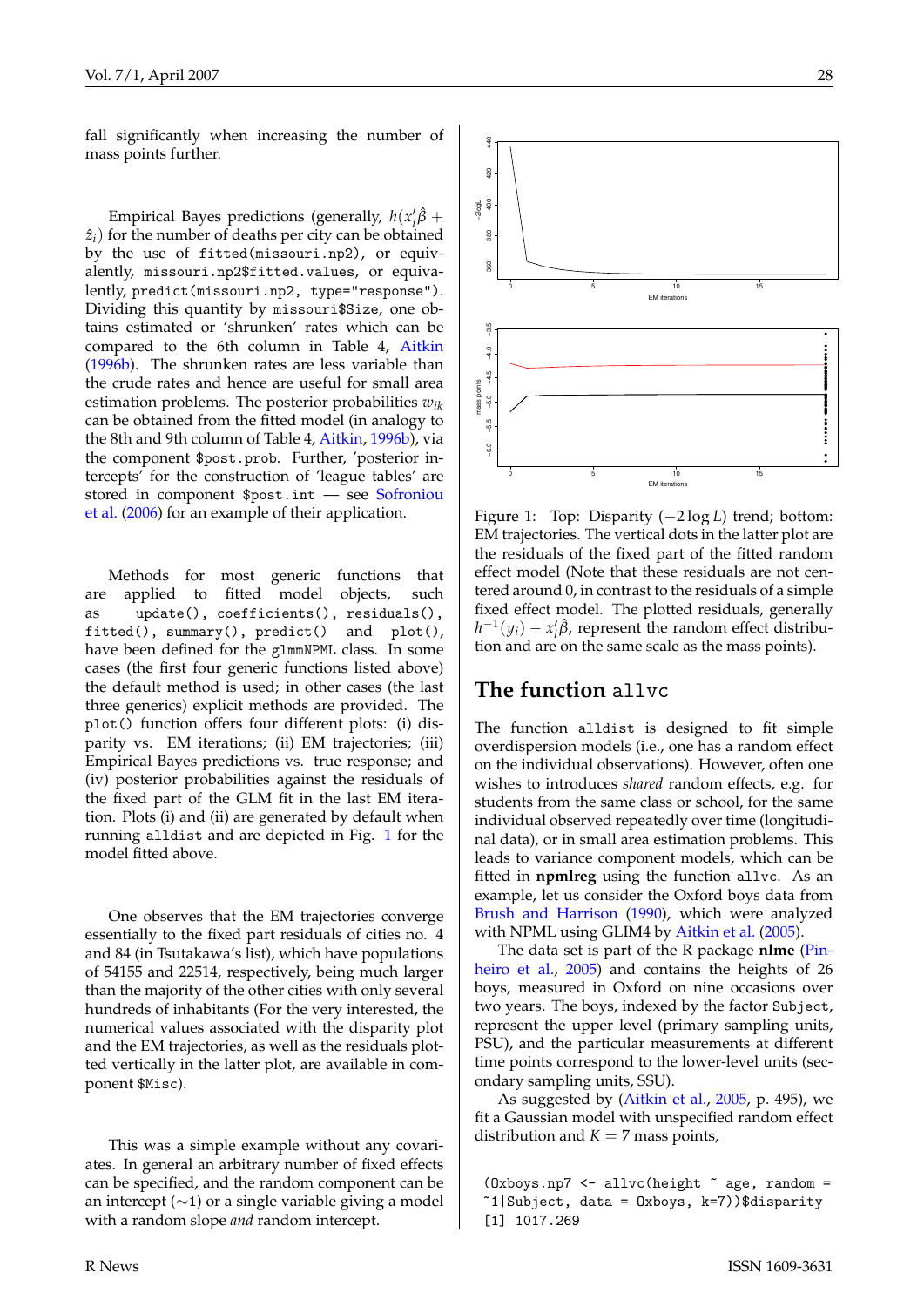fall significantly when increasing the number of mass points further.

Empirical Bayes predictions (generally, $h(x_i'\hat{\beta} + \hat{z}_i)$ for the number of deaths per city can be obtained by the use of `fitted(missouri.np2)`, or equivalently, `missouri.np2$fitted.values`, or equivalently, `predict(missouri.np2, type="response")`. Dividing this quantity by `missouri$Size`, one obtains estimated or 'shrunken' rates which can be compared to the 6th column in Table 4, Aitkin (1996b). The shrunken rates are less variable than the crude rates and hence are useful for small area estimation problems. The posterior probabilities $w_{ik}$ can be obtained from the fitted model (in analogy to the 8th and 9th column of Table 4, Aitkin, 1996b), via the component `$post.prob`. Further, 'posterior intercepts' for the construction of 'league tables' are stored in component `$post.int` — see Sofroniou et al. (2006) for an example of their application.

Methods for most generic functions that are applied to fitted model objects, such as `update()`, `coefficients()`, `residuals()`, `fitted()`, `summary()`, `predict()` and `plot()`, have been defined for the `glmmNPML` class. In some cases (the first four generic functions listed above) the default method is used; in other cases (the last three generics) explicit methods are provided. The `plot()` function offers four different plots: (i) disparity vs. EM iterations; (ii) EM trajectories; (iii) Empirical Bayes predictions vs. true response; and (iv) posterior probabilities against the residuals of the fixed part of the GLM fit in the last EM iteration. Plots (i) and (ii) are generated by default when running `alldist` and are depicted in Fig. 1 for the model fitted above.

One observes that the EM trajectories converge essentially to the fixed part residuals of cities no. 4 and 84 (in Tsutakawa's list), which have populations of 54155 and 22514, respectively, being much larger than the majority of the other cities with only several hundreds of inhabitants (For the very interested, the numerical values associated with the disparity plot and the EM trajectories, as well as the residuals plotted vertically in the latter plot, are available in component `$Misc`).

This was a simple example without any covariates. In general an arbitrary number of fixed effects can be specified, and the random component can be an intercept ($\sim$1) or a single variable giving a model with a random slope *and* random intercept.

Figure 1: Top: Disparity ($-2\log L$) trend; bottom: EM trajectories. The vertical dots in the latter plot are the residuals of the fixed part of the fitted random effect model (Note that these residuals are not centered around 0, in contrast to the residuals of a simple fixed effect model. The plotted residuals, generally $h^{-1}(y_i) - x_i'\hat{\beta}$, represent the random effect distribution and are on the same scale as the mass points).

## The function `allvc`

The function `alldist` is designed to fit simple overdispersion models (i.e., one has a random effect on the individual observations). However, often one wishes to introduces *shared* random effects, e.g. for students from the same class or school, for the same individual observed repeatedly over time (longitudinal data), or in small area estimation problems. This leads to variance component models, which can be fitted in **npmlreg** using the function `allvc`. As an example, let us consider the Oxford boys data from Brush and Harrison (1990), which were analyzed with NPML using GLIM4 by Aitkin et al. (2005).

The data set is part of the R package **nlme** (Pinheiro et al., 2005) and contains the heights of 26 boys, measured in Oxford on nine occasions over two years. The boys, indexed by the factor `Subject`, represent the upper level (primary sampling units, PSU), and the particular measurements at different time points correspond to the lower-level units (secondary sampling units, SSU).

As suggested by (Aitkin et al., 2005, p. 495), we fit a Gaussian model with unspecified random effect distribution and $K = 7$ mass points,

```
(Oxboys.np7 <- allvc(height ~ age, random =
~1|Subject, data = Oxboys, k=7))$disparity
[1] 1017.269
```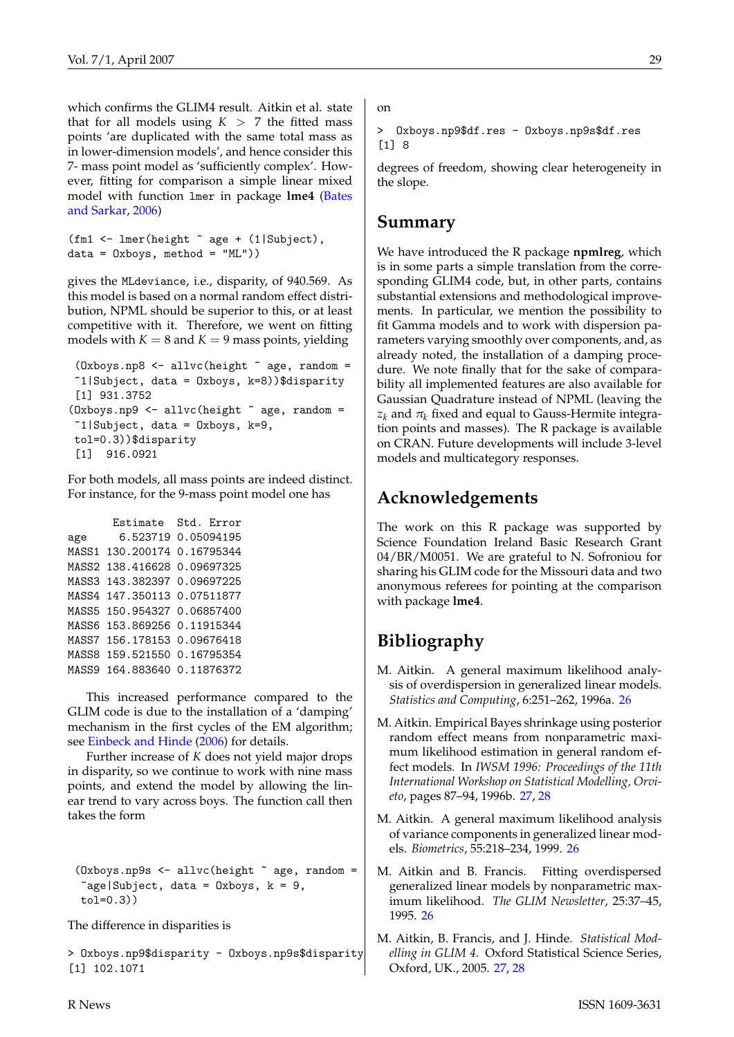which confirms the GLIM4 result. Aitkin et al. state that for all models using $K > 7$ the fitted mass points 'are duplicated with the same total mass as in lower-dimension models', and hence consider this 7- mass point model as 'sufficiently complex'. However, fitting for comparison a simple linear mixed model with function `lmer` in package **lme4** (Bates and Sarkar, 2006)

```
(fm1 <- lmer(height ~ age + (1|Subject),
data = Oxboys, method = "ML"))
```

gives the `MLdeviance`, i.e., disparity, of 940.569. As this model is based on a normal random effect distribution, NPML should be superior to this, or at least competitive with it. Therefore, we went on fitting models with $K = 8$ and $K = 9$ mass points, yielding

```
 (Oxboys.np8 <- allvc(height ~ age, random =
 ~1|Subject, data = Oxboys, k=8))$disparity
 [1] 931.3752
(Oxboys.np9 <- allvc(height ~ age, random =
 ~1|Subject, data = Oxboys, k=9,
 tol=0.3))$disparity
 [1]  916.0921
```

For both models, all mass points are indeed distinct. For instance, for the 9-mass point model one has

```
        Estimate  Std. Error
age      6.523719 0.05094195
MASS1 130.200174 0.16795344
MASS2 138.416628 0.09697325
MASS3 143.382397 0.09697225
MASS4 147.350113 0.07511877
MASS5 150.954327 0.06857400
MASS6 153.869256 0.11915344
MASS7 156.178153 0.09676418
MASS8 159.521550 0.16795354
MASS9 164.883640 0.11876372
```

This increased performance compared to the GLIM code is due to the installation of a 'damping' mechanism in the first cycles of the EM algorithm; see Einbeck and Hinde (2006) for details.

Further increase of $K$ does not yield major drops in disparity, so we continue to work with nine mass points, and extend the model by allowing the linear trend to vary across boys. The function call then takes the form

```
 (Oxboys.np9s <- allvc(height ~ age, random =
  ~age|Subject, data = Oxboys, k = 9,
  tol=0.3))
```

The difference in disparities is

```
> Oxboys.np9$disparity - Oxboys.np9s$disparity
[1] 102.1071
```

on

```
>  Oxboys.np9$df.res - Oxboys.np9s$df.res
[1] 8
```

degrees of freedom, showing clear heterogeneity in the slope.

## Summary

We have introduced the R package **npmlreg**, which is in some parts a simple translation from the corresponding GLIM4 code, but, in other parts, contains substantial extensions and methodological improvements. In particular, we mention the possibility to fit Gamma models and to work with dispersion parameters varying smoothly over components, and, as already noted, the installation of a damping procedure. We note finally that for the sake of comparability all implemented features are also available for Gaussian Quadrature instead of NPML (leaving the $z_k$ and $\pi_k$ fixed and equal to Gauss-Hermite integration points and masses). The R package is available on CRAN. Future developments will include 3-level models and multicategory responses.

## Acknowledgements

The work on this R package was supported by Science Foundation Ireland Basic Research Grant 04/BR/M0051. We are grateful to N. Sofroniou for sharing his GLIM code for the Missouri data and two anonymous referees for pointing at the comparison with package **lme4**.

## Bibliography

M. Aitkin. A general maximum likelihood analysis of overdispersion in generalized linear models. *Statistics and Computing*, 6:251–262, 1996a. 26

M. Aitkin. Empirical Bayes shrinkage using posterior random effect means from nonparametric maximum likelihood estimation in general random effect models. In *IWSM 1996: Proceedings of the 11th International Workshop on Statistical Modelling, Orvieto*, pages 87–94, 1996b. 27, 28

M. Aitkin. A general maximum likelihood analysis of variance components in generalized linear models. *Biometrics*, 55:218–234, 1999. 26

M. Aitkin and B. Francis. Fitting overdispersed generalized linear models by nonparametric maximum likelihood. *The GLIM Newsletter*, 25:37–45, 1995. 26

M. Aitkin, B. Francis, and J. Hinde. *Statistical Modelling in GLIM 4*. Oxford Statistical Science Series, Oxford, UK., 2005. 27, 28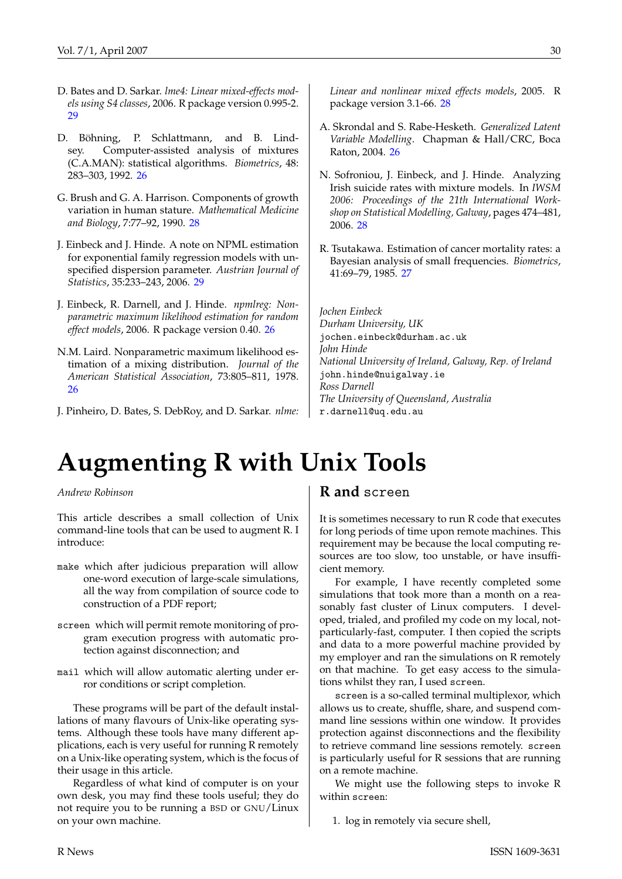D. Bates and D. Sarkar. *lme4: Linear mixed-effects models using S4 classes*, 2006. R package version 0.995-2. 29

D. Böhning, P. Schlattmann, and B. Lindsey. Computer-assisted analysis of mixtures (C.A.MAN): statistical algorithms. *Biometrics*, 48: 283–303, 1992. 26

G. Brush and G. A. Harrison. Components of growth variation in human stature. *Mathematical Medicine and Biology*, 7:77–92, 1990. 28

J. Einbeck and J. Hinde. A note on NPML estimation for exponential family regression models with unspecified dispersion parameter. *Austrian Journal of Statistics*, 35:233–243, 2006. 29

J. Einbeck, R. Darnell, and J. Hinde. *npmlreg: Nonparametric maximum likelihood estimation for random effect models*, 2006. R package version 0.40. 26

N.M. Laird. Nonparametric maximum likelihood estimation of a mixing distribution. *Journal of the American Statistical Association*, 73:805–811, 1978. 26

J. Pinheiro, D. Bates, S. DebRoy, and D. Sarkar. *nlme: Linear and nonlinear mixed effects models*, 2005. R package version 3.1-66. 28

A. Skrondal and S. Rabe-Hesketh. *Generalized Latent Variable Modelling*. Chapman & Hall/CRC, Boca Raton, 2004. 26

N. Sofroniou, J. Einbeck, and J. Hinde. Analyzing Irish suicide rates with mixture models. In *IWSM 2006: Proceedings of the 21th International Workshop on Statistical Modelling, Galway*, pages 474–481, 2006. 28

R. Tsutakawa. Estimation of cancer mortality rates: a Bayesian analysis of small frequencies. *Biometrics*, 41:69–79, 1985. 27

*Jochen Einbeck*
*Durham University, UK*
`jochen.einbeck@durham.ac.uk`
*John Hinde*
*National University of Ireland, Galway, Rep. of Ireland*
`john.hinde@nuigalway.ie`
*Ross Darnell*
*The University of Queensland, Australia*
`r.darnell@uq.edu.au`

# Augmenting R with Unix Tools

*Andrew Robinson*

This article describes a small collection of Unix command-line tools that can be used to augment R. I introduce:

- `make` which after judicious preparation will allow one-word execution of large-scale simulations, all the way from compilation of source code to construction of a PDF report;
- `screen` which will permit remote monitoring of program execution progress with automatic protection against disconnection; and
- `mail` which will allow automatic alerting under error conditions or script completion.

These programs will be part of the default installations of many flavours of Unix-like operating systems. Although these tools have many different applications, each is very useful for running R remotely on a Unix-like operating system, which is the focus of their usage in this article.

Regardless of what kind of computer is on your own desk, you may find these tools useful; they do not require you to be running a BSD or GNU/Linux on your own machine.

## R and `screen`

It is sometimes necessary to run R code that executes for long periods of time upon remote machines. This requirement may be because the local computing resources are too slow, too unstable, or have insufficient memory.

For example, I have recently completed some simulations that took more than a month on a reasonably fast cluster of Linux computers. I developed, trialed, and profiled my code on my local, not-particularly-fast, computer. I then copied the scripts and data to a more powerful machine provided by my employer and ran the simulations on R remotely on that machine. To get easy access to the simulations whilst they ran, I used `screen`.

`screen` is a so-called terminal multiplexor, which allows us to create, shuffle, share, and suspend command line sessions within one window. It provides protection against disconnections and the flexibility to retrieve command line sessions remotely. `screen` is particularly useful for R sessions that are running on a remote machine.

We might use the following steps to invoke R within `screen`:

1. log in remotely via secure shell,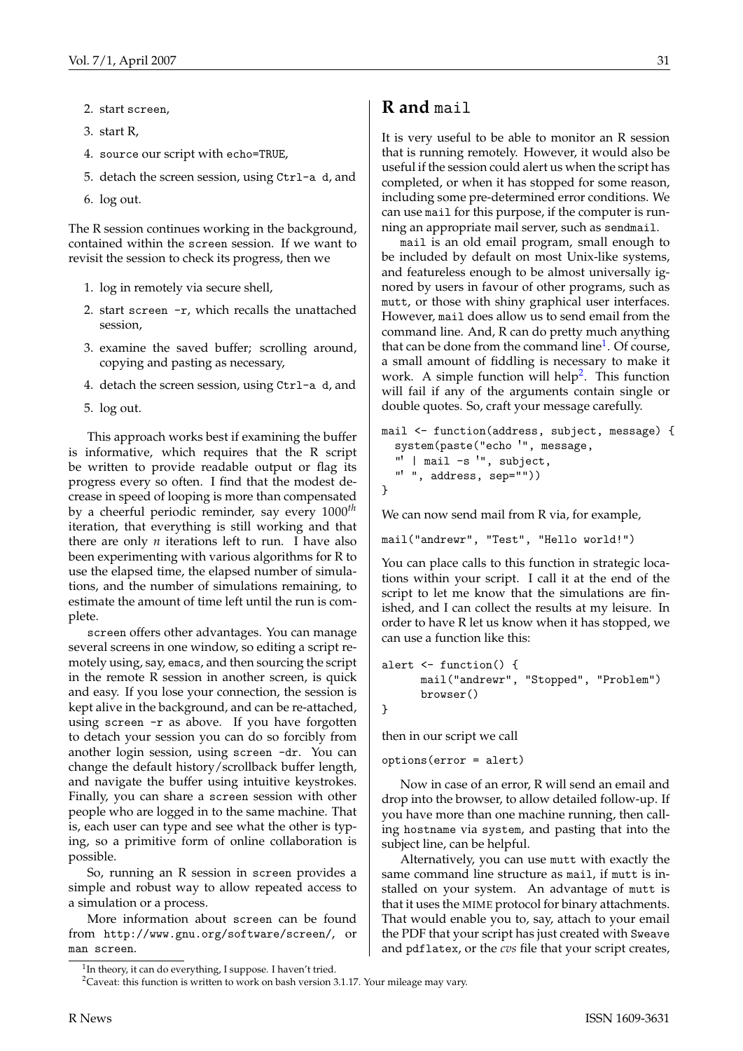2. start screen,
3. start R,
4. source our script with echo=TRUE,
5. detach the screen session, using Ctrl-a d, and
6. log out.

The R session continues working in the background, contained within the screen session. If we want to revisit the session to check its progress, then we

1. log in remotely via secure shell,
2. start screen -r, which recalls the unattached session,
3. examine the saved buffer; scrolling around, copying and pasting as necessary,
4. detach the screen session, using Ctrl-a d, and
5. log out.

This approach works best if examining the buffer is informative, which requires that the R script be written to provide readable output or flag its progress every so often. I find that the modest decrease in speed of looping is more than compensated by a cheerful periodic reminder, say every $1000^{th}$ iteration, that everything is still working and that there are only $n$ iterations left to run. I have also been experimenting with various algorithms for R to use the elapsed time, the elapsed number of simulations, and the number of simulations remaining, to estimate the amount of time left until the run is complete.

screen offers other advantages. You can manage several screens in one window, so editing a script remotely using, say, emacs, and then sourcing the script in the remote R session in another screen, is quick and easy. If you lose your connection, the session is kept alive in the background, and can be re-attached, using screen -r as above. If you have forgotten to detach your session you can do so forcibly from another login session, using screen -dr. You can change the default history/scrollback buffer length, and navigate the buffer using intuitive keystrokes. Finally, you can share a screen session with other people who are logged in to the same machine. That is, each user can type and see what the other is typing, so a primitive form of online collaboration is possible.

So, running an R session in screen provides a simple and robust way to allow repeated access to a simulation or a process.

More information about screen can be found from http://www.gnu.org/software/screen/, or man screen.

## R and mail

It is very useful to be able to monitor an R session that is running remotely. However, it would also be useful if the session could alert us when the script has completed, or when it has stopped for some reason, including some pre-determined error conditions. We can use mail for this purpose, if the computer is running an appropriate mail server, such as sendmail.

mail is an old email program, small enough to be included by default on most Unix-like systems, and featureless enough to be almost universally ignored by users in favour of other programs, such as mutt, or those with shiny graphical user interfaces. However, mail does allow us to send email from the command line. And, R can do pretty much anything that can be done from the command line[1]. Of course, a small amount of fiddling is necessary to make it work. A simple function will help[2]. This function will fail if any of the arguments contain single or double quotes. So, craft your message carefully.

```
mail <- function(address, subject, message) {
  system(paste("echo '", message,
  "' | mail -s '", subject,
  "' ", address, sep=""))
}
```

We can now send mail from R via, for example,

```
mail("andrewr", "Test", "Hello world!")
```

You can place calls to this function in strategic locations within your script. I call it at the end of the script to let me know that the simulations are finished, and I can collect the results at my leisure. In order to have R let us know when it has stopped, we can use a function like this:

```
alert <- function() {
      mail("andrewr", "Stopped", "Problem")
      browser()
}
```

then in our script we call

```
options(error = alert)
```

Now in case of an error, R will send an email and drop into the browser, to allow detailed follow-up. If you have more than one machine running, then calling hostname via system, and pasting that into the subject line, can be helpful.

Alternatively, you can use mutt with exactly the same command line structure as mail, if mutt is installed on your system. An advantage of mutt is that it uses the MIME protocol for binary attachments. That would enable you to, say, attach to your email the PDF that your script has just created with Sweave and pdflatex, or the *cvs* file that your script creates,

[1] In theory, it can do everything, I suppose. I haven't tried.

[2] Caveat: this function is written to work on bash version 3.1.17. Your mileage may vary.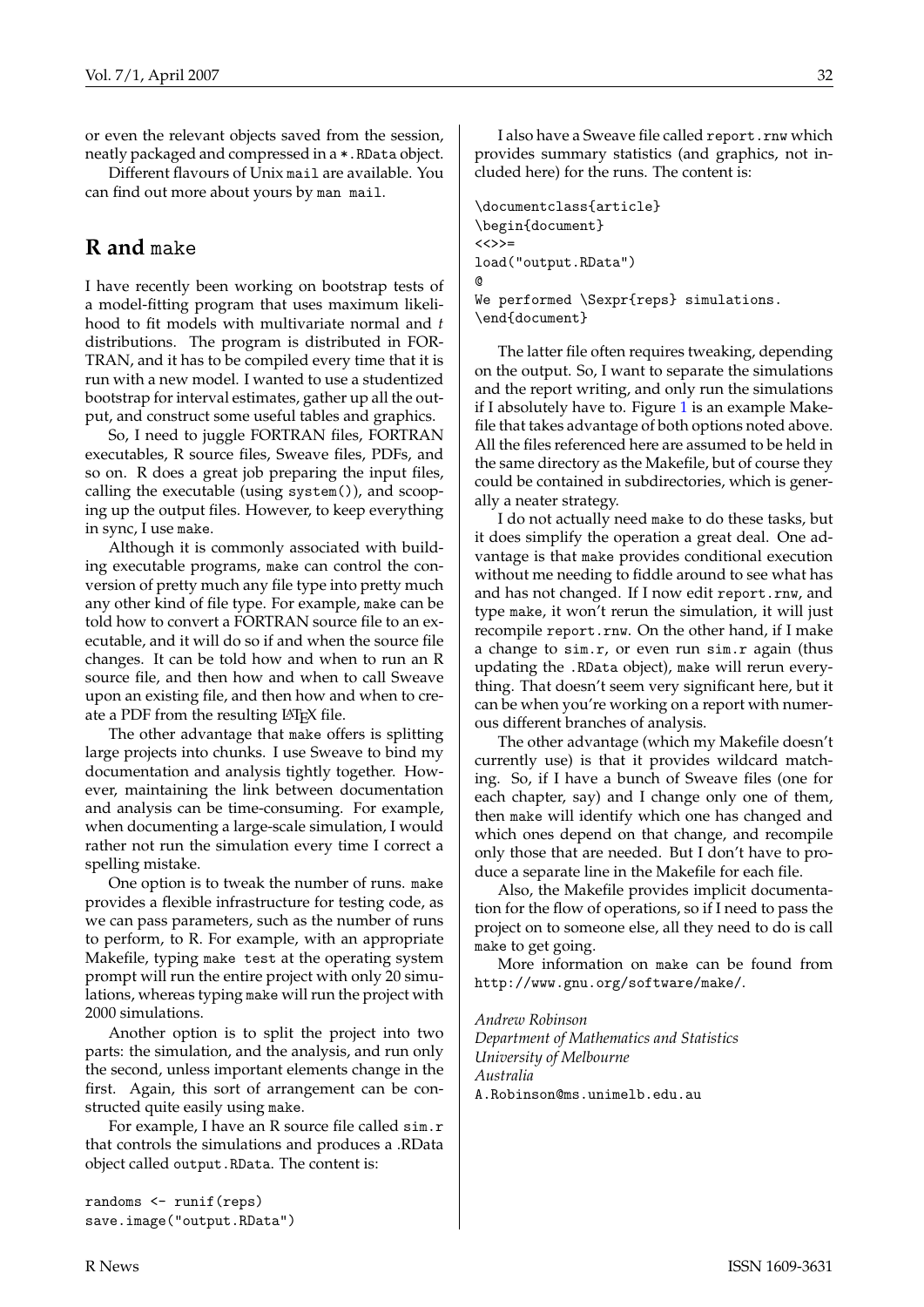or even the relevant objects saved from the session, neatly packaged and compressed in a `*.RData` object.

Different flavours of Unix `mail` are available. You can find out more about yours by `man mail`.

## R and `make`

I have recently been working on bootstrap tests of a model-fitting program that uses maximum likelihood to fit models with multivariate normal and *t* distributions. The program is distributed in FORTRAN, and it has to be compiled every time that it is run with a new model. I wanted to use a studentized bootstrap for interval estimates, gather up all the output, and construct some useful tables and graphics.

So, I need to juggle FORTRAN files, FORTRAN executables, R source files, Sweave files, PDFs, and so on. R does a great job preparing the input files, calling the executable (using `system()`), and scooping up the output files. However, to keep everything in sync, I use `make`.

Although it is commonly associated with building executable programs, `make` can control the conversion of pretty much any file type into pretty much any other kind of file type. For example, `make` can be told how to convert a FORTRAN source file to an executable, and it will do so if and when the source file changes. It can be told how and when to run an R source file, and then how and when to call Sweave upon an existing file, and then how and when to create a PDF from the resulting LaTeX file.

The other advantage that `make` offers is splitting large projects into chunks. I use Sweave to bind my documentation and analysis tightly together. However, maintaining the link between documentation and analysis can be time-consuming. For example, when documenting a large-scale simulation, I would rather not run the simulation every time I correct a spelling mistake.

One option is to tweak the number of runs. `make` provides a flexible infrastructure for testing code, as we can pass parameters, such as the number of runs to perform, to R. For example, with an appropriate Makefile, typing `make test` at the operating system prompt will run the entire project with only 20 simulations, whereas typing `make` will run the project with 2000 simulations.

Another option is to split the project into two parts: the simulation, and the analysis, and run only the second, unless important elements change in the first. Again, this sort of arrangement can be constructed quite easily using `make`.

For example, I have an R source file called `sim.r` that controls the simulations and produces a .RData object called `output.RData`. The content is:

```
randoms <- runif(reps)
save.image("output.RData")
```

I also have a Sweave file called `report.rnw` which provides summary statistics (and graphics, not included here) for the runs. The content is:

```
\documentclass{article}
\begin{document}
<<>>=
load("output.RData")
@
We performed \Sexpr{reps} simulations.
\end{document}
```

The latter file often requires tweaking, depending on the output. So, I want to separate the simulations and the report writing, and only run the simulations if I absolutely have to. Figure 1 is an example Makefile that takes advantage of both options noted above. All the files referenced here are assumed to be held in the same directory as the Makefile, but of course they could be contained in subdirectories, which is generally a neater strategy.

I do not actually need `make` to do these tasks, but it does simplify the operation a great deal. One advantage is that `make` provides conditional execution without me needing to fiddle around to see what has and has not changed. If I now edit `report.rnw`, and type `make`, it won't rerun the simulation, it will just recompile `report.rnw`. On the other hand, if I make a change to `sim.r`, or even run `sim.r` again (thus updating the `.RData` object), `make` will rerun everything. That doesn't seem very significant here, but it can be when you're working on a report with numerous different branches of analysis.

The other advantage (which my Makefile doesn't currently use) is that it provides wildcard matching. So, if I have a bunch of Sweave files (one for each chapter, say) and I change only one of them, then `make` will identify which one has changed and which ones depend on that change, and recompile only those that are needed. But I don't have to produce a separate line in the Makefile for each file.

Also, the Makefile provides implicit documentation for the flow of operations, so if I need to pass the project on to someone else, all they need to do is call `make` to get going.

More information on `make` can be found from `http://www.gnu.org/software/make/`.

*Andrew Robinson*
*Department of Mathematics and Statistics*
*University of Melbourne*
*Australia*
`A.Robinson@ms.unimelb.edu.au`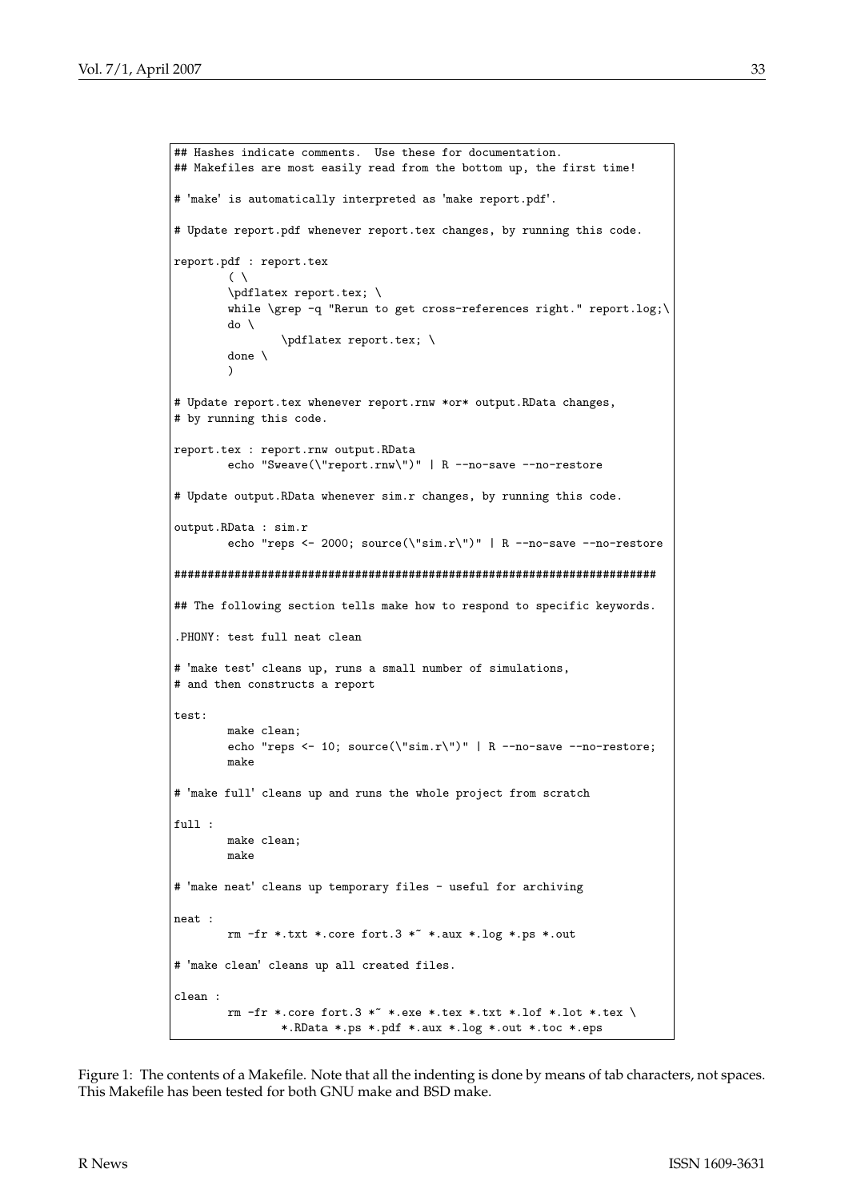```
## Hashes indicate comments.  Use these for documentation.
## Makefiles are most easily read from the bottom up, the first time!

# 'make' is automatically interpreted as 'make report.pdf'.

# Update report.pdf whenever report.tex changes, by running this code.

report.pdf : report.tex
	( \
	\pdflatex report.tex; \
	while \grep -q "Rerun to get cross-references right." report.log;\
	do \
		\pdflatex report.tex; \
	done \
	)

# Update report.tex whenever report.rnw *or* output.RData changes,
# by running this code.

report.tex : report.rnw output.RData
	echo "Sweave(\"report.rnw\")" | R --no-save --no-restore

# Update output.RData whenever sim.r changes, by running this code.

output.RData : sim.r
	echo "reps <- 2000; source(\"sim.r\")" | R --no-save --no-restore

########################################################################

## The following section tells make how to respond to specific keywords.

.PHONY: test full neat clean

# 'make test' cleans up, runs a small number of simulations,
# and then constructs a report

test:
	make clean;
	echo "reps <- 10; source(\"sim.r\")" | R --no-save --no-restore;
	make

# 'make full' cleans up and runs the whole project from scratch

full :
	make clean;
	make

# 'make neat' cleans up temporary files - useful for archiving

neat :
	rm -fr *.txt *.core fort.3 *~ *.aux *.log *.ps *.out

# 'make clean' cleans up all created files.

clean :
	rm -fr *.core fort.3 *~ *.exe *.tex *.txt *.lof *.lot *.tex \
		*.RData *.ps *.pdf *.aux *.log *.out *.toc *.eps
```

Figure 1: The contents of a Makefile. Note that all the indenting is done by means of tab characters, not spaces. This Makefile has been tested for both GNU make and BSD make.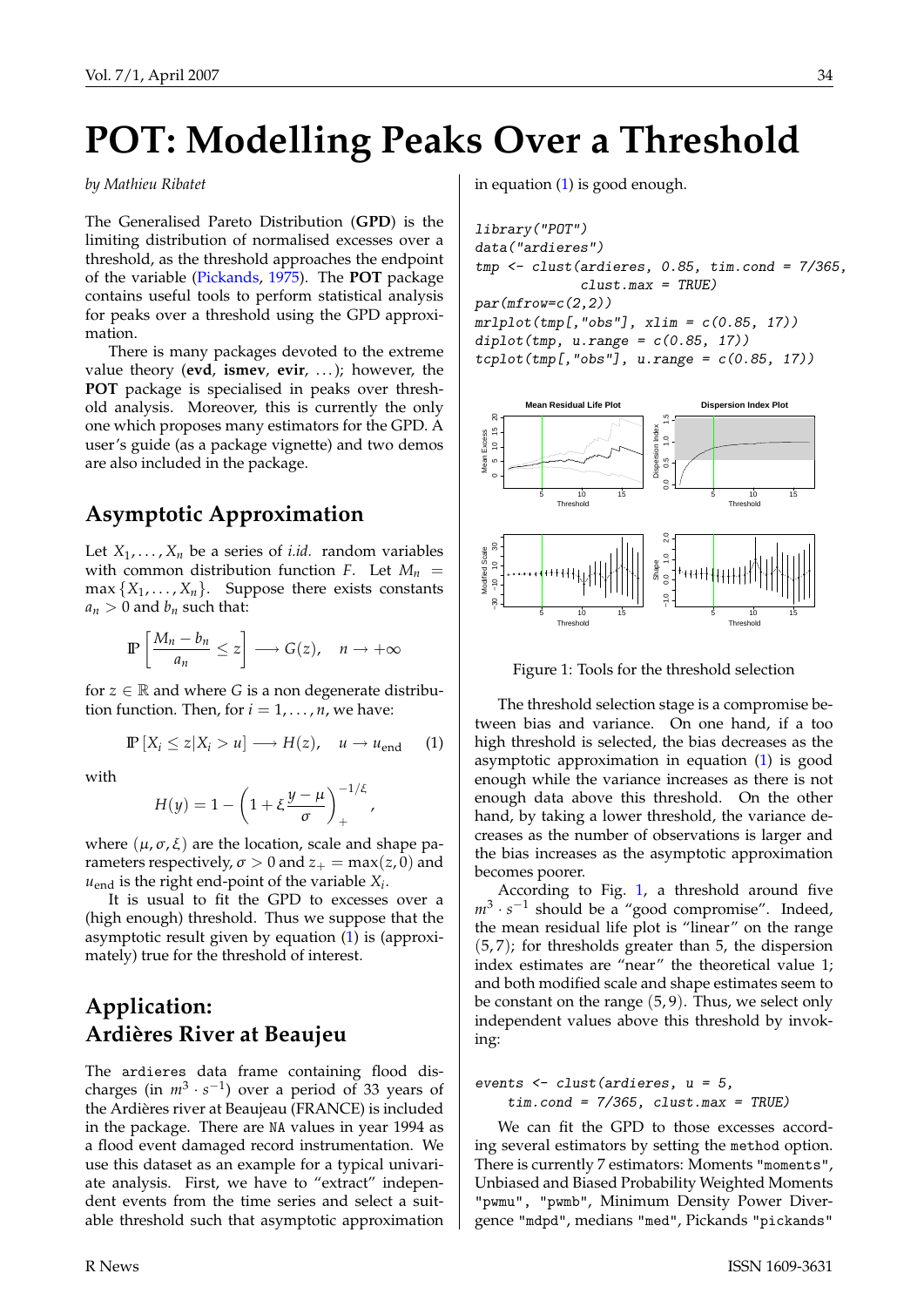# POT: Modelling Peaks Over a Threshold

*by Mathieu Ribatet*

The Generalised Pareto Distribution (**GPD**) is the limiting distribution of normalised excesses over a threshold, as the threshold approaches the endpoint of the variable (Pickands, 1975). The **POT** package contains useful tools to perform statistical analysis for peaks over a threshold using the GPD approximation.

There is many packages devoted to the extreme value theory (**evd**, **ismev**, **evir**, ...); however, the **POT** package is specialised in peaks over threshold analysis. Moreover, this is currently the only one which proposes many estimators for the GPD. A user's guide (as a package vignette) and two demos are also included in the package.

## Asymptotic Approximation

Let $X_1, \ldots, X_n$ be a series of *i.id.* random variables with common distribution function $F$. Let $M_n = \max\{X_1, \ldots, X_n\}$. Suppose there exists constants $a_n > 0$ and $b_n$ such that:

$$\mathbb{P}\left[\frac{M_n - b_n}{a_n} \leq z\right] \longrightarrow G(z), \quad n \to +\infty$$

for $z \in \mathbb{R}$ and where $G$ is a non degenerate distribution function. Then, for $i = 1, \ldots, n$, we have:

$$\mathbb{P}\left[X_i \leq z | X_i > u\right] \longrightarrow H(z), \quad u \to u_{\text{end}} \qquad (1)$$

with

$$H(y) = 1 - \left(1 + \xi \frac{y - \mu}{\sigma}\right)_+^{-1/\xi},$$

where $(\mu, \sigma, \xi)$ are the location, scale and shape parameters respectively, $\sigma > 0$ and $z_+ = \max(z, 0)$ and $u_{\text{end}}$ is the right end-point of the variable $X_i$.

It is usual to fit the GPD to excesses over a (high enough) threshold. Thus we suppose that the asymptotic result given by equation (1) is (approximately) true for the threshold of interest.

## Application: Ardières River at Beaujeu

The `ardieres` data frame containing flood discharges (in $m^3 \cdot s^{-1}$) over a period of 33 years of the Ardières river at Beaujeau (FRANCE) is included in the package. There are `NA` values in year 1994 as a flood event damaged record instrumentation. We use this dataset as an example for a typical univariate analysis. First, we have to "extract" independent events from the time series and select a suitable threshold such that asymptotic approximation in equation (1) is good enough.

```
library("POT")
data("ardieres")
tmp <- clust(ardieres, 0.85, tim.cond = 7/365,
             clust.max = TRUE)
par(mfrow=c(2,2))
mrlplot(tmp[,"obs"], xlim = c(0.85, 17))
diplot(tmp, u.range = c(0.85, 17))
tcplot(tmp[,"obs"], u.range = c(0.85, 17))
```

Figure 1: Tools for the threshold selection

The threshold selection stage is a compromise between bias and variance. On one hand, if a too high threshold is selected, the bias decreases as the asymptotic approximation in equation (1) is good enough while the variance increases as there is not enough data above this threshold. On the other hand, by taking a lower threshold, the variance decreases as the number of observations is larger and the bias increases as the asymptotic approximation becomes poorer.

According to Fig. 1, a threshold around five $m^3 \cdot s^{-1}$ should be a "good compromise". Indeed, the mean residual life plot is "linear" on the range $(5, 7)$; for thresholds greater than 5, the dispersion index estimates are "near" the theoretical value 1; and both modified scale and shape estimates seem to be constant on the range $(5, 9)$. Thus, we select only independent values above this threshold by invoking:

```
events <- clust(ardieres, u = 5,
    tim.cond = 7/365, clust.max = TRUE)
```

We can fit the GPD to those excesses according several estimators by setting the `method` option. There is currently 7 estimators: Moments `"moments"`, Unbiased and Biased Probability Weighted Moments `"pwmu"`, `"pwmb"`, Minimum Density Power Divergence `"mdpd"`, medians `"med"`, Pickands `"pickands"`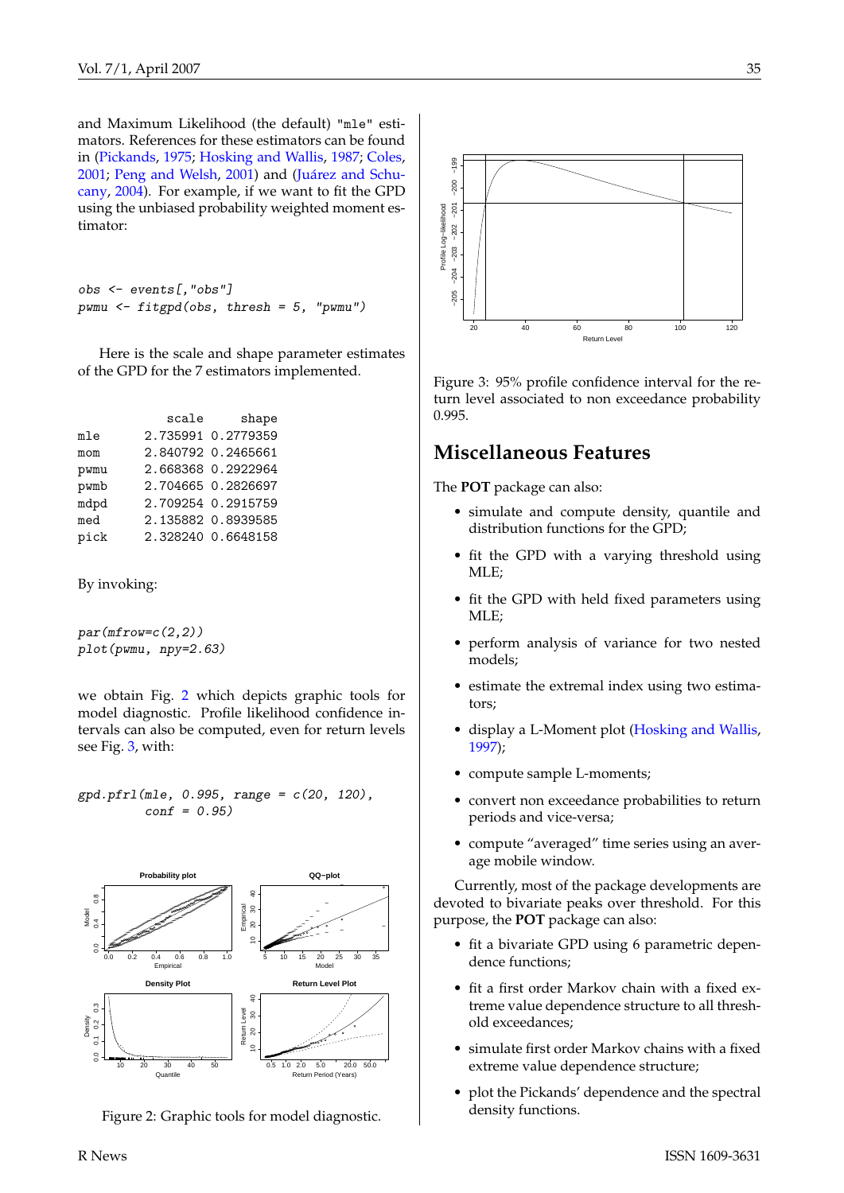and Maximum Likelihood (the default) "mle" estimators. References for these estimators can be found in (Pickands, 1975; Hosking and Wallis, 1987; Coles, 2001; Peng and Welsh, 2001) and (Juárez and Schucany, 2004). For example, if we want to fit the GPD using the unbiased probability weighted moment estimator:

```
obs <- events[,"obs"]
pwmu <- fitgpd(obs, thresh = 5, "pwmu")
```

Here is the scale and shape parameter estimates of the GPD for the 7 estimators implemented.

```
        scale     shape
mle  2.735991 0.2779359
mom  2.840792 0.2465661
pwmu 2.668368 0.2922964
pwmb 2.704665 0.2826697
mdpd 2.709254 0.2915759
med  2.135882 0.8939585
pick 2.328240 0.6648158
```

By invoking:

```
par(mfrow=c(2,2))
plot(pwmu, npy=2.63)
```

we obtain Fig. 2 which depicts graphic tools for model diagnostic. Profile likelihood confidence intervals can also be computed, even for return levels see Fig. 3, with:

```
gpd.pfrl(mle, 0.995, range = c(20, 120),
         conf = 0.95)
```

Figure 2: Graphic tools for model diagnostic.

Figure 3: 95% profile confidence interval for the return level associated to non exceedance probability 0.995.

## Miscellaneous Features

The **POT** package can also:

- simulate and compute density, quantile and distribution functions for the GPD;
- fit the GPD with a varying threshold using MLE;
- fit the GPD with held fixed parameters using MLE;
- perform analysis of variance for two nested models;
- estimate the extremal index using two estimators;
- display a L-Moment plot (Hosking and Wallis, 1997);
- compute sample L-moments;
- convert non exceedance probabilities to return periods and vice-versa;
- compute "averaged" time series using an average mobile window.

Currently, most of the package developments are devoted to bivariate peaks over threshold. For this purpose, the **POT** package can also:

- fit a bivariate GPD using 6 parametric dependence functions;
- fit a first order Markov chain with a fixed extreme value dependence structure to all threshold exceedances;
- simulate first order Markov chains with a fixed extreme value dependence structure;
- plot the Pickands' dependence and the spectral density functions.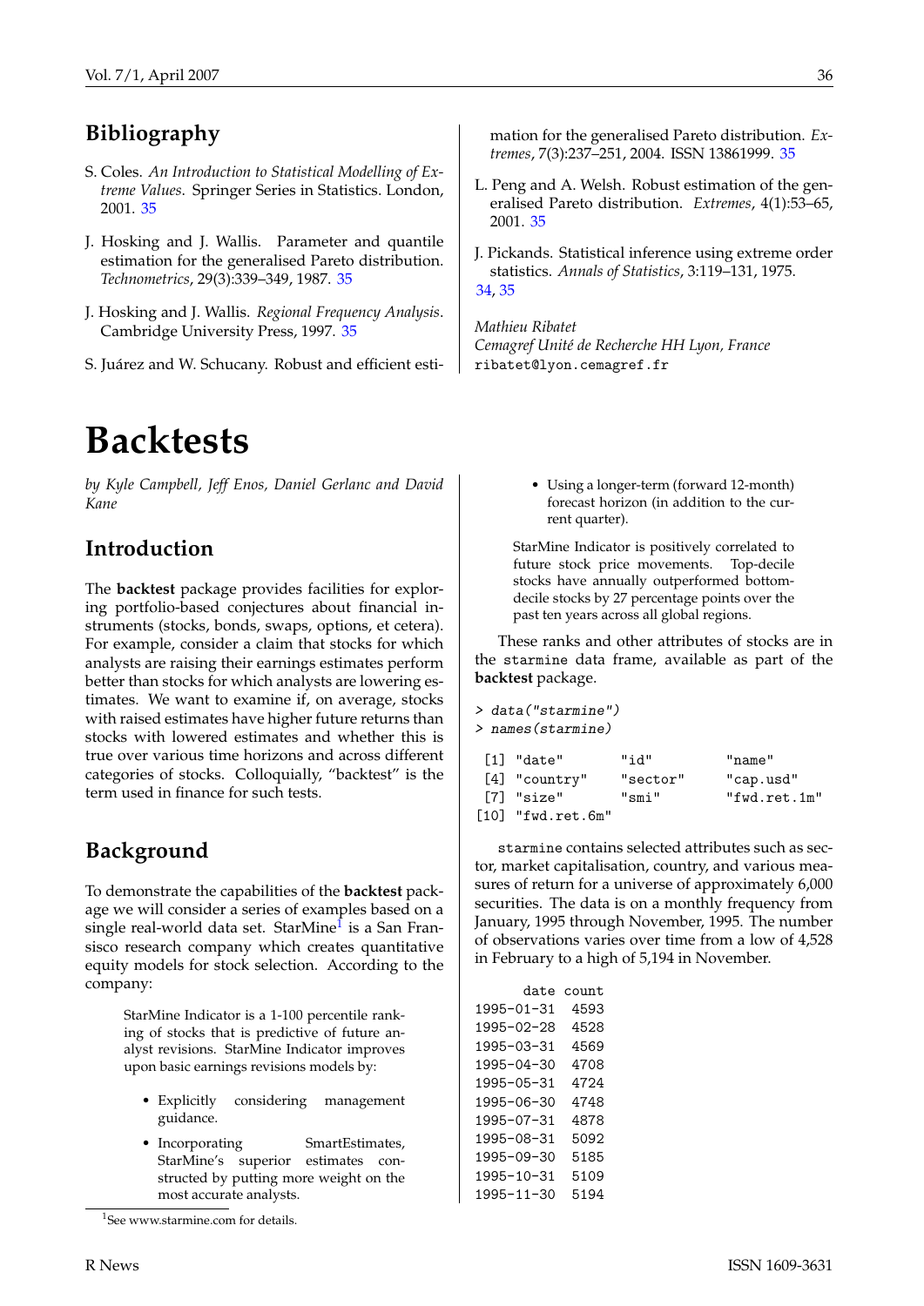## Bibliography

S. Coles. *An Introduction to Statistical Modelling of Extreme Values*. Springer Series in Statistics. London, 2001. 35

J. Hosking and J. Wallis. Parameter and quantile estimation for the generalised Pareto distribution. *Technometrics*, 29(3):339–349, 1987. 35

J. Hosking and J. Wallis. *Regional Frequency Analysis*. Cambridge University Press, 1997. 35

S. Juárez and W. Schucany. Robust and efficient estimation for the generalised Pareto distribution. *Extremes*, 7(3):237–251, 2004. ISSN 13861999. 35

L. Peng and A. Welsh. Robust estimation of the generalised Pareto distribution. *Extremes*, 4(1):53–65, 2001. 35

J. Pickands. Statistical inference using extreme order statistics. *Annals of Statistics*, 3:119–131, 1975. 34, 35

*Mathieu Ribatet*
*Cemagref Unité de Recherche HH Lyon, France*
`ribatet@lyon.cemagref.fr`

# Backtests

*by Kyle Campbell, Jeff Enos, Daniel Gerlanc and David Kane*

## Introduction

The **backtest** package provides facilities for exploring portfolio-based conjectures about financial instruments (stocks, bonds, swaps, options, et cetera). For example, consider a claim that stocks for which analysts are raising their earnings estimates perform better than stocks for which analysts are lowering estimates. We want to examine if, on average, stocks with raised estimates have higher future returns than stocks with lowered estimates and whether this is true over various time horizons and across different categories of stocks. Colloquially, "backtest" is the term used in finance for such tests.

## Background

To demonstrate the capabilities of the **backtest** package we will consider a series of examples based on a single real-world data set. StarMine[1] is a San Francisco research company which creates quantitative equity models for stock selection. According to the company:

> StarMine Indicator is a 1-100 percentile ranking of stocks that is predictive of future analyst revisions. StarMine Indicator improves upon basic earnings revisions models by:
>
> - Explicitly considering management guidance.
> - Incorporating SmartEstimates, StarMine's superior estimates constructed by putting more weight on the most accurate analysts.
> - Using a longer-term (forward 12-month) forecast horizon (in addition to the current quarter).
>
> StarMine Indicator is positively correlated to future stock price movements. Top-decile stocks have annually outperformed bottom-decile stocks by 27 percentage points over the past ten years across all global regions.

These ranks and other attributes of stocks are in the `starmine` data frame, available as part of the **backtest** package.

```
> data("starmine")
> names(starmine)

 [1] "date"        "id"          "name"
 [4] "country"     "sector"      "cap.usd"
 [7] "size"        "smi"         "fwd.ret.1m"
[10] "fwd.ret.6m"
```

`starmine` contains selected attributes such as sector, market capitalisation, country, and various measures of return for a universe of approximately 6,000 securities. The data is on a monthly frequency from January, 1995 through November, 1995. The number of observations varies over time from a low of 4,528 in February to a high of 5,194 in November.

```
      date count
1995-01-31  4593
1995-02-28  4528
1995-03-31  4569
1995-04-30  4708
1995-05-31  4724
1995-06-30  4748
1995-07-31  4878
1995-08-31  5092
1995-09-30  5185
1995-10-31  5109
1995-11-30  5194
```

[1] See www.starmine.com for details.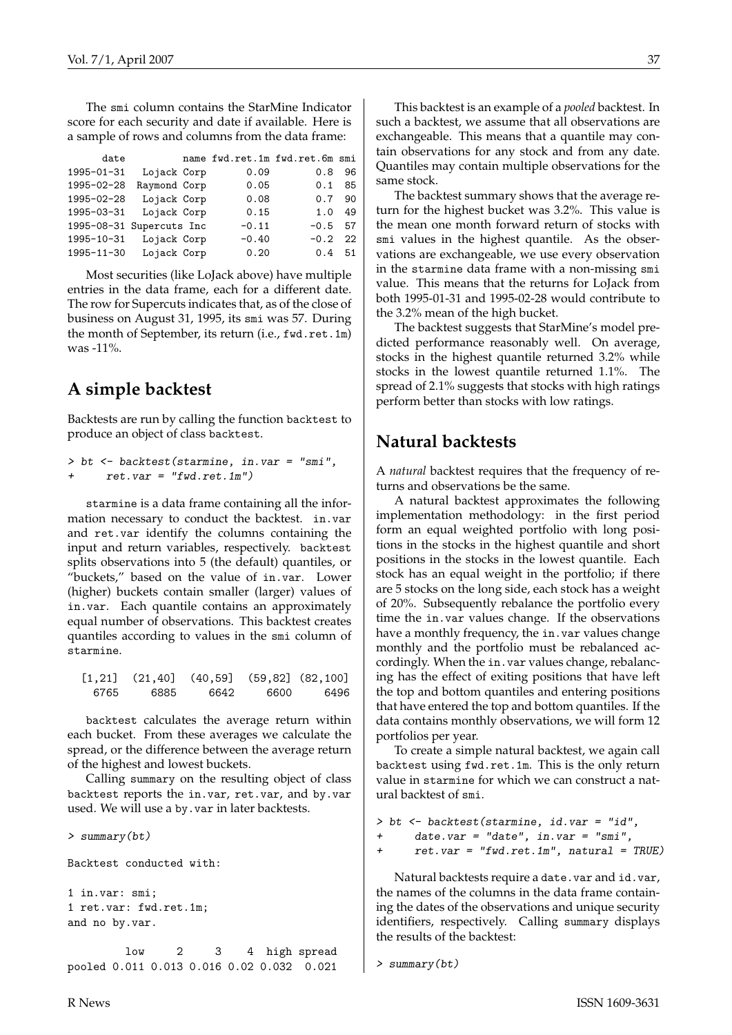The smi column contains the StarMine Indicator score for each security and date if available. Here is a sample of rows and columns from the data frame:

```
      date         name fwd.ret.1m fwd.ret.6m smi
1995-01-31   Lojack Corp       0.09        0.8  96
1995-02-28  Raymond Corp       0.05        0.1  85
1995-02-28   Lojack Corp       0.08        0.7  90
1995-03-31   Lojack Corp       0.15        1.0  49
1995-08-31 Supercuts Inc      -0.11       -0.5  57
1995-10-31   Lojack Corp      -0.40       -0.2  22
1995-11-30   Lojack Corp       0.20        0.4  51
```

Most securities (like LoJack above) have multiple entries in the data frame, each for a different date. The row for Supercuts indicates that, as of the close of business on August 31, 1995, its smi was 57. During the month of September, its return (i.e., fwd.ret.1m) was -11%.

## A simple backtest

Backtests are run by calling the function backtest to produce an object of class backtest.

```
> bt <- backtest(starmine, in.var = "smi",
+      ret.var = "fwd.ret.1m")
```

starmine is a data frame containing all the information necessary to conduct the backtest. in.var and ret.var identify the columns containing the input and return variables, respectively. backtest splits observations into 5 (the default) quantiles, or "buckets," based on the value of in.var. Lower (higher) buckets contain smaller (larger) values of in.var. Each quantile contains an approximately equal number of observations. This backtest creates quantiles according to values in the smi column of starmine.

```
 [1,21]  (21,40]  (40,59]  (59,82] (82,100]
   6765     6885     6642     6600     6496
```

backtest calculates the average return within each bucket. From these averages we calculate the spread, or the difference between the average return of the highest and lowest buckets.

Calling summary on the resulting object of class backtest reports the in.var, ret.var, and by.var used. We will use a by.var in later backtests.

```
> summary(bt)

Backtest conducted with:

1 in.var: smi;
1 ret.var: fwd.ret.1m;
and no by.var.

         low     2     3    4  high spread
pooled 0.011 0.013 0.016 0.02 0.032  0.021
```

This backtest is an example of a *pooled* backtest. In such a backtest, we assume that all observations are exchangeable. This means that a quantile may contain observations for any stock and from any date. Quantiles may contain multiple observations for the same stock.

The backtest summary shows that the average return for the highest bucket was 3.2%. This value is the mean one month forward return of stocks with smi values in the highest quantile. As the observations are exchangeable, we use every observation in the starmine data frame with a non-missing smi value. This means that the returns for LoJack from both 1995-01-31 and 1995-02-28 would contribute to the 3.2% mean of the high bucket.

The backtest suggests that StarMine's model predicted performance reasonably well. On average, stocks in the highest quantile returned 3.2% while stocks in the lowest quantile returned 1.1%. The spread of 2.1% suggests that stocks with high ratings perform better than stocks with low ratings.

## Natural backtests

A *natural* backtest requires that the frequency of returns and observations be the same.

A natural backtest approximates the following implementation methodology: in the first period form an equal weighted portfolio with long positions in the stocks in the highest quantile and short positions in the stocks in the lowest quantile. Each stock has an equal weight in the portfolio; if there are 5 stocks on the long side, each stock has a weight of 20%. Subsequently rebalance the portfolio every time the in.var values change. If the observations have a monthly frequency, the in.var values change monthly and the portfolio must be rebalanced accordingly. When the in.var values change, rebalancing has the effect of exiting positions that have left the top and bottom quantiles and entering positions that have entered the top and bottom quantiles. If the data contains monthly observations, we will form 12 portfolios per year.

To create a simple natural backtest, we again call backtest using fwd.ret.1m. This is the only return value in starmine for which we can construct a natural backtest of smi.

```
> bt <- backtest(starmine, id.var = "id",
+      date.var = "date", in.var = "smi",
+      ret.var = "fwd.ret.1m", natural = TRUE)
```

Natural backtests require a date.var and id.var, the names of the columns in the data frame containing the dates of the observations and unique security identifiers, respectively. Calling summary displays the results of the backtest:

```
> summary(bt)
```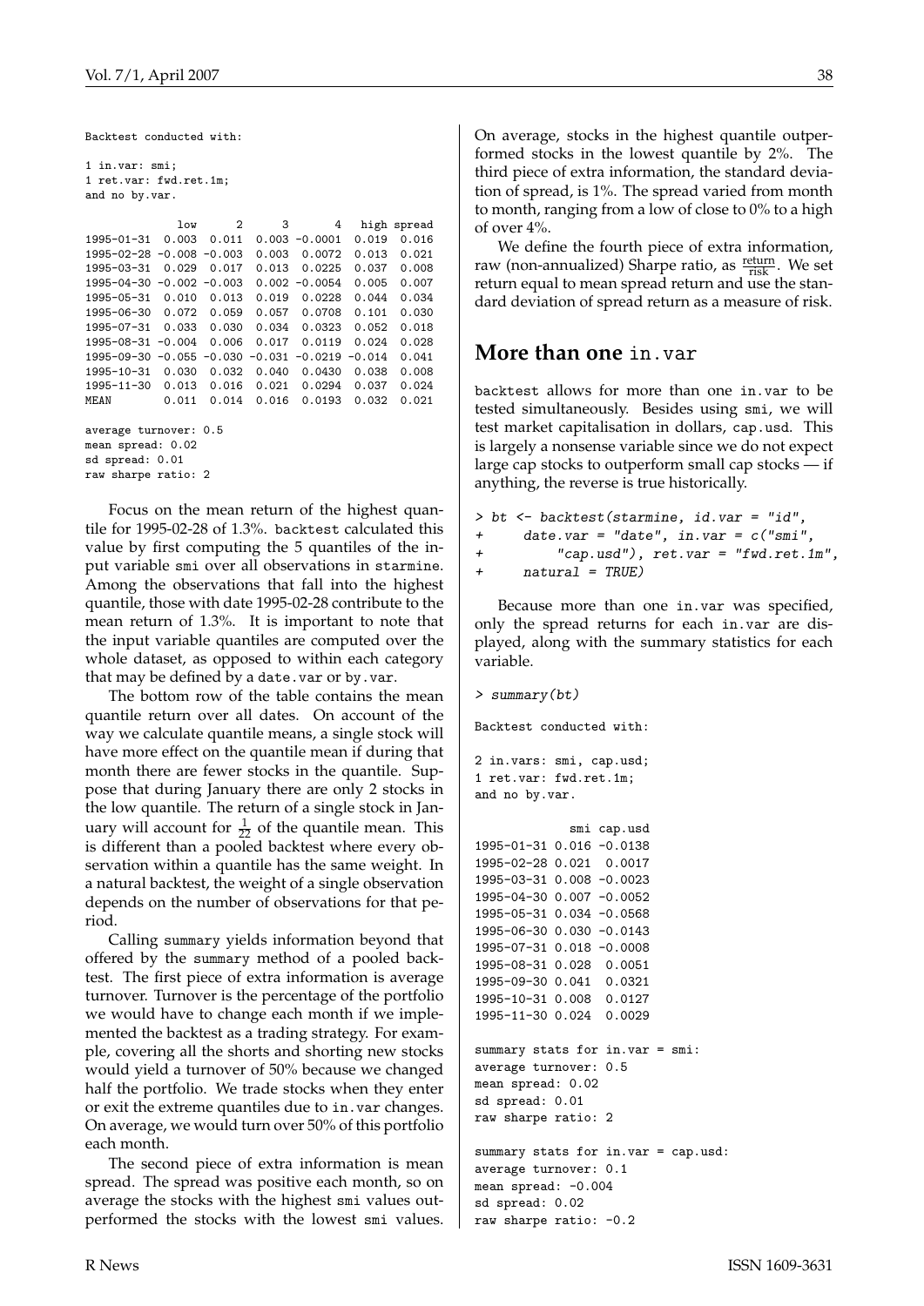```
Backtest conducted with:

1 in.var: smi;
1 ret.var: fwd.ret.1m;
and no by.var.

              low      2      3       4   high spread
1995-01-31  0.003  0.011  0.003 -0.0001  0.019  0.016
1995-02-28 -0.008 -0.003  0.003  0.0072  0.013  0.021
1995-03-31  0.029  0.017  0.013  0.0225  0.037  0.008
1995-04-30 -0.002 -0.003  0.002 -0.0054  0.005  0.007
1995-05-31  0.010  0.013  0.019  0.0228  0.044  0.034
1995-06-30  0.072  0.059  0.057  0.0708  0.101  0.030
1995-07-31  0.033  0.030  0.034  0.0323  0.052  0.018
1995-08-31 -0.004  0.006  0.017  0.0119  0.024  0.028
1995-09-30 -0.055 -0.030 -0.031 -0.0219 -0.014  0.041
1995-10-31  0.030  0.032  0.040  0.0430  0.038  0.008
1995-11-30  0.013  0.016  0.021  0.0294  0.037  0.024
MEAN        0.011  0.014  0.016  0.0193  0.032  0.021

average turnover: 0.5
mean spread: 0.02
sd spread: 0.01
raw sharpe ratio: 2
```

Focus on the mean return of the highest quantile for 1995-02-28 of 1.3%. `backtest` calculated this value by first computing the 5 quantiles of the input variable `smi` over all observations in `starmine`. Among the observations that fall into the highest quantile, those with date 1995-02-28 contribute to the mean return of 1.3%. It is important to note that the input variable quantiles are computed over the whole dataset, as opposed to within each category that may be defined by a `date.var` or `by.var`.

The bottom row of the table contains the mean quantile return over all dates. On account of the way we calculate quantile means, a single stock will have more effect on the quantile mean if during that month there are fewer stocks in the quantile. Suppose that during January there are only 2 stocks in the low quantile. The return of a single stock in January will account for $\frac{1}{22}$ of the quantile mean. This is different than a pooled backtest where every observation within a quantile has the same weight. In a natural backtest, the weight of a single observation depends on the number of observations for that period.

Calling `summary` yields information beyond that offered by the `summary` method of a pooled backtest. The first piece of extra information is average turnover. Turnover is the percentage of the portfolio we would have to change each month if we implemented the backtest as a trading strategy. For example, covering all the shorts and shorting new stocks would yield a turnover of 50% because we changed half the portfolio. We trade stocks when they enter or exit the extreme quantiles due to `in.var` changes. On average, we would turn over 50% of this portfolio each month.

The second piece of extra information is mean spread. The spread was positive each month, so on average the stocks with the highest `smi` values outperformed the stocks with the lowest `smi` values. On average, stocks in the highest quantile outperformed stocks in the lowest quantile by 2%. The third piece of extra information, the standard deviation of spread, is 1%. The spread varied from month to month, ranging from a low of close to 0% to a high of over 4%.

We define the fourth piece of extra information, raw (non-annualized) Sharpe ratio, as $\frac{\text{return}}{\text{risk}}$. We set return equal to mean spread return and use the standard deviation of spread return as a measure of risk.

## More than one `in.var`

`backtest` allows for more than one `in.var` to be tested simultaneously. Besides using `smi`, we will test market capitalisation in dollars, `cap.usd`. This is largely a nonsense variable since we do not expect large cap stocks to outperform small cap stocks — if anything, the reverse is true historically.

```
> bt <- backtest(starmine, id.var = "id",
+     date.var = "date", in.var = c("smi",
+         "cap.usd"), ret.var = "fwd.ret.1m",
+     natural = TRUE)
```

Because more than one `in.var` was specified, only the spread returns for each `in.var` are displayed, along with the summary statistics for each variable.

```
> summary(bt)

Backtest conducted with:

2 in.vars: smi, cap.usd;
1 ret.var: fwd.ret.1m;
and no by.var.

             smi cap.usd
1995-01-31 0.016 -0.0138
1995-02-28 0.021  0.0017
1995-03-31 0.008 -0.0023
1995-04-30 0.007 -0.0052
1995-05-31 0.034 -0.0568
1995-06-30 0.030 -0.0143
1995-07-31 0.018 -0.0008
1995-08-31 0.028  0.0051
1995-09-30 0.041  0.0321
1995-10-31 0.008  0.0127
1995-11-30 0.024  0.0029

summary stats for in.var = smi:
average turnover: 0.5
mean spread: 0.02
sd spread: 0.01
raw sharpe ratio: 2

summary stats for in.var = cap.usd:
average turnover: 0.1
mean spread: -0.004
sd spread: 0.02
raw sharpe ratio: -0.2
```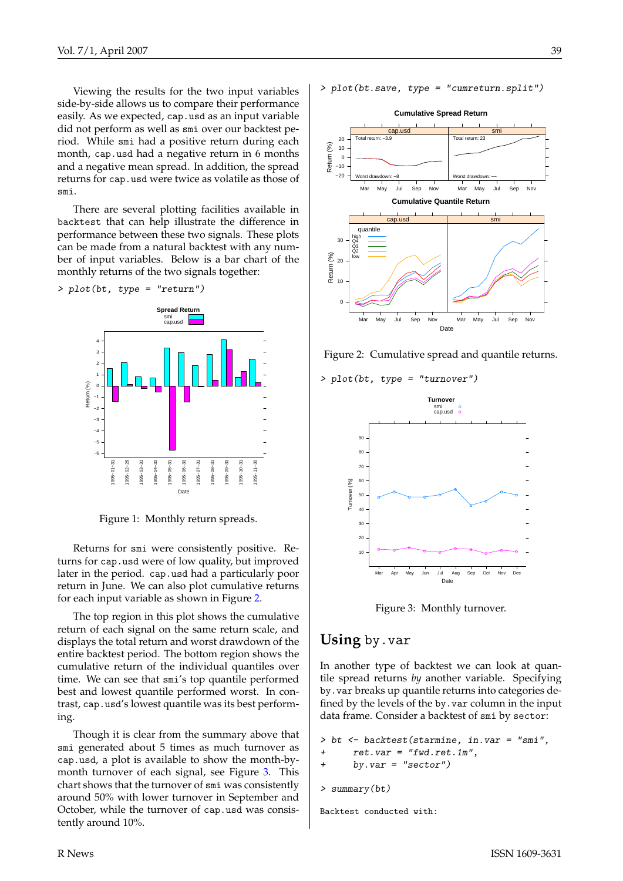Viewing the results for the two input variables side-by-side allows us to compare their performance easily. As we expected, cap.usd as an input variable did not perform as well as smi over our backtest period. While smi had a positive return during each month, cap.usd had a negative return in 6 months and a negative mean spread. In addition, the spread returns for cap.usd were twice as volatile as those of smi.

There are several plotting facilities available in backtest that can help illustrate the difference in performance between these two signals. These plots can be made from a natural backtest with any number of input variables. Below is a bar chart of the monthly returns of the two signals together:

```
> plot(bt, type = "return")
```

Figure 1: Monthly return spreads.

Returns for smi were consistently positive. Returns for cap.usd were of low quality, but improved later in the period. cap.usd had a particularly poor return in June. We can also plot cumulative returns for each input variable as shown in Figure 2.

The top region in this plot shows the cumulative return of each signal on the same return scale, and displays the total return and worst drawdown of the entire backtest period. The bottom region shows the cumulative return of the individual quantiles over time. We can see that smi's top quantile performed best and lowest quantile performed worst. In contrast, cap.usd's lowest quantile was its best performing.

Though it is clear from the summary above that smi generated about 5 times as much turnover as cap.usd, a plot is available to show the month-by-month turnover of each signal, see Figure 3. This chart shows that the turnover of smi was consistently around 50% with lower turnover in September and October, while the turnover of cap.usd was consistently around 10%.

```
> plot(bt.save, type = "cumreturn.split")
```

Figure 2: Cumulative spread and quantile returns.

```
> plot(bt, type = "turnover")
```

Figure 3: Monthly turnover.

## Using by.var

In another type of backtest we can look at quantile spread returns *by* another variable. Specifying by.var breaks up quantile returns into categories defined by the levels of the by.var column in the input data frame. Consider a backtest of smi by sector:

```
> bt <- backtest(starmine, in.var = "smi",
+     ret.var = "fwd.ret.1m",
+     by.var = "sector")

> summary(bt)

Backtest conducted with:
```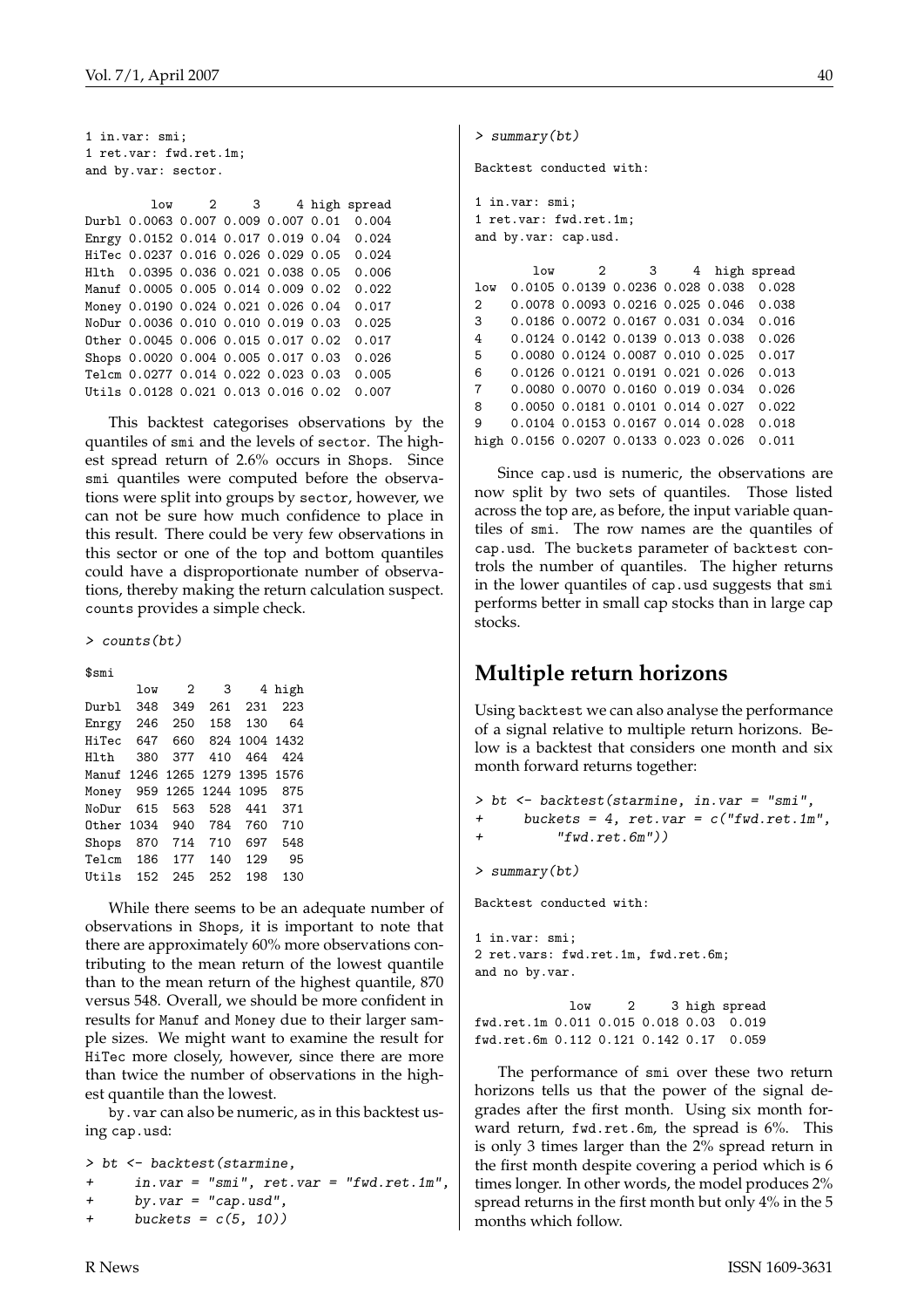```
1 in.var: smi;
1 ret.var: fwd.ret.1m;
and by.var: sector.

         low     2     3     4 high spread
Durbl 0.0063 0.007 0.009 0.007 0.01  0.004
Enrgy 0.0152 0.014 0.017 0.019 0.04  0.024
HiTec 0.0237 0.016 0.026 0.029 0.05  0.024
Hlth  0.0395 0.036 0.021 0.038 0.05  0.006
Manuf 0.0005 0.005 0.014 0.009 0.02  0.022
Money 0.0190 0.024 0.021 0.026 0.04  0.017
NoDur 0.0036 0.010 0.010 0.019 0.03  0.025
Other 0.0045 0.006 0.015 0.017 0.02  0.017
Shops 0.0020 0.004 0.005 0.017 0.03  0.026
Telcm 0.0277 0.014 0.022 0.023 0.03  0.005
Utils 0.0128 0.021 0.013 0.016 0.02  0.007
```

This backtest categorises observations by the quantiles of `smi` and the levels of `sector`. The highest spread return of 2.6% occurs in `Shops`. Since `smi` quantiles were computed before the observations were split into groups by `sector`, however, we can not be sure how much confidence to place in this result. There could be very few observations in this sector or one of the top and bottom quantiles could have a disproportionate number of observations, thereby making the return calculation suspect. `counts` provides a simple check.

```
> counts(bt)

$smi
       low    2    3    4 high
Durbl  348  349  261  231  223
Enrgy  246  250  158  130   64
HiTec  647  660  824 1004 1432
Hlth   380  377  410  464  424
Manuf 1246 1265 1279 1395 1576
Money  959 1265 1244 1095  875
NoDur  615  563  528  441  371
Other 1034  940  784  760  710
Shops  870  714  710  697  548
Telcm  186  177  140  129   95
Utils  152  245  252  198  130
```

While there seems to be an adequate number of observations in `Shops`, it is important to note that there are approximately 60% more observations contributing to the mean return of the lowest quantile than to the mean return of the highest quantile, 870 versus 548. Overall, we should be more confident in results for `Manuf` and `Money` due to their larger sample sizes. We might want to examine the result for `HiTec` more closely, however, since there are more than twice the number of observations in the highest quantile than the lowest.

`by.var` can also be numeric, as in this backtest using `cap.usd`:

```
> bt <- backtest(starmine,
+     in.var = "smi", ret.var = "fwd.ret.1m",
+     by.var = "cap.usd",
+     buckets = c(5, 10))

> summary(bt)

Backtest conducted with:

1 in.var: smi;
1 ret.var: fwd.ret.1m;
and by.var: cap.usd.

        low      2      3     4  high spread
low  0.0105 0.0139 0.0236 0.028 0.038  0.028
2    0.0078 0.0093 0.0216 0.025 0.046  0.038
3    0.0186 0.0072 0.0167 0.031 0.034  0.016
4    0.0124 0.0142 0.0139 0.013 0.038  0.026
5    0.0080 0.0124 0.0087 0.010 0.025  0.017
6    0.0126 0.0121 0.0191 0.021 0.026  0.013
7    0.0080 0.0070 0.0160 0.019 0.034  0.026
8    0.0050 0.0181 0.0101 0.014 0.027  0.022
9    0.0104 0.0153 0.0167 0.014 0.028  0.018
high 0.0156 0.0207 0.0133 0.023 0.026  0.011
```

Since `cap.usd` is numeric, the observations are now split by two sets of quantiles. Those listed across the top are, as before, the input variable quantiles of `smi`. The row names are the quantiles of `cap.usd`. The `buckets` parameter of `backtest` controls the number of quantiles. The higher returns in the lower quantiles of `cap.usd` suggests that `smi` performs better in small cap stocks than in large cap stocks.

## Multiple return horizons

Using `backtest` we can also analyse the performance of a signal relative to multiple return horizons. Below is a backtest that considers one month and six month forward returns together:

```
> bt <- backtest(starmine, in.var = "smi",
+     buckets = 4, ret.var = c("fwd.ret.1m",
+         "fwd.ret.6m"))

> summary(bt)

Backtest conducted with:

1 in.var: smi;
2 ret.vars: fwd.ret.1m, fwd.ret.6m;
and no by.var.

             low     2     3 high spread
fwd.ret.1m 0.011 0.015 0.018 0.03  0.019
fwd.ret.6m 0.112 0.121 0.142 0.17  0.059
```

The performance of `smi` over these two return horizons tells us that the power of the signal degrades after the first month. Using six month forward return, `fwd.ret.6m`, the spread is 6%. This is only 3 times larger than the 2% spread return in the first month despite covering a period which is 6 times longer. In other words, the model produces 2% spread returns in the first month but only 4% in the 5 months which follow.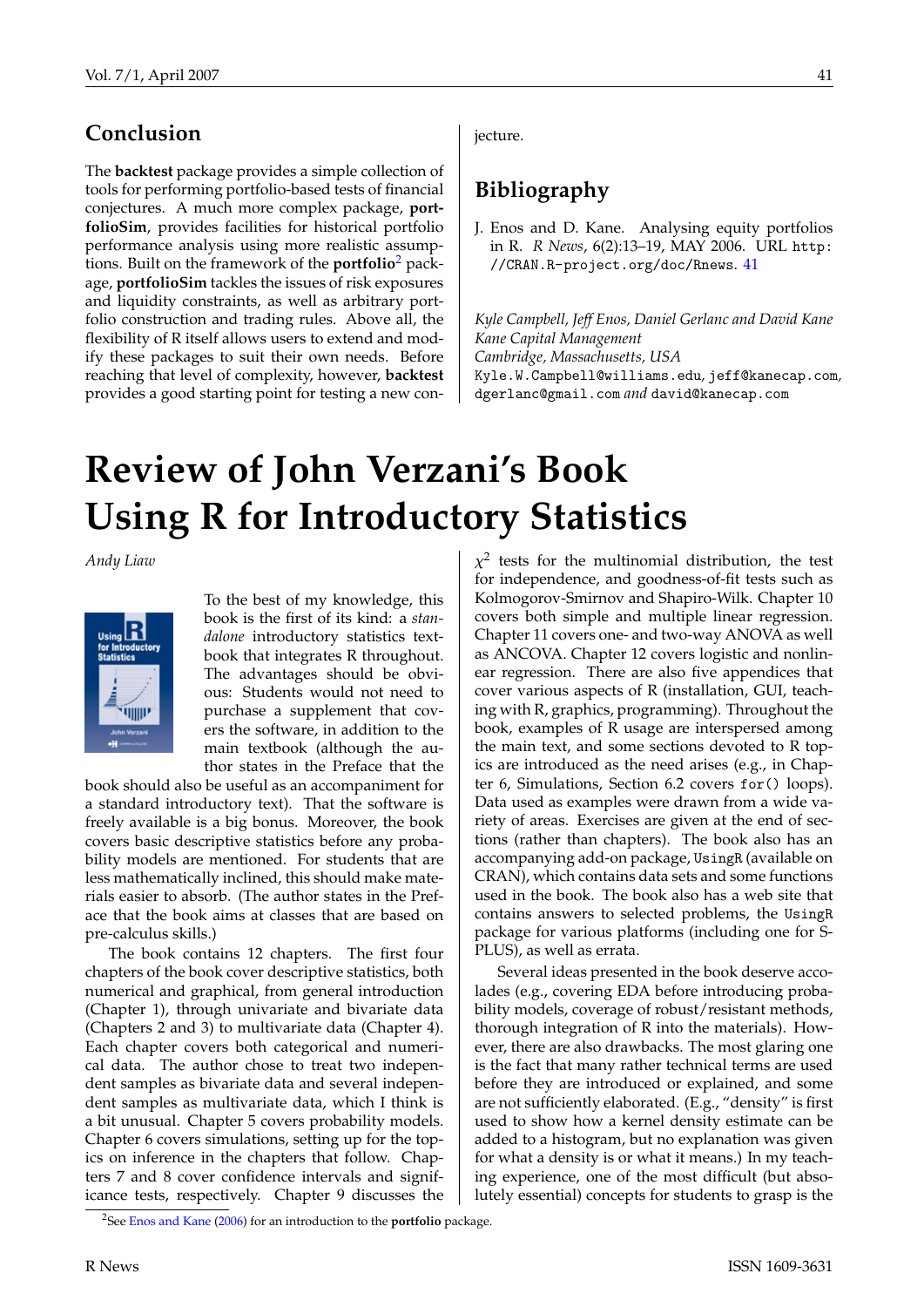## Conclusion

The **backtest** package provides a simple collection of tools for performing portfolio-based tests of financial conjectures. A much more complex package, **portfolioSim**, provides facilities for historical portfolio performance analysis using more realistic assumptions. Built on the framework of the **portfolio**[2] package, **portfolioSim** tackles the issues of risk exposures and liquidity constraints, as well as arbitrary portfolio construction and trading rules. Above all, the flexibility of R itself allows users to extend and modify these packages to suit their own needs. Before reaching that level of complexity, however, **backtest** provides a good starting point for testing a new conjecture.

## Bibliography

J. Enos and D. Kane. Analysing equity portfolios in R. *R News*, 6(2):13–19, MAY 2006. URL http://CRAN.R-project.org/doc/Rnews. 41

*Kyle Campbell, Jeff Enos, Daniel Gerlanc and David Kane*
*Kane Capital Management*
*Cambridge, Massachusetts, USA*
Kyle.W.Campbell@williams.edu, jeff@kanecap.com, dgerlanc@gmail.com *and* david@kanecap.com

# Review of John Verzani's Book Using R for Introductory Statistics

*Andy Liaw*

To the best of my knowledge, this book is the first of its kind: a *standalone* introductory statistics textbook that integrates R throughout. The advantages should be obvious: Students would not need to purchase a supplement that covers the software, in addition to the main textbook (although the author states in the Preface that the book should also be useful as an accompaniment for a standard introductory text). That the software is freely available is a big bonus. Moreover, the book covers basic descriptive statistics before any probability models are mentioned. For students that are less mathematically inclined, this should make materials easier to absorb. (The author states in the Preface that the book aims at classes that are based on pre-calculus skills.)

The book contains 12 chapters. The first four chapters of the book cover descriptive statistics, both numerical and graphical, from general introduction (Chapter 1), through univariate and bivariate data (Chapters 2 and 3) to multivariate data (Chapter 4). Each chapter covers both categorical and numerical data. The author chose to treat two independent samples as bivariate data and several independent samples as multivariate data, which I think is a bit unusual. Chapter 5 covers probability models. Chapter 6 covers simulations, setting up for the topics on inference in the chapters that follow. Chapters 7 and 8 cover confidence intervals and significance tests, respectively. Chapter 9 discusses the $\chi^2$ tests for the multinomial distribution, the test for independence, and goodness-of-fit tests such as Kolmogorov-Smirnov and Shapiro-Wilk. Chapter 10 covers both simple and multiple linear regression. Chapter 11 covers one- and two-way ANOVA as well as ANCOVA. Chapter 12 covers logistic and nonlinear regression. There are also five appendices that cover various aspects of R (installation, GUI, teaching with R, graphics, programming). Throughout the book, examples of R usage are interspersed among the main text, and some sections devoted to R topics are introduced as the need arises (e.g., in Chapter 6, Simulations, Section 6.2 covers `for()` loops). Data used as examples were drawn from a wide variety of areas. Exercises are given at the end of sections (rather than chapters). The book also has an accompanying add-on package, `UsingR` (available on CRAN), which contains data sets and some functions used in the book. The book also has a web site that contains answers to selected problems, the `UsingR` package for various platforms (including one for S-PLUS), as well as errata.

Several ideas presented in the book deserve accolades (e.g., covering EDA before introducing probability models, coverage of robust/resistant methods, thorough integration of R into the materials). However, there are also drawbacks. The most glaring one is the fact that many rather technical terms are used before they are introduced or explained, and some are not sufficiently elaborated. (E.g., "density" is first used to show how a kernel density estimate can be added to a histogram, but no explanation was given for what a density is or what it means.) In my teaching experience, one of the most difficult (but absolutely essential) concepts for students to grasp is the

[2] See Enos and Kane (2006) for an introduction to the **portfolio** package.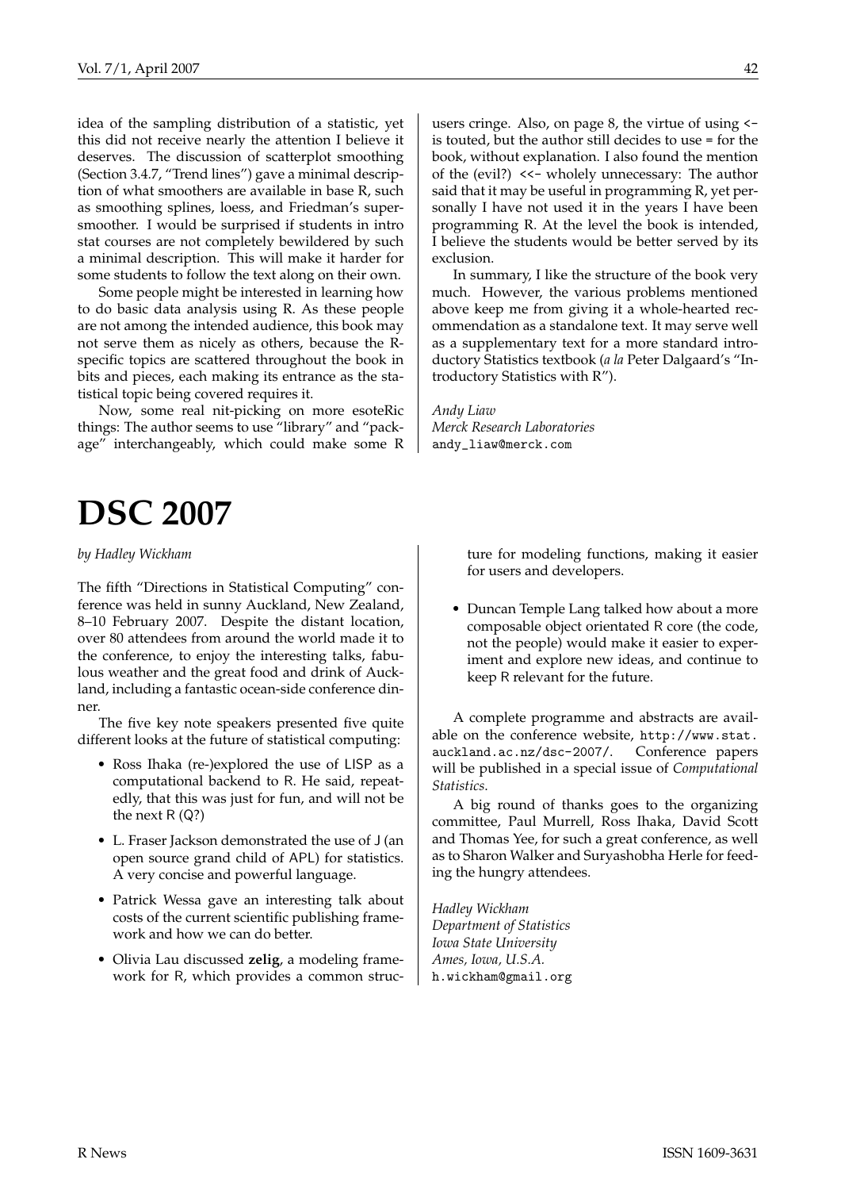idea of the sampling distribution of a statistic, yet this did not receive nearly the attention I believe it deserves. The discussion of scatterplot smoothing (Section 3.4.7, "Trend lines") gave a minimal description of what smoothers are available in base R, such as smoothing splines, loess, and Friedman's supersmoother. I would be surprised if students in intro stat courses are not completely bewildered by such a minimal description. This will make it harder for some students to follow the text along on their own.

Some people might be interested in learning how to do basic data analysis using R. As these people are not among the intended audience, this book may not serve them as nicely as others, because the R-specific topics are scattered throughout the book in bits and pieces, each making its entrance as the statistical topic being covered requires it.

Now, some real nit-picking on more esoteRic things: The author seems to use "library" and "package" interchangeably, which could make some R users cringe. Also, on page 8, the virtue of using `<-` is touted, but the author still decides to use `=` for the book, without explanation. I also found the mention of the (evil?) `<<-` wholely unnecessary: The author said that it may be useful in programming R, yet personally I have not used it in the years I have been programming R. At the level the book is intended, I believe the students would be better served by its exclusion.

In summary, I like the structure of the book very much. However, the various problems mentioned above keep me from giving it a whole-hearted recommendation as a standalone text. It may serve well as a supplementary text for a more standard introductory Statistics textbook (*a la* Peter Dalgaard's "Introductory Statistics with R").

*Andy Liaw*
*Merck Research Laboratories*
`andy_liaw@merck.com`

# DSC 2007

*by Hadley Wickham*

The fifth "Directions in Statistical Computing" conference was held in sunny Auckland, New Zealand, 8–10 February 2007. Despite the distant location, over 80 attendees from around the world made it to the conference, to enjoy the interesting talks, fabulous weather and the great food and drink of Auckland, including a fantastic ocean-side conference dinner.

The five key note speakers presented five quite different looks at the future of statistical computing:

- Ross Ihaka (re-)explored the use of LISP as a computational backend to R. He said, repeatedly, that this was just for fun, and will not be the next R (Q?)
- L. Fraser Jackson demonstrated the use of J (an open source grand child of APL) for statistics. A very concise and powerful language.
- Patrick Wessa gave an interesting talk about costs of the current scientific publishing framework and how we can do better.
- Olivia Lau discussed **zelig**, a modeling framework for R, which provides a common structure for modeling functions, making it easier for users and developers.
- Duncan Temple Lang talked how about a more composable object orientated R core (the code, not the people) would make it easier to experiment and explore new ideas, and continue to keep R relevant for the future.

A complete programme and abstracts are available on the conference website, `http://www.stat.auckland.ac.nz/dsc-2007/`. Conference papers will be published in a special issue of *Computational Statistics*.

A big round of thanks goes to the organizing committee, Paul Murrell, Ross Ihaka, David Scott and Thomas Yee, for such a great conference, as well as to Sharon Walker and Suryashobha Herle for feeding the hungry attendees.

*Hadley Wickham*
*Department of Statistics*
*Iowa State University*
*Ames, Iowa, U.S.A.*
`h.wickham@gmail.org`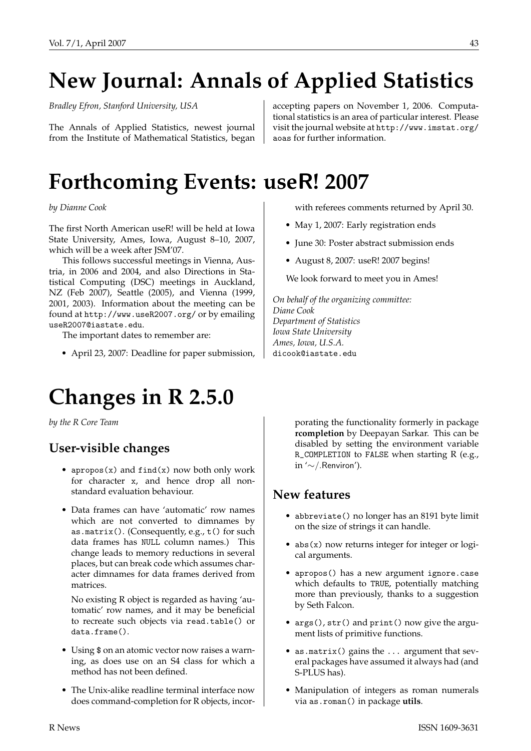# New Journal: Annals of Applied Statistics

*Bradley Efron, Stanford University, USA*

The Annals of Applied Statistics, newest journal from the Institute of Mathematical Statistics, began accepting papers on November 1, 2006. Computational statistics is an area of particular interest. Please visit the journal website at http://www.imstat.org/aoas for further information.

# Forthcoming Events: useR! 2007

*by Dianne Cook*

The first North American useR! will be held at Iowa State University, Ames, Iowa, August 8–10, 2007, which will be a week after JSM'07.

This follows successful meetings in Vienna, Austria, in 2006 and 2004, and also Directions in Statistical Computing (DSC) meetings in Auckland, NZ (Feb 2007), Seattle (2005), and Vienna (1999, 2001, 2003). Information about the meeting can be found at `http://www.useR2007.org/` or by emailing `useR2007@iastate.edu`.

The important dates to remember are:

- April 23, 2007: Deadline for paper submission, with referees comments returned by April 30.
- May 1, 2007: Early registration ends
- June 30: Poster abstract submission ends
- August 8, 2007: useR! 2007 begins!

We look forward to meet you in Ames!

*On behalf of the organizing committee:*
*Diane Cook*
*Department of Statistics*
*Iowa State University*
*Ames, Iowa, U.S.A.*
`dicook@iastate.edu`

# Changes in R 2.5.0

*by the R Core Team*

## User-visible changes

- `apropos(x)` and `find(x)` now both only work for character `x`, and hence drop all non-standard evaluation behaviour.
- Data frames can have 'automatic' row names which are not converted to dimnames by `as.matrix()`. (Consequently, e.g., `t()` for such data frames has `NULL` column names.) This change leads to memory reductions in several places, but can break code which assumes character dimnames for data frames derived from matrices.

  No existing R object is regarded as having 'automatic' row names, and it may be beneficial to recreate such objects via `read.table()` or `data.frame()`.
- Using `$` on an atomic vector now raises a warning, as does use on an S4 class for which a method has not been defined.
- The Unix-alike readline terminal interface now does command-completion for R objects, incorporating the functionality formerly in package **rcompletion** by Deepayan Sarkar. This can be disabled by setting the environment variable `R_COMPLETION` to `FALSE` when starting R (e.g., in '~/.Renviron').

## New features

- `abbreviate()` no longer has an 8191 byte limit on the size of strings it can handle.
- `abs(x)` now returns integer for integer or logical arguments.
- `apropos()` has a new argument `ignore.case` which defaults to `TRUE`, potentially matching more than previously, thanks to a suggestion by Seth Falcon.
- `args()`, `str()` and `print()` now give the argument lists of primitive functions.
- `as.matrix()` gains the `...` argument that several packages have assumed it always had (and S-PLUS has).
- Manipulation of integers as roman numerals via `as.roman()` in package **utils**.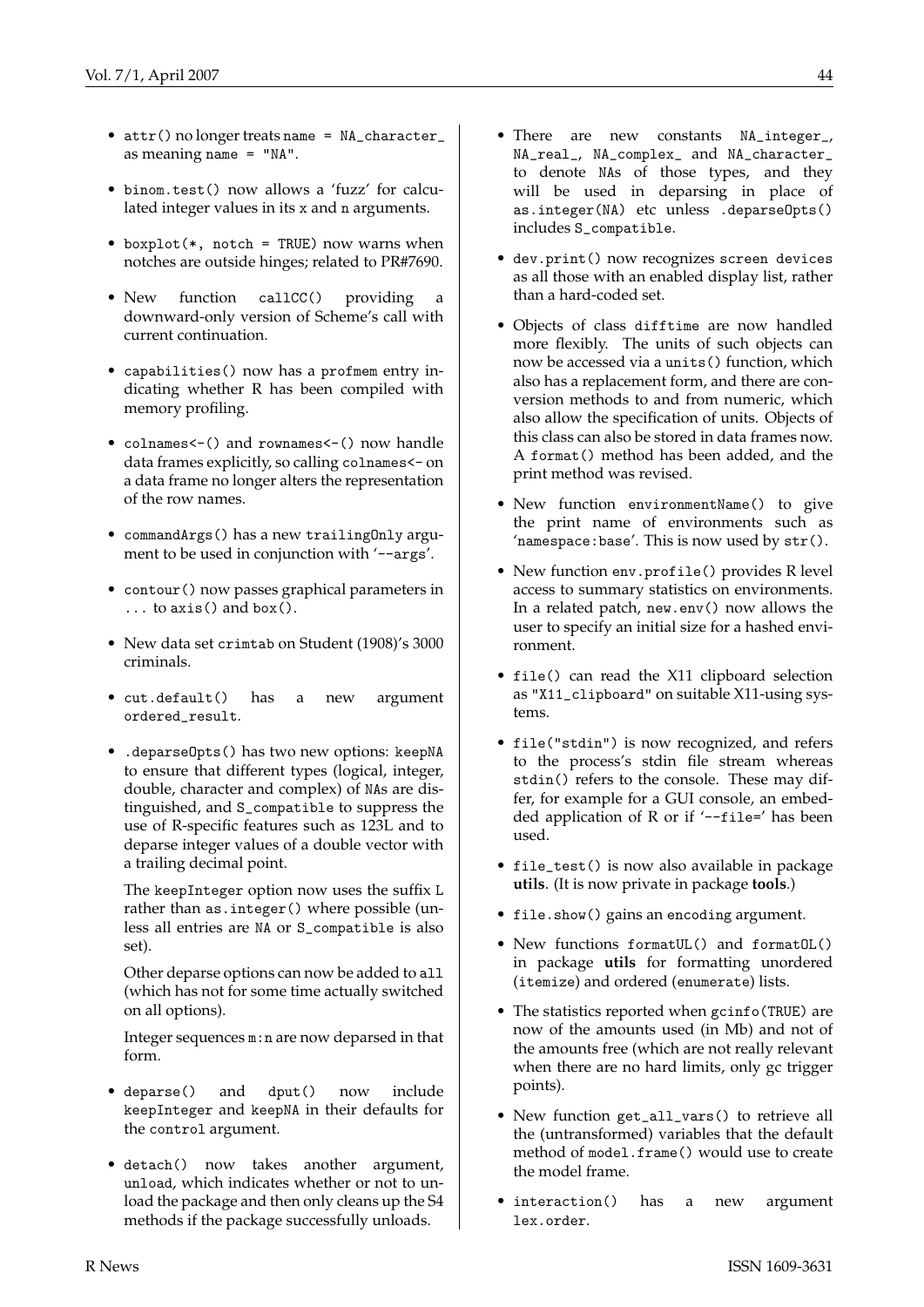- attr() no longer treats name = NA_character_ as meaning name = "NA".

- binom.test() now allows a 'fuzz' for calculated integer values in its x and n arguments.

- boxplot(*, notch = TRUE) now warns when notches are outside hinges; related to PR#7690.

- New function callCC() providing a downward-only version of Scheme's call with current continuation.

- capabilities() now has a profmem entry indicating whether R has been compiled with memory profiling.

- colnames<-() and rownames<-() now handle data frames explicitly, so calling colnames<- on a data frame no longer alters the representation of the row names.

- commandArgs() has a new trailingOnly argument to be used in conjunction with '--args'.

- contour() now passes graphical parameters in ... to axis() and box().

- New data set crimtab on Student (1908)'s 3000 criminals.

- cut.default() has a new argument ordered_result.

- .deparseOpts() has two new options: keepNA to ensure that different types (logical, integer, double, character and complex) of NAs are distinguished, and S_compatible to suppress the use of R-specific features such as 123L and to deparse integer values of a double vector with a trailing decimal point.

  The keepInteger option now uses the suffix L rather than as.integer() where possible (unless all entries are NA or S_compatible is also set).

  Other deparse options can now be added to all (which has not for some time actually switched on all options).

  Integer sequences m:n are now deparsed in that form.

- deparse() and dput() now include keepInteger and keepNA in their defaults for the control argument.

- detach() now takes another argument, unload, which indicates whether or not to unload the package and then only cleans up the S4 methods if the package successfully unloads.

- There are new constants NA_integer_, NA_real_, NA_complex_ and NA_character_ to denote NAs of those types, and they will be used in deparsing in place of as.integer(NA) etc unless .deparseOpts() includes S_compatible.

- dev.print() now recognizes screen devices as all those with an enabled display list, rather than a hard-coded set.

- Objects of class difftime are now handled more flexibly. The units of such objects can now be accessed via a units() function, which also has a replacement form, and there are conversion methods to and from numeric, which also allow the specification of units. Objects of this class can also be stored in data frames now. A format() method has been added, and the print method was revised.

- New function environmentName() to give the print name of environments such as 'namespace:base'. This is now used by str().

- New function env.profile() provides R level access to summary statistics on environments. In a related patch, new.env() now allows the user to specify an initial size for a hashed environment.

- file() can read the X11 clipboard selection as "X11_clipboard" on suitable X11-using systems.

- file("stdin") is now recognized, and refers to the process's stdin file stream whereas stdin() refers to the console. These may differ, for example for a GUI console, an embedded application of R or if '--file=' has been used.

- file_test() is now also available in package **utils**. (It is now private in package **tools**.)

- file.show() gains an encoding argument.

- New functions formatUL() and formatOL() in package **utils** for formatting unordered (itemize) and ordered (enumerate) lists.

- The statistics reported when gcinfo(TRUE) are now of the amounts used (in Mb) and not of the amounts free (which are not really relevant when there are no hard limits, only gc trigger points).

- New function get_all_vars() to retrieve all the (untransformed) variables that the default method of model.frame() would use to create the model frame.

- interaction() has a new argument lex.order.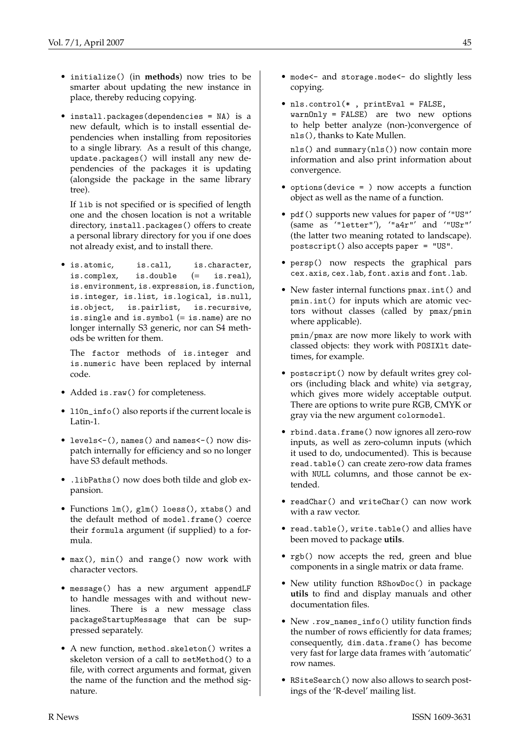- `initialize()` (in **methods**) now tries to be smarter about updating the new instance in place, thereby reducing copying.

- `install.packages(dependencies = NA)` is a new default, which is to install essential dependencies when installing from repositories to a single library. As a result of this change, `update.packages()` will install any new dependencies of the packages it is updating (alongside the package in the same library tree).

  If `lib` is not specified or is specified of length one and the chosen location is not a writable directory, `install.packages()` offers to create a personal library directory for you if one does not already exist, and to install there.

- `is.atomic`, `is.call`, `is.character`, `is.complex`, `is.double` (= `is.real`), `is.environment`, `is.expression`, `is.function`, `is.integer`, `is.list`, `is.logical`, `is.null`, `is.object`, `is.pairlist`, `is.recursive`, `is.single` and `is.symbol` (= `is.name`) are no longer internally S3 generic, nor can S4 methods be written for them.

  The `factor` methods of `is.integer` and `is.numeric` have been replaced by internal code.

- Added `is.raw()` for completeness.

- `l10n_info()` also reports if the current locale is Latin-1.

- `levels<-()`, `names()` and `names<-()` now dispatch internally for efficiency and so no longer have S3 default methods.

- `.libPaths()` now does both tilde and glob expansion.

- Functions `lm()`, `glm()` `loess()`, `xtabs()` and the default method of `model.frame()` coerce their `formula` argument (if supplied) to a formula.

- `max()`, `min()` and `range()` now work with character vectors.

- `message()` has a new argument `appendLF` to handle messages with and without newlines. There is a new message class `packageStartupMessage` that can be suppressed separately.

- A new function, `method.skeleton()` writes a skeleton version of a call to `setMethod()` to a file, with correct arguments and format, given the name of the function and the method signature.

- `mode<-` and `storage.mode<-` do slightly less copying.

- `nls.control(* , printEval = FALSE, warnOnly = FALSE)` are two new options to help better analyze (non-)convergence of `nls()`, thanks to Kate Mullen.

  `nls()` and `summary(nls())` now contain more information and also print information about convergence.

- `options(device = )` now accepts a function object as well as the name of a function.

- `pdf()` supports new values for `paper` of '`"US"`' (same as '`"letter"`'), '`"a4r"`' and '`"USr"`' (the latter two meaning rotated to landscape). `postscript()` also accepts `paper = "US"`.

- `persp()` now respects the graphical pars `cex.axis`, `cex.lab`, `font.axis` and `font.lab`.

- New faster internal functions `pmax.int()` and `pmin.int()` for inputs which are atomic vectors without classes (called by `pmax`/`pmin` where applicable).

  `pmin`/`pmax` are now more likely to work with classed objects: they work with `POSIXlt` date-times, for example.

- `postscript()` now by default writes grey colors (including black and white) via `setgray`, which gives more widely acceptable output. There are options to write pure RGB, CMYK or gray via the new argument `colormodel`.

- `rbind.data.frame()` now ignores all zero-row inputs, as well as zero-column inputs (which it used to do, undocumented). This is because `read.table()` can create zero-row data frames with `NULL` columns, and those cannot be extended.

- `readChar()` and `writeChar()` can now work with a raw vector.

- `read.table()`, `write.table()` and allies have been moved to package **utils**.

- `rgb()` now accepts the red, green and blue components in a single matrix or data frame.

- New utility function `RShowDoc()` in package **utils** to find and display manuals and other documentation files.

- New `.row_names_info()` utility function finds the number of rows efficiently for data frames; consequently, `dim.data.frame()` has become very fast for large data frames with 'automatic' row names.

- `RSiteSearch()` now also allows to search postings of the 'R-devel' mailing list.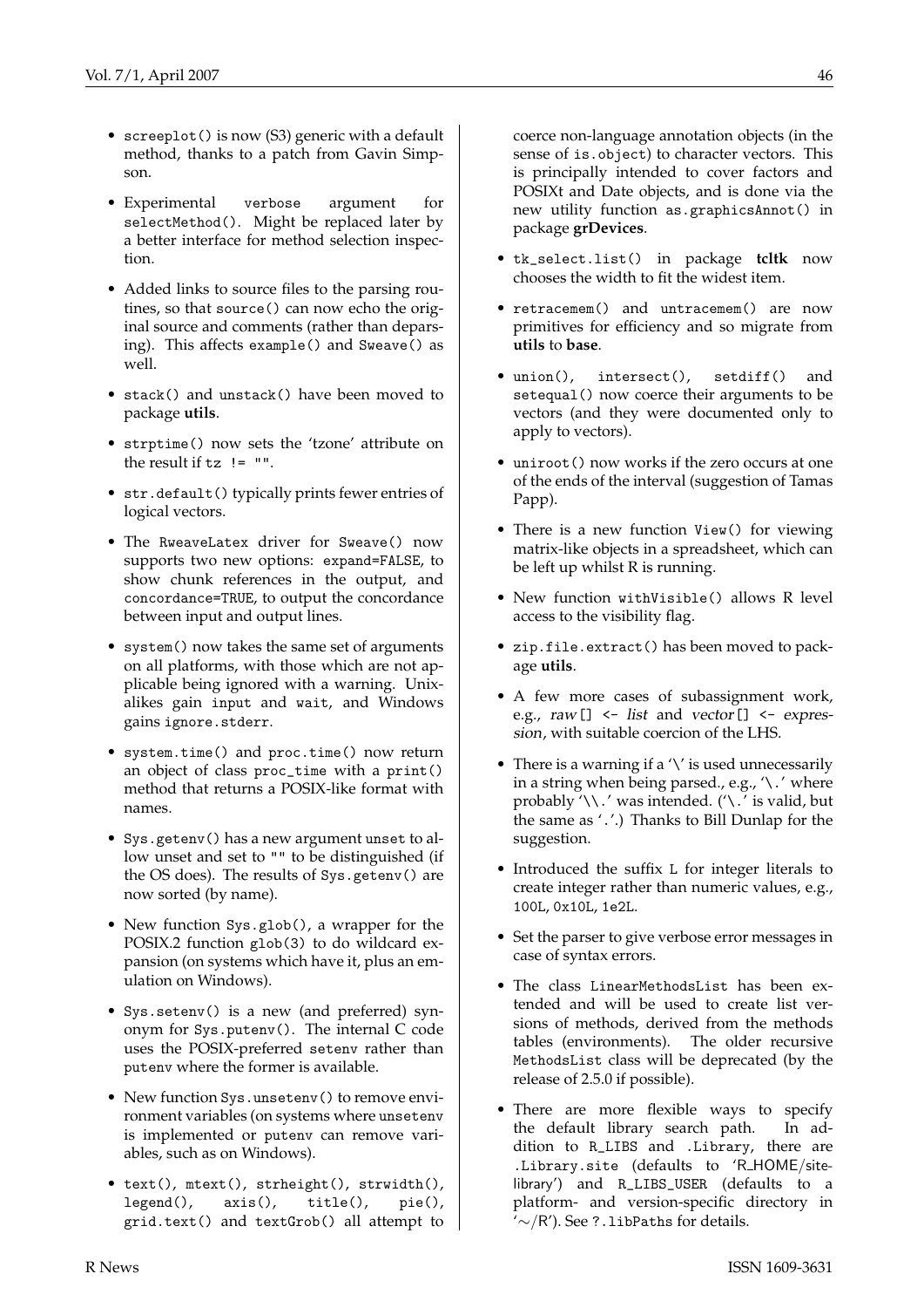- `screeplot()` is now (S3) generic with a default method, thanks to a patch from Gavin Simpson.

- Experimental `verbose` argument for `selectMethod()`. Might be replaced later by a better interface for method selection inspection.

- Added links to source files to the parsing routines, so that `source()` can now echo the original source and comments (rather than deparsing). This affects `example()` and `Sweave()` as well.

- `stack()` and `unstack()` have been moved to package **utils**.

- `strptime()` now sets the 'tzone' attribute on the result if `tz != ""`.

- `str.default()` typically prints fewer entries of logical vectors.

- The `RweaveLatex` driver for `Sweave()` now supports two new options: `expand=FALSE`, to show chunk references in the output, and `concordance=TRUE`, to output the concordance between input and output lines.

- `system()` now takes the same set of arguments on all platforms, with those which are not applicable being ignored with a warning. Unix-alikes gain `input` and `wait`, and Windows gains `ignore.stderr`.

- `system.time()` and `proc.time()` now return an object of class `proc_time` with a `print()` method that returns a POSIX-like format with names.

- `Sys.getenv()` has a new argument `unset` to allow unset and set to `""` to be distinguished (if the OS does). The results of `Sys.getenv()` are now sorted (by name).

- New function `Sys.glob()`, a wrapper for the POSIX.2 function `glob(3)` to do wildcard expansion (on systems which have it, plus an emulation on Windows).

- `Sys.setenv()` is a new (and preferred) synonym for `Sys.putenv()`. The internal C code uses the POSIX-preferred `setenv` rather than `putenv` where the former is available.

- New function `Sys.unsetenv()` to remove environment variables (on systems where `unsetenv` is implemented or `putenv` can remove variables, such as on Windows).

- `text()`, `mtext()`, `strheight()`, `strwidth()`, `legend()`, `axis()`, `title()`, `pie()`, `grid.text()` and `textGrob()` all attempt to coerce non-language annotation objects (in the sense of `is.object`) to character vectors. This is principally intended to cover factors and POSIXt and Date objects, and is done via the new utility function `as.graphicsAnnot()` in package **grDevices**.

- `tk_select.list()` in package **tcltk** now chooses the width to fit the widest item.

- `retracemem()` and `untracemem()` are now primitives for efficiency and so migrate from **utils** to **base**.

- `union()`, `intersect()`, `setdiff()` and `setequal()` now coerce their arguments to be vectors (and they were documented only to apply to vectors).

- `uniroot()` now works if the zero occurs at one of the ends of the interval (suggestion of Tamas Papp).

- There is a new function `View()` for viewing matrix-like objects in a spreadsheet, which can be left up whilst R is running.

- New function `withVisible()` allows R level access to the visibility flag.

- `zip.file.extract()` has been moved to package **utils**.

- A few more cases of subassignment work, e.g., *raw*`[] <-` *list* and *vector*`[] <-` *expression*, with suitable coercion of the LHS.

- There is a warning if a '`\`' is used unnecessarily in a string when being parsed., e.g., '`\.`' where probably '`\\.`' was intended. ('`\.`' is valid, but the same as '`.`'.) Thanks to Bill Dunlap for the suggestion.

- Introduced the suffix `L` for integer literals to create integer rather than numeric values, e.g., `100L`, `0x10L`, `1e2L`.

- Set the parser to give verbose error messages in case of syntax errors.

- The class `LinearMethodsList` has been extended and will be used to create list versions of methods, derived from the methods tables (environments). The older recursive `MethodsList` class will be deprecated (by the release of 2.5.0 if possible).

- There are more flexible ways to specify the default library search path. In addition to `R_LIBS` and `.Library`, there are `.Library.site` (defaults to 'R_HOME/site-library') and `R_LIBS_USER` (defaults to a platform- and version-specific directory in '~/R'). See `?.libPaths` for details.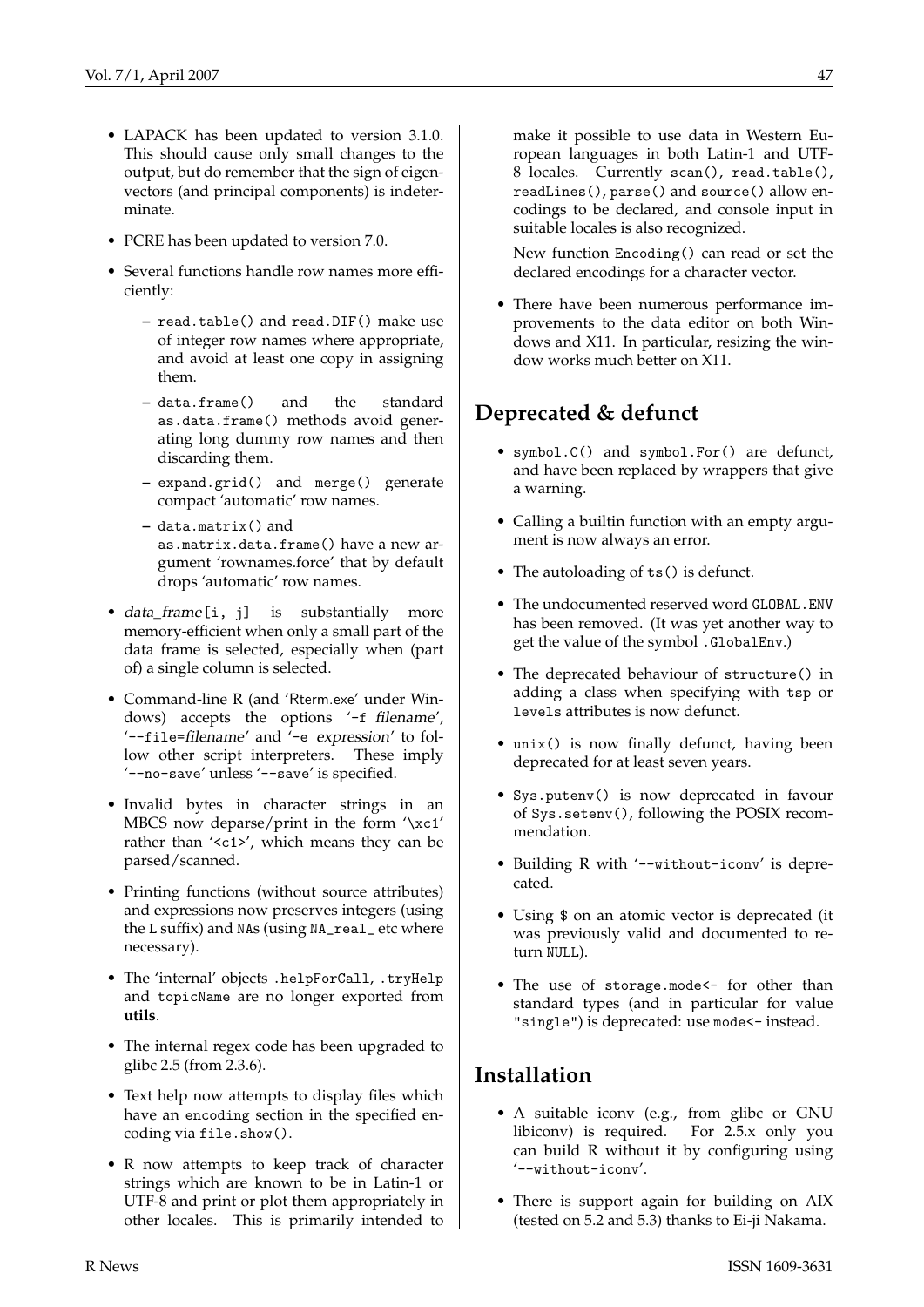- LAPACK has been updated to version 3.1.0. This should cause only small changes to the output, but do remember that the sign of eigenvectors (and principal components) is indeterminate.
- PCRE has been updated to version 7.0.
- Several functions handle row names more efficiently:
  - `read.table()` and `read.DIF()` make use of integer row names where appropriate, and avoid at least one copy in assigning them.
  - `data.frame()` and the standard `as.data.frame()` methods avoid generating long dummy row names and then discarding them.
  - `expand.grid()` and `merge()` generate compact 'automatic' row names.
  - `data.matrix()` and `as.matrix.data.frame()` have a new argument 'rownames.force' that by default drops 'automatic' row names.
- *data_frame*`[i, j]` is substantially more memory-efficient when only a small part of the data frame is selected, especially when (part of) a single column is selected.
- Command-line R (and 'Rterm.exe' under Windows) accepts the options '`-f` *filename*', '`--file=`*filename*' and '`-e` *expression*' to follow other script interpreters. These imply '`--no-save`' unless '`--save`' is specified.
- Invalid bytes in character strings in an MBCS now deparse/print in the form '`\xc1`' rather than '`<c1>`', which means they can be parsed/scanned.
- Printing functions (without source attributes) and expressions now preserves integers (using the `L` suffix) and `NA`s (using `NA_real_` etc where necessary).
- The 'internal' objects `.helpForCall`, `.tryHelp` and `topicName` are no longer exported from **utils**.
- The internal regex code has been upgraded to glibc 2.5 (from 2.3.6).
- Text help now attempts to display files which have an `encoding` section in the specified encoding via `file.show()`.
- R now attempts to keep track of character strings which are known to be in Latin-1 or UTF-8 and print or plot them appropriately in other locales. This is primarily intended to make it possible to use data in Western European languages in both Latin-1 and UTF-8 locales. Currently `scan()`, `read.table()`, `readLines()`, `parse()` and `source()` allow encodings to be declared, and console input in suitable locales is also recognized.

  New function `Encoding()` can read or set the declared encodings for a character vector.
- There have been numerous performance improvements to the data editor on both Windows and X11. In particular, resizing the window works much better on X11.

## Deprecated & defunct

- `symbol.C()` and `symbol.For()` are defunct, and have been replaced by wrappers that give a warning.
- Calling a builtin function with an empty argument is now always an error.
- The autoloading of `ts()` is defunct.
- The undocumented reserved word `GLOBAL.ENV` has been removed. (It was yet another way to get the value of the symbol `.GlobalEnv`.)
- The deprecated behaviour of `structure()` in adding a class when specifying with `tsp` or `levels` attributes is now defunct.
- `unix()` is now finally defunct, having been deprecated for at least seven years.
- `Sys.putenv()` is now deprecated in favour of `Sys.setenv()`, following the POSIX recommendation.
- Building R with '`--without-iconv`' is deprecated.
- Using `$` on an atomic vector is deprecated (it was previously valid and documented to return `NULL`).
- The use of `storage.mode<-` for other than standard types (and in particular for value `"single"`) is deprecated: use `mode<-` instead.

## Installation

- A suitable iconv (e.g., from glibc or GNU libiconv) is required. For 2.5.x only you can build R without it by configuring using '`--without-iconv`'.
- There is support again for building on AIX (tested on 5.2 and 5.3) thanks to Ei-ji Nakama.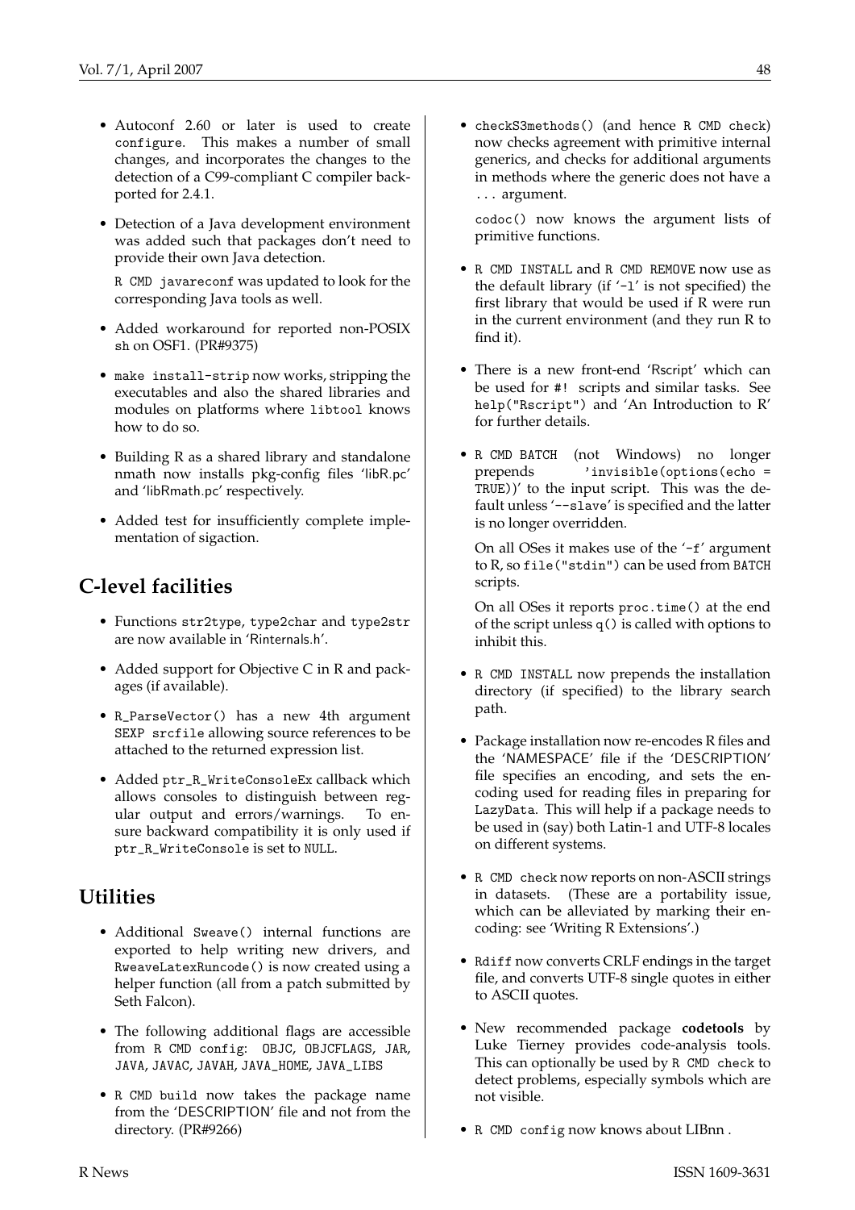- Autoconf 2.60 or later is used to create `configure`. This makes a number of small changes, and incorporates the changes to the detection of a C99-compliant C compiler backported for 2.4.1.

- Detection of a Java development environment was added such that packages don't need to provide their own Java detection.

  `R CMD javareconf` was updated to look for the corresponding Java tools as well.

- Added workaround for reported non-POSIX `sh` on OSF1. (PR#9375)

- `make install-strip` now works, stripping the executables and also the shared libraries and modules on platforms where `libtool` knows how to do so.

- Building R as a shared library and standalone nmath now installs pkg-config files 'libR.pc' and 'libRmath.pc' respectively.

- Added test for insufficiently complete implementation of sigaction.

## C-level facilities

- Functions `str2type`, `type2char` and `type2str` are now available in 'Rinternals.h'.

- Added support for Objective C in R and packages (if available).

- `R_ParseVector()` has a new 4th argument `SEXP srcfile` allowing source references to be attached to the returned expression list.

- Added `ptr_R_WriteConsoleEx` callback which allows consoles to distinguish between regular output and errors/warnings. To ensure backward compatibility it is only used if `ptr_R_WriteConsole` is set to `NULL`.

## Utilities

- Additional `Sweave()` internal functions are exported to help writing new drivers, and `RweaveLatexRuncode()` is now created using a helper function (all from a patch submitted by Seth Falcon).

- The following additional flags are accessible from `R CMD config`: `OBJC`, `OBJCFLAGS`, `JAR`, `JAVA`, `JAVAC`, `JAVAH`, `JAVA_HOME`, `JAVA_LIBS`

- `R CMD build` now takes the package name from the 'DESCRIPTION' file and not from the directory. (PR#9266)

- `checkS3methods()` (and hence `R CMD check`) now checks agreement with primitive internal generics, and checks for additional arguments in methods where the generic does not have a `...` argument.

  `codoc()` now knows the argument lists of primitive functions.

- `R CMD INSTALL` and `R CMD REMOVE` now use as the default library (if '`-l`' is not specified) the first library that would be used if R were run in the current environment (and they run R to find it).

- There is a new front-end 'Rscript' which can be used for `#!` scripts and similar tasks. See `help("Rscript")` and 'An Introduction to R' for further details.

- `R CMD BATCH` (not Windows) no longer prepends '`invisible(options(echo = TRUE))`' to the input script. This was the default unless '`--slave`' is specified and the latter is no longer overridden.

  On all OSes it makes use of the '`-f`' argument to R, so `file("stdin")` can be used from `BATCH` scripts.

  On all OSes it reports `proc.time()` at the end of the script unless `q()` is called with options to inhibit this.

- `R CMD INSTALL` now prepends the installation directory (if specified) to the library search path.

- Package installation now re-encodes R files and the 'NAMESPACE' file if the 'DESCRIPTION' file specifies an encoding, and sets the encoding used for reading files in preparing for `LazyData`. This will help if a package needs to be used in (say) both Latin-1 and UTF-8 locales on different systems.

- `R CMD check` now reports on non-ASCII strings in datasets. (These are a portability issue, which can be alleviated by marking their encoding: see 'Writing R Extensions'.)

- `Rdiff` now converts CRLF endings in the target file, and converts UTF-8 single quotes in either to ASCII quotes.

- New recommended package **codetools** by Luke Tierney provides code-analysis tools. This can optionally be used by `R CMD check` to detect problems, especially symbols which are not visible.

- `R CMD config` now knows about LIBnn .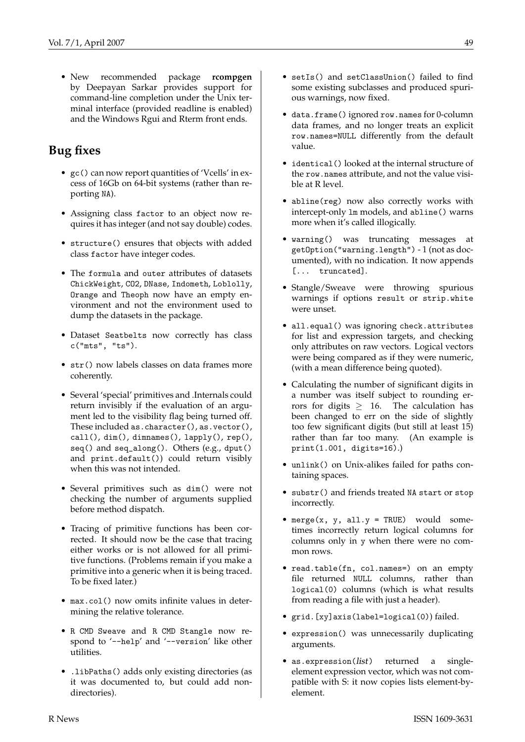- New recommended package **rcompgen** by Deepayan Sarkar provides support for command-line completion under the Unix terminal interface (provided readline is enabled) and the Windows Rgui and Rterm front ends.

## Bug fixes

- `gc()` can now report quantities of 'Vcells' in excess of 16Gb on 64-bit systems (rather than reporting `NA`).

- Assigning class `factor` to an object now requires it has integer (and not say double) codes.

- `structure()` ensures that objects with added class `factor` have integer codes.

- The `formula` and `outer` attributes of datasets `ChickWeight`, `CO2`, `DNase`, `Indometh`, `Loblolly`, `Orange` and `Theoph` now have an empty environment and not the environment used to dump the datasets in the package.

- Dataset `Seatbelts` now correctly has class `c("mts", "ts")`.

- `str()` now labels classes on data frames more coherently.

- Several 'special' primitives and .Internals could return invisibly if the evaluation of an argument led to the visibility flag being turned off. These included `as.character()`, `as.vector()`, `call()`, `dim()`, `dimnames()`, `lapply()`, `rep()`, `seq()` and `seq_along()`. Others (e.g., `dput()` and `print.default()`) could return visibly when this was not intended.

- Several primitives such as `dim()` were not checking the number of arguments supplied before method dispatch.

- Tracing of primitive functions has been corrected. It should now be the case that tracing either works or is not allowed for all primitive functions. (Problems remain if you make a primitive into a generic when it is being traced. To be fixed later.)

- `max.col()` now omits infinite values in determining the relative tolerance.

- `R CMD Sweave` and `R CMD Stangle` now respond to '`--help`' and '`--version`' like other utilities.

- `.libPaths()` adds only existing directories (as it was documented to, but could add non-directories).

- `setIs()` and `setClassUnion()` failed to find some existing subclasses and produced spurious warnings, now fixed.

- `data.frame()` ignored `row.names` for 0-column data frames, and no longer treats an explicit `row.names=NULL` differently from the default value.

- `identical()` looked at the internal structure of the `row.names` attribute, and not the value visible at R level.

- `abline(reg)` now also correctly works with intercept-only `lm` models, and `abline()` warns more when it's called illogically.

- `warning()` was truncating messages at `getOption("warning.length")` - 1 (not as documented), with no indication. It now appends `[... truncated]`.

- Stangle/Sweave were throwing spurious warnings if options `result` or `strip.white` were unset.

- `all.equal()` was ignoring `check.attributes` for list and expression targets, and checking only attributes on raw vectors. Logical vectors were being compared as if they were numeric, (with a mean difference being quoted).

- Calculating the number of significant digits in a number was itself subject to rounding errors for digits $\geq$ 16. The calculation has been changed to err on the side of slightly too few significant digits (but still at least 15) rather than far too many. (An example is `print(1.001, digits=16)`.)

- `unlink()` on Unix-alikes failed for paths containing spaces.

- `substr()` and friends treated `NA` `start` or `stop` incorrectly.

- `merge(x, y, all.y = TRUE)` would sometimes incorrectly return logical columns for columns only in `y` when there were no common rows.

- `read.table(fn, col.names=)` on an empty file returned `NULL` columns, rather than `logical(0)` columns (which is what results from reading a file with just a header).

- `grid.[xy]axis(label=logical(0))` failed.

- `expression()` was unnecessarily duplicating arguments.

- `as.expression(`*list*`)` returned a single-element expression vector, which was not compatible with S: it now copies lists element-by-element.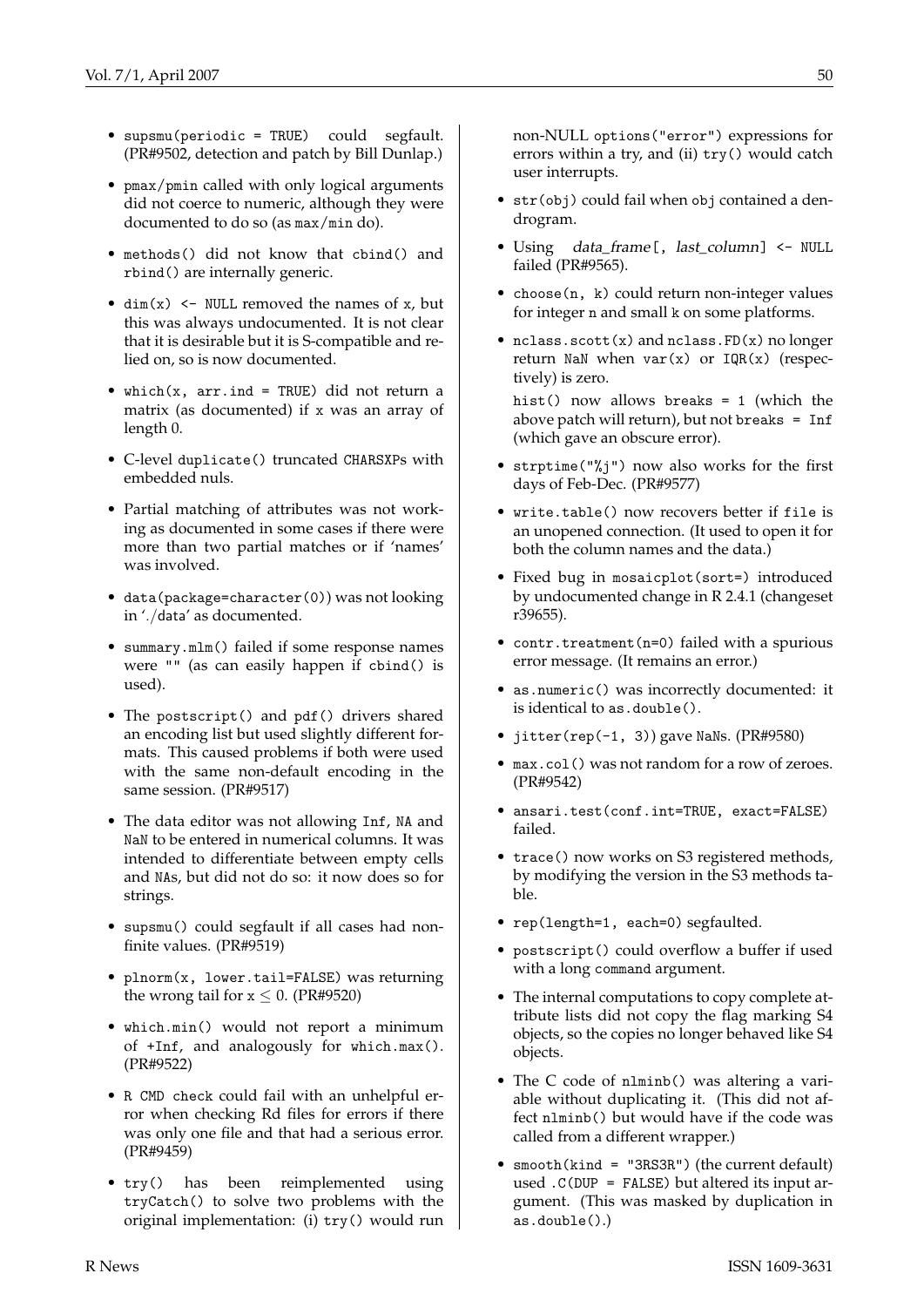- `supsmu(periodic = TRUE)` could segfault. (PR#9502, detection and patch by Bill Dunlap.)

- `pmax`/`pmin` called with only logical arguments did not coerce to numeric, although they were documented to do so (as `max`/`min` do).

- `methods()` did not know that `cbind()` and `rbind()` are internally generic.

- `dim(x) <- NULL` removed the names of `x`, but this was always undocumented. It is not clear that it is desirable but it is S-compatible and relied on, so is now documented.

- `which(x, arr.ind = TRUE)` did not return a matrix (as documented) if `x` was an array of length 0.

- C-level `duplicate()` truncated `CHARSXP`s with embedded nuls.

- Partial matching of attributes was not working as documented in some cases if there were more than two partial matches or if 'names' was involved.

- `data(package=character(0))` was not looking in './data' as documented.

- `summary.mlm()` failed if some response names were `""` (as can easily happen if `cbind()` is used).

- The `postscript()` and `pdf()` drivers shared an encoding list but used slightly different formats. This caused problems if both were used with the same non-default encoding in the same session. (PR#9517)

- The data editor was not allowing `Inf`, `NA` and `NaN` to be entered in numerical columns. It was intended to differentiate between empty cells and `NA`s, but did not do so: it now does so for strings.

- `supsmu()` could segfault if all cases had non-finite values. (PR#9519)

- `plnorm(x, lower.tail=FALSE)` was returning the wrong tail for $x \leq 0$. (PR#9520)

- `which.min()` would not report a minimum of `+Inf`, and analogously for `which.max()`. (PR#9522)

- `R CMD check` could fail with an unhelpful error when checking Rd files for errors if there was only one file and that had a serious error. (PR#9459)

- `try()` has been reimplemented using `tryCatch()` to solve two problems with the original implementation: (i) `try()` would run non-NULL `options("error")` expressions for errors within a try, and (ii) `try()` would catch user interrupts.

- `str(obj)` could fail when `obj` contained a dendrogram.

- Using *data_frame*`[, `*last_column*`] <- NULL` failed (PR#9565).

- `choose(n, k)` could return non-integer values for integer `n` and small `k` on some platforms.

- `nclass.scott(x)` and `nclass.FD(x)` no longer return `NaN` when `var(x)` or `IQR(x)` (respectively) is zero.

  `hist()` now allows `breaks = 1` (which the above patch will return), but not `breaks = Inf` (which gave an obscure error).

- `strptime("%j")` now also works for the first days of Feb-Dec. (PR#9577)

- `write.table()` now recovers better if `file` is an unopened connection. (It used to open it for both the column names and the data.)

- Fixed bug in `mosaicplot(sort=)` introduced by undocumented change in R 2.4.1 (changeset r39655).

- `contr.treatment(n=0)` failed with a spurious error message. (It remains an error.)

- `as.numeric()` was incorrectly documented: it is identical to `as.double()`.

- `jitter(rep(-1, 3))` gave `NaN`s. (PR#9580)

- `max.col()` was not random for a row of zeroes. (PR#9542)

- `ansari.test(conf.int=TRUE, exact=FALSE)` failed.

- `trace()` now works on S3 registered methods, by modifying the version in the S3 methods table.

- `rep(length=1, each=0)` segfaulted.

- `postscript()` could overflow a buffer if used with a long `command` argument.

- The internal computations to copy complete attribute lists did not copy the flag marking S4 objects, so the copies no longer behaved like S4 objects.

- The C code of `nlminb()` was altering a variable without duplicating it. (This did not affect `nlminb()` but would have if the code was called from a different wrapper.)

- `smooth(kind = "3RS3R")` (the current default) used `.C(DUP = FALSE)` but altered its input argument. (This was masked by duplication in `as.double()`.)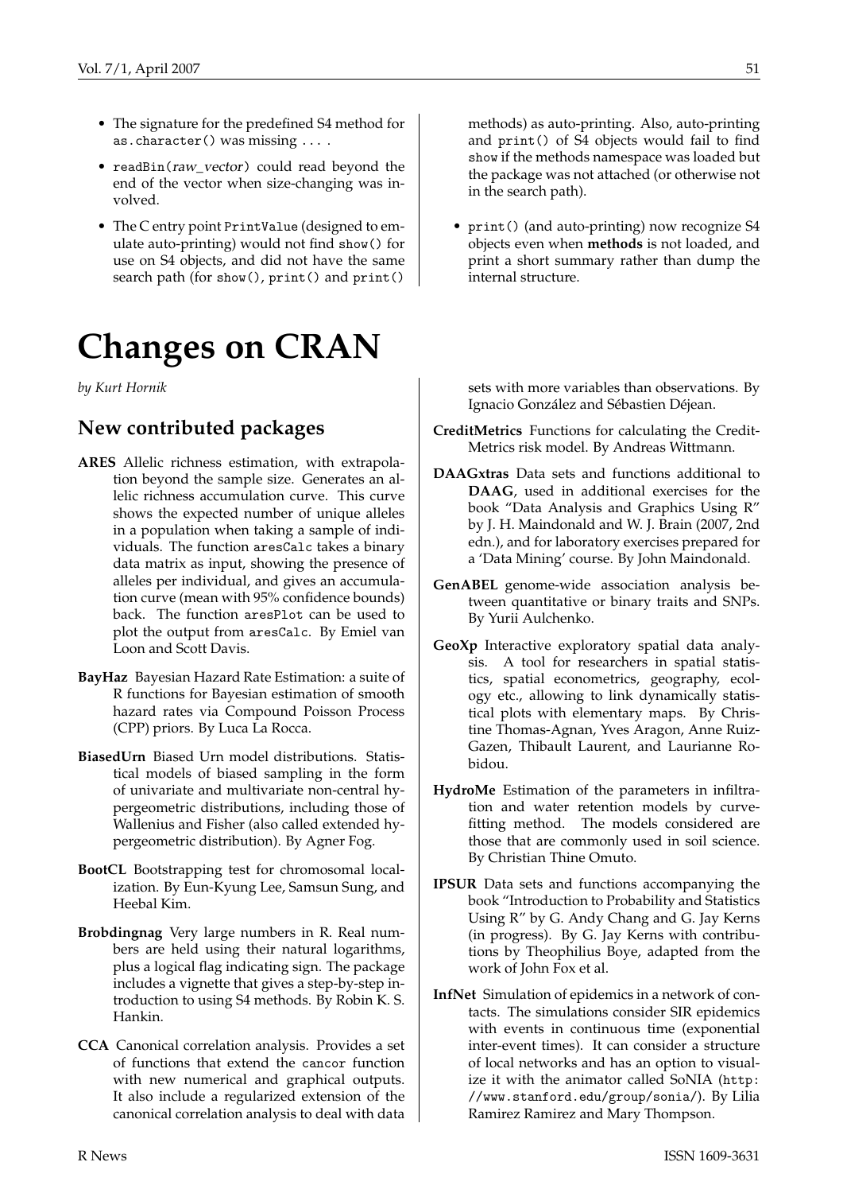- The signature for the predefined S4 method for `as.character()` was missing ... .
- `readBin(raw_vector)` could read beyond the end of the vector when size-changing was involved.
- The C entry point `PrintValue` (designed to emulate auto-printing) would not find `show()` for use on S4 objects, and did not have the same search path (for `show()`, `print()` and `print()` methods) as auto-printing. Also, auto-printing and `print()` of S4 objects would fail to find `show` if the methods namespace was loaded but the package was not attached (or otherwise not in the search path).
- `print()` (and auto-printing) now recognize S4 objects even when **methods** is not loaded, and print a short summary rather than dump the internal structure.

# Changes on CRAN

*by Kurt Hornik*

## New contributed packages

**ARES** Allelic richness estimation, with extrapolation beyond the sample size. Generates an allelic richness accumulation curve. This curve shows the expected number of unique alleles in a population when taking a sample of individuals. The function `aresCalc` takes a binary data matrix as input, showing the presence of alleles per individual, and gives an accumulation curve (mean with 95% confidence bounds) back. The function `aresPlot` can be used to plot the output from `aresCalc`. By Emiel van Loon and Scott Davis.

**BayHaz** Bayesian Hazard Rate Estimation: a suite of R functions for Bayesian estimation of smooth hazard rates via Compound Poisson Process (CPP) priors. By Luca La Rocca.

**BiasedUrn** Biased Urn model distributions. Statistical models of biased sampling in the form of univariate and multivariate non-central hypergeometric distributions, including those of Wallenius and Fisher (also called extended hypergeometric distribution). By Agner Fog.

**BootCL** Bootstrapping test for chromosomal localization. By Eun-Kyung Lee, Samsun Sung, and Heebal Kim.

**Brobdingnag** Very large numbers in R. Real numbers are held using their natural logarithms, plus a logical flag indicating sign. The package includes a vignette that gives a step-by-step introduction to using S4 methods. By Robin K. S. Hankin.

**CCA** Canonical correlation analysis. Provides a set of functions that extend the `cancor` function with new numerical and graphical outputs. It also include a regularized extension of the canonical correlation analysis to deal with data sets with more variables than observations. By Ignacio González and Sébastien Déjean.

**CreditMetrics** Functions for calculating the CreditMetrics risk model. By Andreas Wittmann.

**DAAGxtras** Data sets and functions additional to **DAAG**, used in additional exercises for the book "Data Analysis and Graphics Using R" by J. H. Maindonald and W. J. Brain (2007, 2nd edn.), and for laboratory exercises prepared for a 'Data Mining' course. By John Maindonald.

**GenABEL** genome-wide association analysis between quantitative or binary traits and SNPs. By Yurii Aulchenko.

**GeoXp** Interactive exploratory spatial data analysis. A tool for researchers in spatial statistics, spatial econometrics, geography, ecology etc., allowing to link dynamically statistical plots with elementary maps. By Christine Thomas-Agnan, Yves Aragon, Anne Ruiz-Gazen, Thibault Laurent, and Laurianne Robidou.

**HydroMe** Estimation of the parameters in infiltration and water retention models by curve-fitting method. The models considered are those that are commonly used in soil science. By Christian Thine Omuto.

**IPSUR** Data sets and functions accompanying the book "Introduction to Probability and Statistics Using R" by G. Andy Chang and G. Jay Kerns (in progress). By G. Jay Kerns with contributions by Theophilius Boye, adapted from the work of John Fox et al.

**InfNet** Simulation of epidemics in a network of contacts. The simulations consider SIR epidemics with events in continuous time (exponential inter-event times). It can consider a structure of local networks and has an option to visualize it with the animator called SoNIA (`http://www.stanford.edu/group/sonia/`). By Lilia Ramirez Ramirez and Mary Thompson.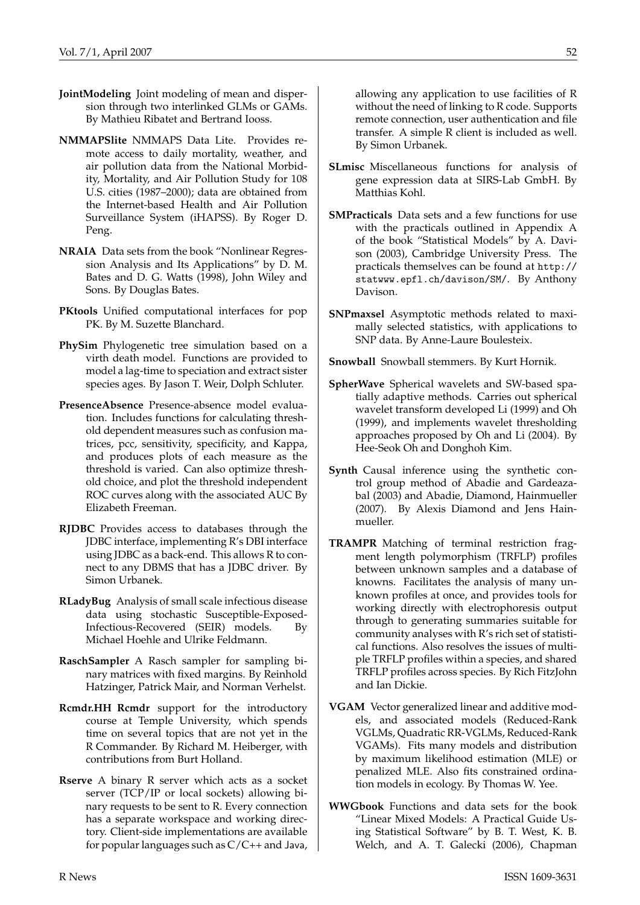**JointModeling** Joint modeling of mean and dispersion through two interlinked GLMs or GAMs. By Mathieu Ribatet and Bertrand Iooss.

**NMMAPSlite** NMMAPS Data Lite. Provides remote access to daily mortality, weather, and air pollution data from the National Morbidity, Mortality, and Air Pollution Study for 108 U.S. cities (1987–2000); data are obtained from the Internet-based Health and Air Pollution Surveillance System (iHAPSS). By Roger D. Peng.

**NRAIA** Data sets from the book "Nonlinear Regression Analysis and Its Applications" by D. M. Bates and D. G. Watts (1998), John Wiley and Sons. By Douglas Bates.

**PKtools** Unified computational interfaces for pop PK. By M. Suzette Blanchard.

**PhySim** Phylogenetic tree simulation based on a virth death model. Functions are provided to model a lag-time to speciation and extract sister species ages. By Jason T. Weir, Dolph Schluter.

**PresenceAbsence** Presence-absence model evaluation. Includes functions for calculating threshold dependent measures such as confusion matrices, pcc, sensitivity, specificity, and Kappa, and produces plots of each measure as the threshold is varied. Can also optimize threshold choice, and plot the threshold independent ROC curves along with the associated AUC By Elizabeth Freeman.

**RJDBC** Provides access to databases through the JDBC interface, implementing R's DBI interface using JDBC as a back-end. This allows R to connect to any DBMS that has a JDBC driver. By Simon Urbanek.

**RLadyBug** Analysis of small scale infectious disease data using stochastic Susceptible-Exposed-Infectious-Recovered (SEIR) models. By Michael Hoehle and Ulrike Feldmann.

**RaschSampler** A Rasch sampler for sampling binary matrices with fixed margins. By Reinhold Hatzinger, Patrick Mair, and Norman Verhelst.

**Rcmdr.HH** **Rcmdr** support for the introductory course at Temple University, which spends time on several topics that are not yet in the R Commander. By Richard M. Heiberger, with contributions from Burt Holland.

**Rserve** A binary R server which acts as a socket server (TCP/IP or local sockets) allowing binary requests to be sent to R. Every connection has a separate workspace and working directory. Client-side implementations are available for popular languages such as C/C++ and Java, allowing any application to use facilities of R without the need of linking to R code. Supports remote connection, user authentication and file transfer. A simple R client is included as well. By Simon Urbanek.

**SLmisc** Miscellaneous functions for analysis of gene expression data at SIRS-Lab GmbH. By Matthias Kohl.

**SMPracticals** Data sets and a few functions for use with the practicals outlined in Appendix A of the book "Statistical Models" by A. Davison (2003), Cambridge University Press. The practicals themselves can be found at `http://statwww.epfl.ch/davison/SM/`. By Anthony Davison.

**SNPmaxsel** Asymptotic methods related to maximally selected statistics, with applications to SNP data. By Anne-Laure Boulesteix.

**Snowball** Snowball stemmers. By Kurt Hornik.

**SpherWave** Spherical wavelets and SW-based spatially adaptive methods. Carries out spherical wavelet transform developed Li (1999) and Oh (1999), and implements wavelet thresholding approaches proposed by Oh and Li (2004). By Hee-Seok Oh and Donghoh Kim.

**Synth** Causal inference using the synthetic control group method of Abadie and Gardeazabal (2003) and Abadie, Diamond, Hainmueller (2007). By Alexis Diamond and Jens Hainmueller.

**TRAMPR** Matching of terminal restriction fragment length polymorphism (TRFLP) profiles between unknown samples and a database of knowns. Facilitates the analysis of many unknown profiles at once, and provides tools for working directly with electrophoresis output through to generating summaries suitable for community analyses with R's rich set of statistical functions. Also resolves the issues of multiple TRFLP profiles within a species, and shared TRFLP profiles across species. By Rich FitzJohn and Ian Dickie.

**VGAM** Vector generalized linear and additive models, and associated models (Reduced-Rank VGLMs, Quadratic RR-VGLMs, Reduced-Rank VGAMs). Fits many models and distribution by maximum likelihood estimation (MLE) or penalized MLE. Also fits constrained ordination models in ecology. By Thomas W. Yee.

**WWGbook** Functions and data sets for the book "Linear Mixed Models: A Practical Guide Using Statistical Software" by B. T. West, K. B. Welch, and A. T. Galecki (2006), Chapman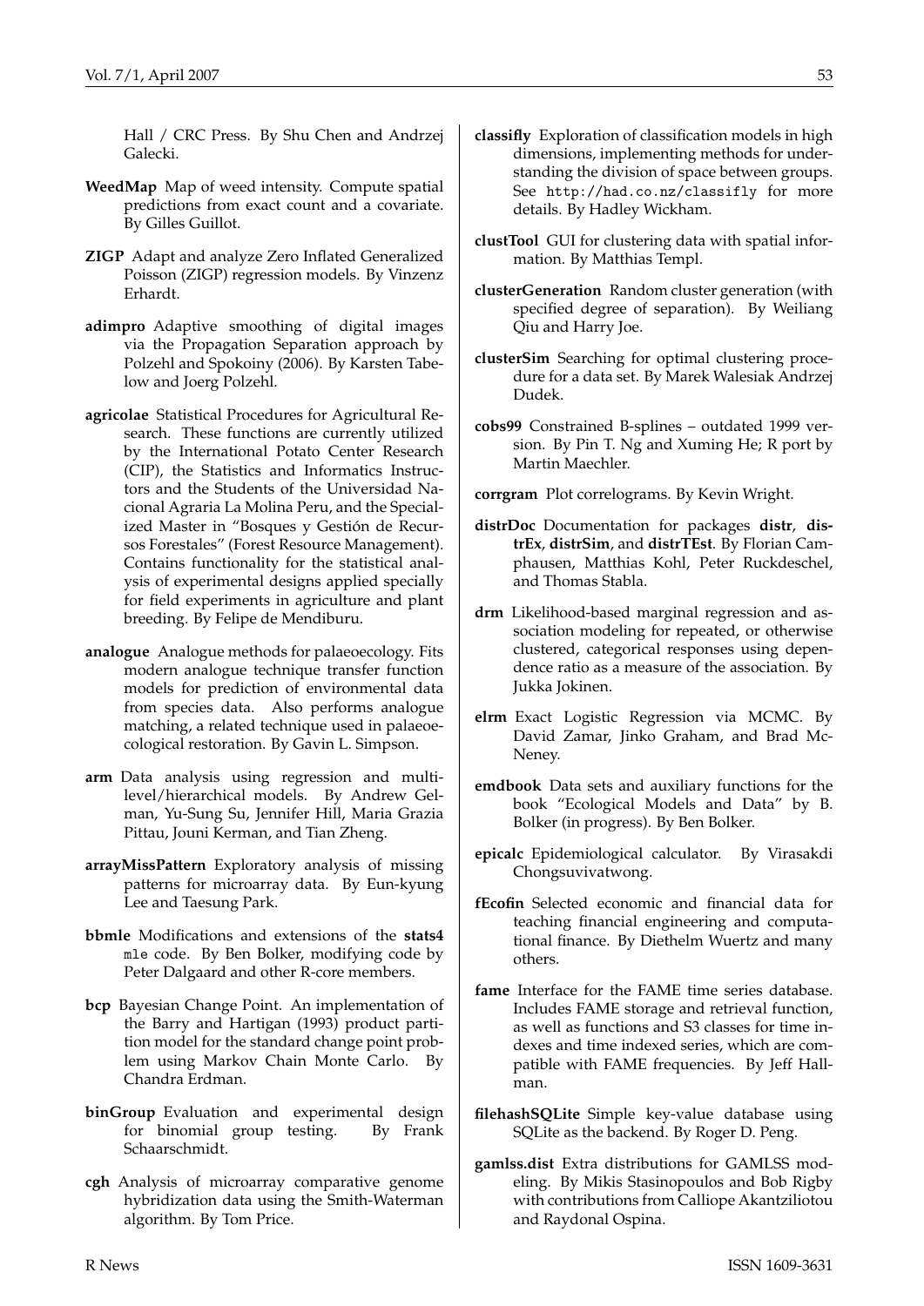Hall / CRC Press. By Shu Chen and Andrzej Galecki.

**WeedMap** Map of weed intensity. Compute spatial predictions from exact count and a covariate. By Gilles Guillot.

**ZIGP** Adapt and analyze Zero Inflated Generalized Poisson (ZIGP) regression models. By Vinzenz Erhardt.

**adimpro** Adaptive smoothing of digital images via the Propagation Separation approach by Polzehl and Spokoiny (2006). By Karsten Tabelow and Joerg Polzehl.

**agricolae** Statistical Procedures for Agricultural Research. These functions are currently utilized by the International Potato Center Research (CIP), the Statistics and Informatics Instructors and the Students of the Universidad Nacional Agraria La Molina Peru, and the Specialized Master in "Bosques y Gestión de Recursos Forestales" (Forest Resource Management). Contains functionality for the statistical analysis of experimental designs applied specially for field experiments in agriculture and plant breeding. By Felipe de Mendiburu.

**analogue** Analogue methods for palaeoecology. Fits modern analogue technique transfer function models for prediction of environmental data from species data. Also performs analogue matching, a related technique used in palaeoecological restoration. By Gavin L. Simpson.

**arm** Data analysis using regression and multilevel/hierarchical models. By Andrew Gelman, Yu-Sung Su, Jennifer Hill, Maria Grazia Pittau, Jouni Kerman, and Tian Zheng.

**arrayMissPattern** Exploratory analysis of missing patterns for microarray data. By Eun-kyung Lee and Taesung Park.

**bbmle** Modifications and extensions of the **stats4** `mle` code. By Ben Bolker, modifying code by Peter Dalgaard and other R-core members.

**bcp** Bayesian Change Point. An implementation of the Barry and Hartigan (1993) product partition model for the standard change point problem using Markov Chain Monte Carlo. By Chandra Erdman.

**binGroup** Evaluation and experimental design for binomial group testing. By Frank Schaarschmidt.

**cgh** Analysis of microarray comparative genome hybridization data using the Smith-Waterman algorithm. By Tom Price.

**classifly** Exploration of classification models in high dimensions, implementing methods for understanding the division of space between groups. See `http://had.co.nz/classifly` for more details. By Hadley Wickham.

**clustTool** GUI for clustering data with spatial information. By Matthias Templ.

**clusterGeneration** Random cluster generation (with specified degree of separation). By Weiliang Qiu and Harry Joe.

**clusterSim** Searching for optimal clustering procedure for a data set. By Marek Walesiak Andrzej Dudek.

**cobs99** Constrained B-splines – outdated 1999 version. By Pin T. Ng and Xuming He; R port by Martin Maechler.

**corrgram** Plot correlograms. By Kevin Wright.

**distrDoc** Documentation for packages **distr**, **distrEx**, **distrSim**, and **distrTEst**. By Florian Camphausen, Matthias Kohl, Peter Ruckdeschel, and Thomas Stabla.

**drm** Likelihood-based marginal regression and association modeling for repeated, or otherwise clustered, categorical responses using dependence ratio as a measure of the association. By Jukka Jokinen.

**elrm** Exact Logistic Regression via MCMC. By David Zamar, Jinko Graham, and Brad McNeney.

**emdbook** Data sets and auxiliary functions for the book "Ecological Models and Data" by B. Bolker (in progress). By Ben Bolker.

**epicalc** Epidemiological calculator. By Virasakdi Chongsuvivatwong.

**fEcofin** Selected economic and financial data for teaching financial engineering and computational finance. By Diethelm Wuertz and many others.

**fame** Interface for the FAME time series database. Includes FAME storage and retrieval function, as well as functions and S3 classes for time indexes and time indexed series, which are compatible with FAME frequencies. By Jeff Hallman.

**filehashSQLite** Simple key-value database using SQLite as the backend. By Roger D. Peng.

**gamlss.dist** Extra distributions for GAMLSS modeling. By Mikis Stasinopoulos and Bob Rigby with contributions from Calliope Akantziliotou and Raydonal Ospina.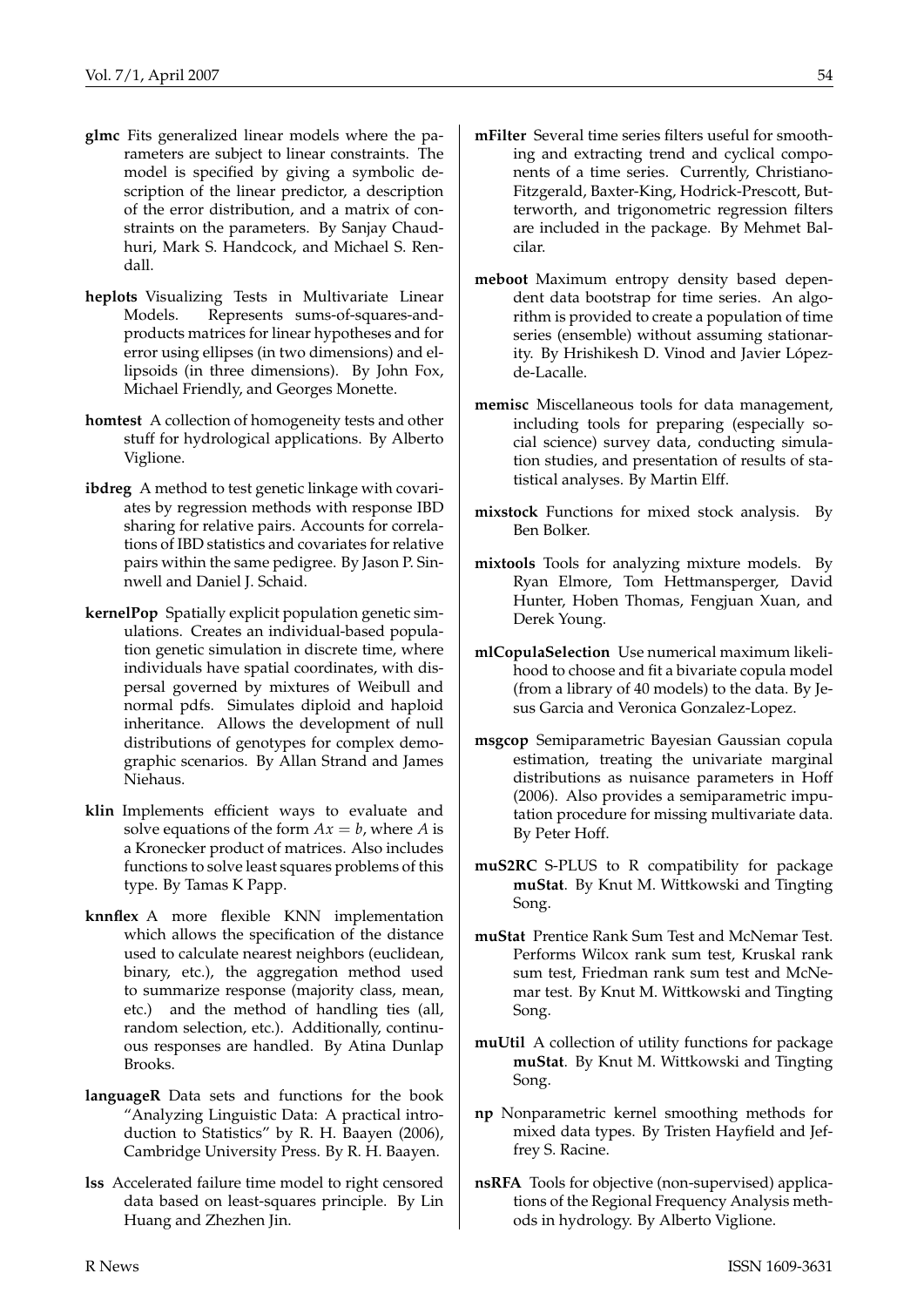**glmc** Fits generalized linear models where the parameters are subject to linear constraints. The model is specified by giving a symbolic description of the linear predictor, a description of the error distribution, and a matrix of constraints on the parameters. By Sanjay Chaudhuri, Mark S. Handcock, and Michael S. Rendall.

**heplots** Visualizing Tests in Multivariate Linear Models. Represents sums-of-squares-and-products matrices for linear hypotheses and for error using ellipses (in two dimensions) and ellipsoids (in three dimensions). By John Fox, Michael Friendly, and Georges Monette.

**homtest** A collection of homogeneity tests and other stuff for hydrological applications. By Alberto Viglione.

**ibdreg** A method to test genetic linkage with covariates by regression methods with response IBD sharing for relative pairs. Accounts for correlations of IBD statistics and covariates for relative pairs within the same pedigree. By Jason P. Sinnwell and Daniel J. Schaid.

**kernelPop** Spatially explicit population genetic simulations. Creates an individual-based population genetic simulation in discrete time, where individuals have spatial coordinates, with dispersal governed by mixtures of Weibull and normal pdfs. Simulates diploid and haploid inheritance. Allows the development of null distributions of genotypes for complex demographic scenarios. By Allan Strand and James Niehaus.

**klin** Implements efficient ways to evaluate and solve equations of the form $Ax = b$, where $A$ is a Kronecker product of matrices. Also includes functions to solve least squares problems of this type. By Tamas K Papp.

**knnflex** A more flexible KNN implementation which allows the specification of the distance used to calculate nearest neighbors (euclidean, binary, etc.), the aggregation method used to summarize response (majority class, mean, etc.) and the method of handling ties (all, random selection, etc.). Additionally, continuous responses are handled. By Atina Dunlap Brooks.

**languageR** Data sets and functions for the book "Analyzing Linguistic Data: A practical introduction to Statistics" by R. H. Baayen (2006), Cambridge University Press. By R. H. Baayen.

**lss** Accelerated failure time model to right censored data based on least-squares principle. By Lin Huang and Zhezhen Jin.

**mFilter** Several time series filters useful for smoothing and extracting trend and cyclical components of a time series. Currently, Christiano-Fitzgerald, Baxter-King, Hodrick-Prescott, Butterworth, and trigonometric regression filters are included in the package. By Mehmet Balcilar.

**meboot** Maximum entropy density based dependent data bootstrap for time series. An algorithm is provided to create a population of time series (ensemble) without assuming stationarity. By Hrishikesh D. Vinod and Javier López-de-Lacalle.

**memisc** Miscellaneous tools for data management, including tools for preparing (especially social science) survey data, conducting simulation studies, and presentation of results of statistical analyses. By Martin Elff.

**mixstock** Functions for mixed stock analysis. By Ben Bolker.

**mixtools** Tools for analyzing mixture models. By Ryan Elmore, Tom Hettmansperger, David Hunter, Hoben Thomas, Fengjuan Xuan, and Derek Young.

**mlCopulaSelection** Use numerical maximum likelihood to choose and fit a bivariate copula model (from a library of 40 models) to the data. By Jesus Garcia and Veronica Gonzalez-Lopez.

**msgcop** Semiparametric Bayesian Gaussian copula estimation, treating the univariate marginal distributions as nuisance parameters in Hoff (2006). Also provides a semiparametric imputation procedure for missing multivariate data. By Peter Hoff.

**muS2RC** S-PLUS to R compatibility for package **muStat**. By Knut M. Wittkowski and Tingting Song.

**muStat** Prentice Rank Sum Test and McNemar Test. Performs Wilcox rank sum test, Kruskal rank sum test, Friedman rank sum test and McNemar test. By Knut M. Wittkowski and Tingting Song.

**muUtil** A collection of utility functions for package **muStat**. By Knut M. Wittkowski and Tingting Song.

**np** Nonparametric kernel smoothing methods for mixed data types. By Tristen Hayfield and Jeffrey S. Racine.

**nsRFA** Tools for objective (non-supervised) applications of the Regional Frequency Analysis methods in hydrology. By Alberto Viglione.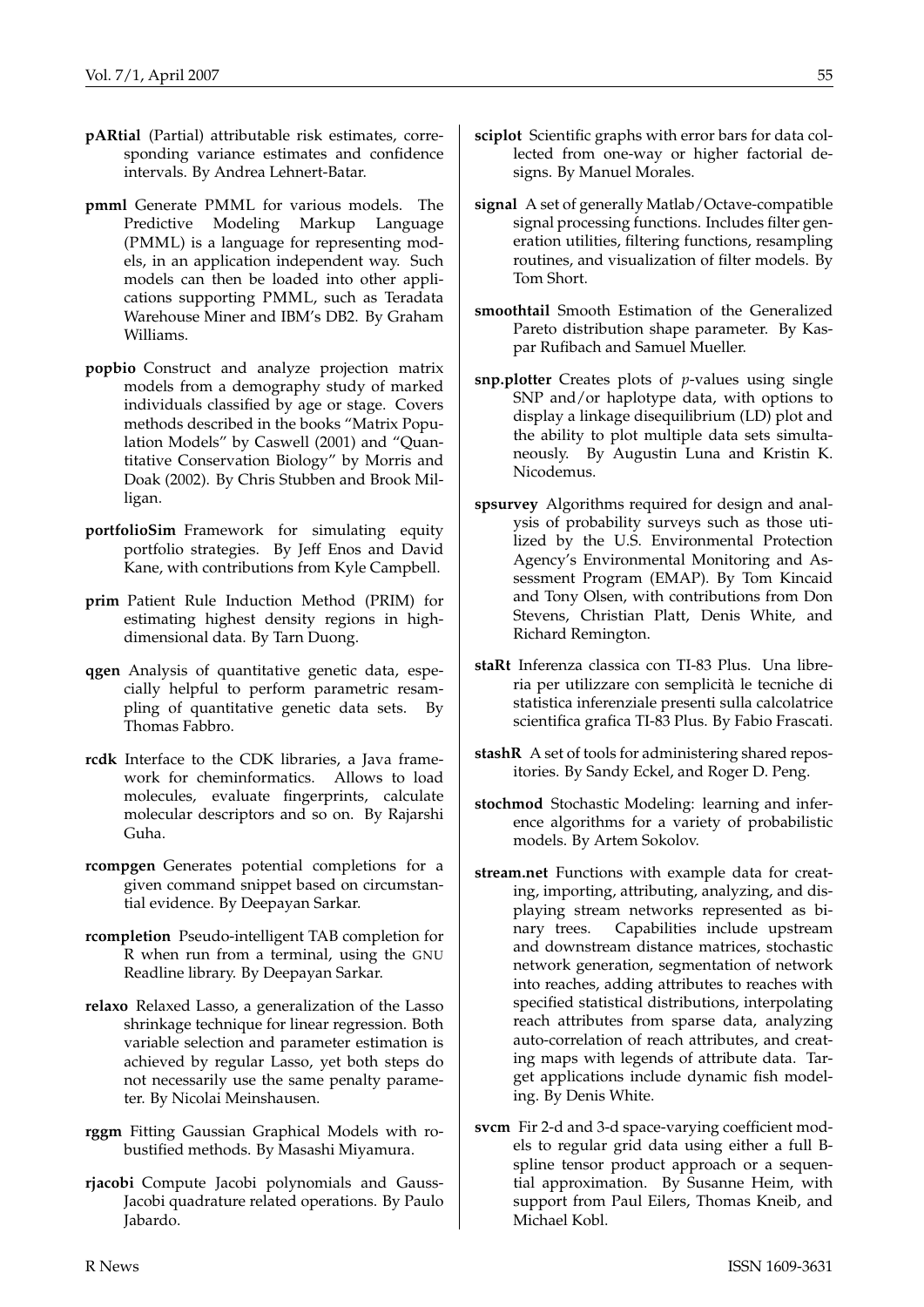**pARtial** (Partial) attributable risk estimates, corresponding variance estimates and confidence intervals. By Andrea Lehnert-Batar.

**pmml** Generate PMML for various models. The Predictive Modeling Markup Language (PMML) is a language for representing models, in an application independent way. Such models can then be loaded into other applications supporting PMML, such as Teradata Warehouse Miner and IBM's DB2. By Graham Williams.

**popbio** Construct and analyze projection matrix models from a demography study of marked individuals classified by age or stage. Covers methods described in the books "Matrix Population Models" by Caswell (2001) and "Quantitative Conservation Biology" by Morris and Doak (2002). By Chris Stubben and Brook Milligan.

**portfolioSim** Framework for simulating equity portfolio strategies. By Jeff Enos and David Kane, with contributions from Kyle Campbell.

**prim** Patient Rule Induction Method (PRIM) for estimating highest density regions in high-dimensional data. By Tarn Duong.

**qgen** Analysis of quantitative genetic data, especially helpful to perform parametric resampling of quantitative genetic data sets. By Thomas Fabbro.

**rcdk** Interface to the CDK libraries, a Java framework for cheminformatics. Allows to load molecules, evaluate fingerprints, calculate molecular descriptors and so on. By Rajarshi Guha.

**rcompgen** Generates potential completions for a given command snippet based on circumstantial evidence. By Deepayan Sarkar.

**rcompletion** Pseudo-intelligent TAB completion for R when run from a terminal, using the GNU Readline library. By Deepayan Sarkar.

**relaxo** Relaxed Lasso, a generalization of the Lasso shrinkage technique for linear regression. Both variable selection and parameter estimation is achieved by regular Lasso, yet both steps do not necessarily use the same penalty parameter. By Nicolai Meinshausen.

**rggm** Fitting Gaussian Graphical Models with robustified methods. By Masashi Miyamura.

**rjacobi** Compute Jacobi polynomials and Gauss-Jacobi quadrature related operations. By Paulo Jabardo.

**sciplot** Scientific graphs with error bars for data collected from one-way or higher factorial designs. By Manuel Morales.

**signal** A set of generally Matlab/Octave-compatible signal processing functions. Includes filter generation utilities, filtering functions, resampling routines, and visualization of filter models. By Tom Short.

**smoothtail** Smooth Estimation of the Generalized Pareto distribution shape parameter. By Kaspar Rufibach and Samuel Mueller.

**snp.plotter** Creates plots of *p*-values using single SNP and/or haplotype data, with options to display a linkage disequilibrium (LD) plot and the ability to plot multiple data sets simultaneously. By Augustin Luna and Kristin K. Nicodemus.

**spsurvey** Algorithms required for design and analysis of probability surveys such as those utilized by the U.S. Environmental Protection Agency's Environmental Monitoring and Assessment Program (EMAP). By Tom Kincaid and Tony Olsen, with contributions from Don Stevens, Christian Platt, Denis White, and Richard Remington.

**staRt** Inferenza classica con TI-83 Plus. Una libreria per utilizzare con semplicità le tecniche di statistica inferenziale presenti sulla calcolatrice scientifica grafica TI-83 Plus. By Fabio Frascati.

**stashR** A set of tools for administering shared repositories. By Sandy Eckel, and Roger D. Peng.

**stochmod** Stochastic Modeling: learning and inference algorithms for a variety of probabilistic models. By Artem Sokolov.

**stream.net** Functions with example data for creating, importing, attributing, analyzing, and displaying stream networks represented as binary trees. Capabilities include upstream and downstream distance matrices, stochastic network generation, segmentation of network into reaches, adding attributes to reaches with specified statistical distributions, interpolating reach attributes from sparse data, analyzing auto-correlation of reach attributes, and creating maps with legends of attribute data. Target applications include dynamic fish modeling. By Denis White.

**svcm** Fir 2-d and 3-d space-varying coefficient models to regular grid data using either a full B-spline tensor product approach or a sequential approximation. By Susanne Heim, with support from Paul Eilers, Thomas Kneib, and Michael Kobl.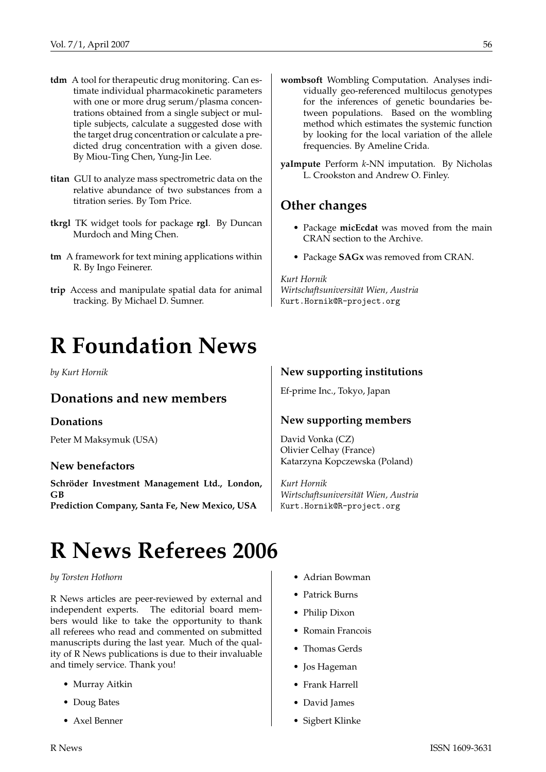**tdm** A tool for therapeutic drug monitoring. Can estimate individual pharmacokinetic parameters with one or more drug serum/plasma concentrations obtained from a single subject or multiple subjects, calculate a suggested dose with the target drug concentration or calculate a predicted drug concentration with a given dose. By Miou-Ting Chen, Yung-Jin Lee.

**titan** GUI to analyze mass spectrometric data on the relative abundance of two substances from a titration series. By Tom Price.

**tkrgl** TK widget tools for package **rgl**. By Duncan Murdoch and Ming Chen.

**tm** A framework for text mining applications within R. By Ingo Feinerer.

**trip** Access and manipulate spatial data for animal tracking. By Michael D. Sumner.

**wombsoft** Wombling Computation. Analyses individually geo-referenced multilocus genotypes for the inferences of genetic boundaries between populations. Based on the wombling method which estimates the systemic function by looking for the local variation of the allele frequencies. By Ameline Crida.

**yaImpute** Perform $k$-NN imputation. By Nicholas L. Crookston and Andrew O. Finley.

## Other changes

- Package **micEcdat** was moved from the main CRAN section to the Archive.
- Package **SAGx** was removed from CRAN.

*Kurt Hornik*
*Wirtschaftsuniversität Wien, Austria*
Kurt.Hornik@R-project.org

# R Foundation News

*by Kurt Hornik*

## Donations and new members

### Donations

Peter M Maksymuk (USA)

### New benefactors

**Schröder Investment Management Ltd., London, GB**
**Prediction Company, Santa Fe, New Mexico, USA**

### New supporting institutions

Ef-prime Inc., Tokyo, Japan

### New supporting members

David Vonka (CZ)
Olivier Celhay (France)
Katarzyna Kopczewska (Poland)

*Kurt Hornik*
*Wirtschaftsuniversität Wien, Austria*
Kurt.Hornik@R-project.org

# R News Referees 2006

*by Torsten Hothorn*

R News articles are peer-reviewed by external and independent experts. The editorial board members would like to take the opportunity to thank all referees who read and commented on submitted manuscripts during the last year. Much of the quality of R News publications is due to their invaluable and timely service. Thank you!

- Murray Aitkin
- Doug Bates
- Axel Benner
- Adrian Bowman
- Patrick Burns
- Philip Dixon
- Romain Francois
- Thomas Gerds
- Jos Hageman
- Frank Harrell
- David James
- Sigbert Klinke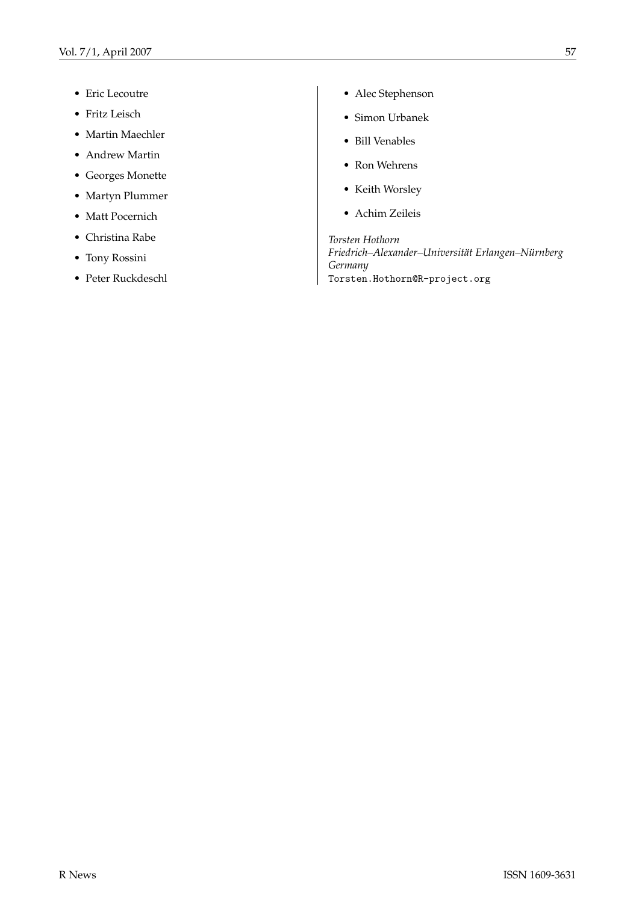- Eric Lecoutre
- Fritz Leisch
- Martin Maechler
- Andrew Martin
- Georges Monette
- Martyn Plummer
- Matt Pocernich
- Christina Rabe
- Tony Rossini
- Peter Ruckdeschl
- Alec Stephenson
- Simon Urbanek
- Bill Venables
- Ron Wehrens
- Keith Worsley
- Achim Zeileis

*Torsten Hothorn*
*Friedrich–Alexander–Universität Erlangen–Nürnberg*
*Germany*
`Torsten.Hothorn@R-project.org`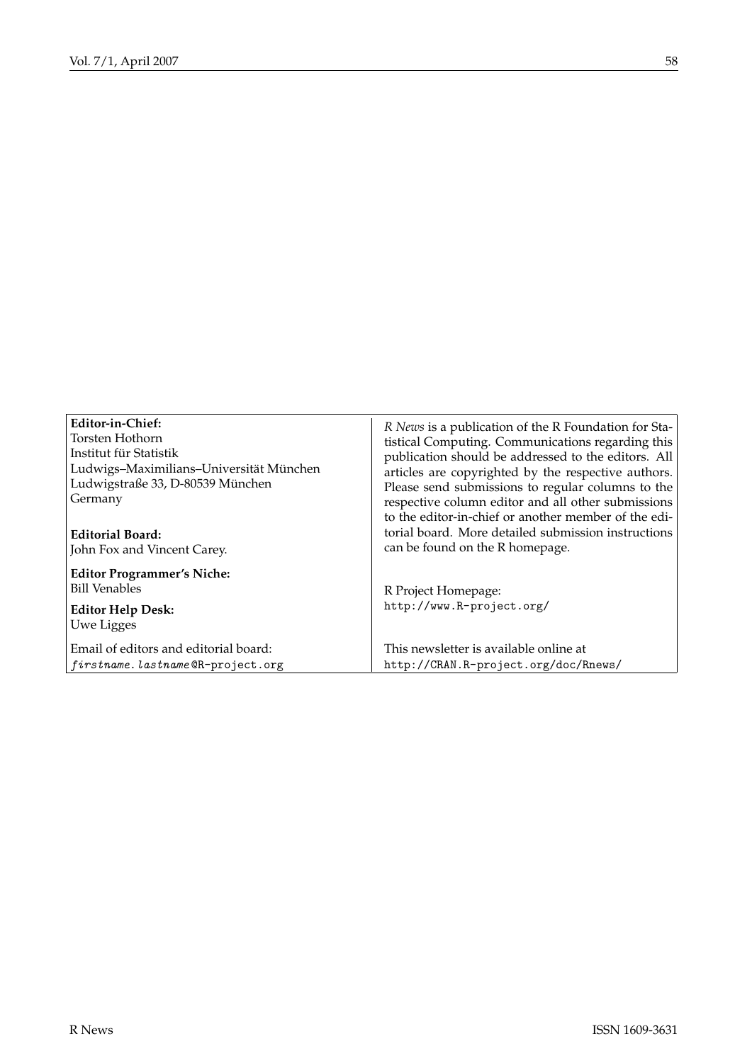**Editor-in-Chief:**
Torsten Hothorn
Institut für Statistik
Ludwigs–Maximilians–Universität München
Ludwigstraße 33, D-80539 München
Germany

**Editorial Board:**
John Fox and Vincent Carey.

**Editor Programmer's Niche:**
Bill Venables

**Editor Help Desk:**
Uwe Ligges

Email of editors and editorial board:
*firstname.lastname*@R-project.org

*R News* is a publication of the R Foundation for Statistical Computing. Communications regarding this publication should be addressed to the editors. All articles are copyrighted by the respective authors. Please send submissions to regular columns to the respective column editor and all other submissions to the editor-in-chief or another member of the editorial board. More detailed submission instructions can be found on the R homepage.

R Project Homepage:
http://www.R-project.org/

This newsletter is available online at
http://CRAN.R-project.org/doc/Rnews/